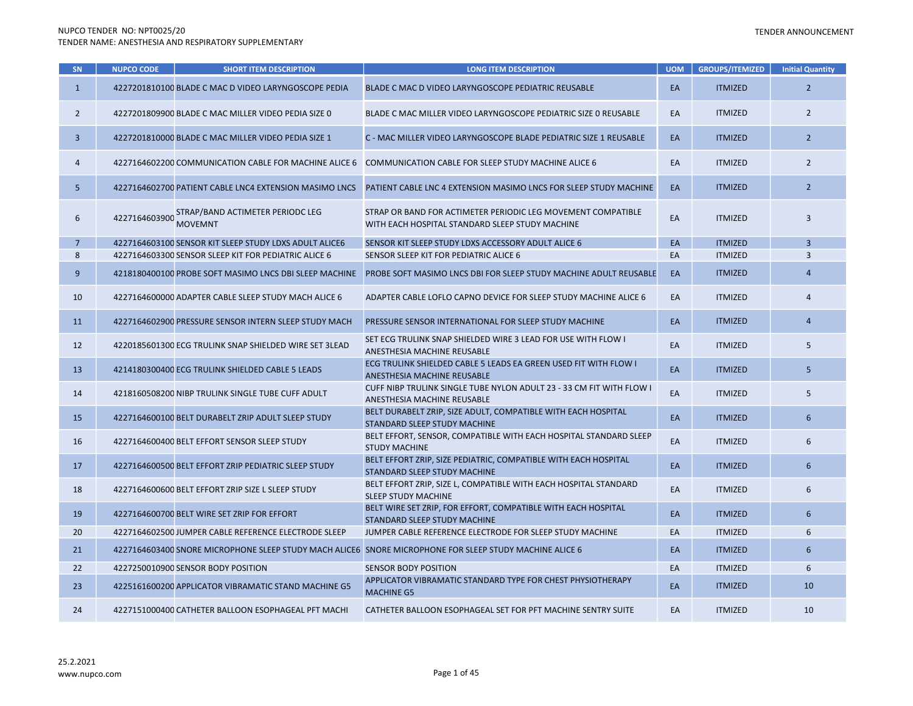NUPCO TENDER NO: NPT0025/20
TENDER NAME: ANESTHESIA AND RESPIRATORY SUPPLEMENTARY

TENDER ANNOUNCEMENT

| SN | NUPCO CODE | SHORT ITEM DESCRIPTION | LONG ITEM DESCRIPTION | UOM | GROUPS/ITEMIZED | Initial Quantity |
|---|---|---|---|---|---|---|
| 1 | 4227201810100 | BLADE C MAC D VIDEO LARYNGOSCOPE PEDIA | BLADE C MAC D VIDEO LARYNGOSCOPE PEDIATRIC REUSABLE | EA | ITMIZED | 2 |
| 2 | 4227201809900 | BLADE C MAC MILLER VIDEO PEDIA SIZE 0 | BLADE C MAC MILLER VIDEO LARYNGOSCOPE PEDIATRIC SIZE 0 REUSABLE | EA | ITMIZED | 2 |
| 3 | 4227201810000 | BLADE C MAC MILLER VIDEO PEDIA SIZE 1 | C - MAC MILLER VIDEO LARYNGOSCOPE BLADE PEDIATRIC SIZE 1 REUSABLE | EA | ITMIZED | 2 |
| 4 | 4227164602200 | COMMUNICATION CABLE FOR MACHINE ALICE 6 | COMMUNICATION CABLE FOR SLEEP STUDY MACHINE ALICE 6 | EA | ITMIZED | 2 |
| 5 | 4227164602700 | PATIENT CABLE LNC4 EXTENSION MASIMO LNCS | PATIENT CABLE LNC 4 EXTENSION MASIMO LNCS FOR SLEEP STUDY MACHINE | EA | ITMIZED | 2 |
| 6 | 4227164603900 | STRAP/BAND ACTIMETER PERIODC LEG MOVEMNT | STRAP OR BAND FOR ACTIMETER PERIODIC LEG MOVEMENT COMPATIBLE WITH EACH HOSPITAL STANDARD SLEEP STUDY MACHINE | EA | ITMIZED | 3 |
| 7 | 4227164603100 | SENSOR KIT SLEEP STUDY LDXS ADULT ALICE6 | SENSOR KIT SLEEP STUDY LDXS ACCESSORY ADULT ALICE 6 | EA | ITMIZED | 3 |
| 8 | 4227164603300 | SENSOR SLEEP KIT FOR PEDIATRIC ALICE 6 | SENSOR SLEEP KIT FOR PEDIATRIC ALICE 6 | EA | ITMIZED | 3 |
| 9 | 4218180400100 | PROBE SOFT MASIMO LNCS DBI SLEEP MACHINE | PROBE SOFT MASIMO LNCS DBI FOR SLEEP STUDY MACHINE ADULT REUSABLE | EA | ITMIZED | 4 |
| 10 | 4227164600000 | ADAPTER CABLE SLEEP STUDY MACH ALICE 6 | ADAPTER CABLE LOFLO CAPNO DEVICE FOR SLEEP STUDY MACHINE ALICE 6 | EA | ITMIZED | 4 |
| 11 | 4227164602900 | PRESSURE SENSOR INTERN SLEEP STUDY MACH | PRESSURE SENSOR INTERNATIONAL FOR SLEEP STUDY MACHINE | EA | ITMIZED | 4 |
| 12 | 4220185601300 | ECG TRULINK SNAP SHIELDED WIRE SET 3LEAD | SET ECG TRULINK SNAP SHIELDED WIRE 3 LEAD FOR USE WITH FLOW I ANESTHESIA MACHINE REUSABLE | EA | ITMIZED | 5 |
| 13 | 4214180300400 | ECG TRULINK SHIELDED CABLE 5 LEADS | ECG TRULINK SHIELDED CABLE 5 LEADS EA GREEN USED FIT WITH FLOW I ANESTHESIA MACHINE REUSABLE | EA | ITMIZED | 5 |
| 14 | 4218160508200 | NIBP TRULINK SINGLE TUBE CUFF ADULT | CUFF NIBP TRULINK SINGLE TUBE NYLON ADULT 23 - 33 CM FIT WITH FLOW I ANESTHESIA MACHINE REUSABLE | EA | ITMIZED | 5 |
| 15 | 4227164600100 | BELT DURABELT ZRIP ADULT SLEEP STUDY | BELT DURABELT ZRIP, SIZE ADULT, COMPATIBLE WITH EACH HOSPITAL STANDARD SLEEP STUDY MACHINE | EA | ITMIZED | 6 |
| 16 | 4227164600400 | BELT EFFORT SENSOR SLEEP STUDY | BELT EFFORT, SENSOR, COMPATIBLE WITH EACH HOSPITAL STANDARD SLEEP STUDY MACHINE | EA | ITMIZED | 6 |
| 17 | 4227164600500 | BELT EFFORT ZRIP PEDIATRIC SLEEP STUDY | BELT EFFORT ZRIP, SIZE PEDIATRIC, COMPATIBLE WITH EACH HOSPITAL STANDARD SLEEP STUDY MACHINE | EA | ITMIZED | 6 |
| 18 | 4227164600600 | BELT EFFORT ZRIP SIZE L SLEEP STUDY | BELT EFFORT ZRIP, SIZE L, COMPATIBLE WITH EACH HOSPITAL STANDARD SLEEP STUDY MACHINE | EA | ITMIZED | 6 |
| 19 | 4227164600700 | BELT WIRE SET ZRIP FOR EFFORT | BELT WIRE SET ZRIP, FOR EFFORT, COMPATIBLE WITH EACH HOSPITAL STANDARD SLEEP STUDY MACHINE | EA | ITMIZED | 6 |
| 20 | 4227164602500 | JUMPER CABLE REFERENCE ELECTRODE SLEEP | JUMPER CABLE REFERENCE ELECTRODE FOR SLEEP STUDY MACHINE | EA | ITMIZED | 6 |
| 21 | 4227164603400 | SNORE MICROPHONE SLEEP STUDY MACH ALICE6 | SNORE MICROPHONE FOR SLEEP STUDY MACHINE ALICE 6 | EA | ITMIZED | 6 |
| 22 | 4227250010900 | SENSOR BODY POSITION | SENSOR BODY POSITION | EA | ITMIZED | 6 |
| 23 | 4225161600200 | APPLICATOR VIBRAMATIC STAND MACHINE G5 | APPLICATOR VIBRAMATIC STANDARD TYPE FOR CHEST PHYSIOTHERAPY MACHINE G5 | EA | ITMIZED | 10 |
| 24 | 4227151000400 | CATHETER BALLOON ESOPHAGEAL PFT MACHI | CATHETER BALLOON ESOPHAGEAL SET FOR PFT MACHINE SENTRY SUITE | EA | ITMIZED | 10 |

25.2.2021
www.nupco.com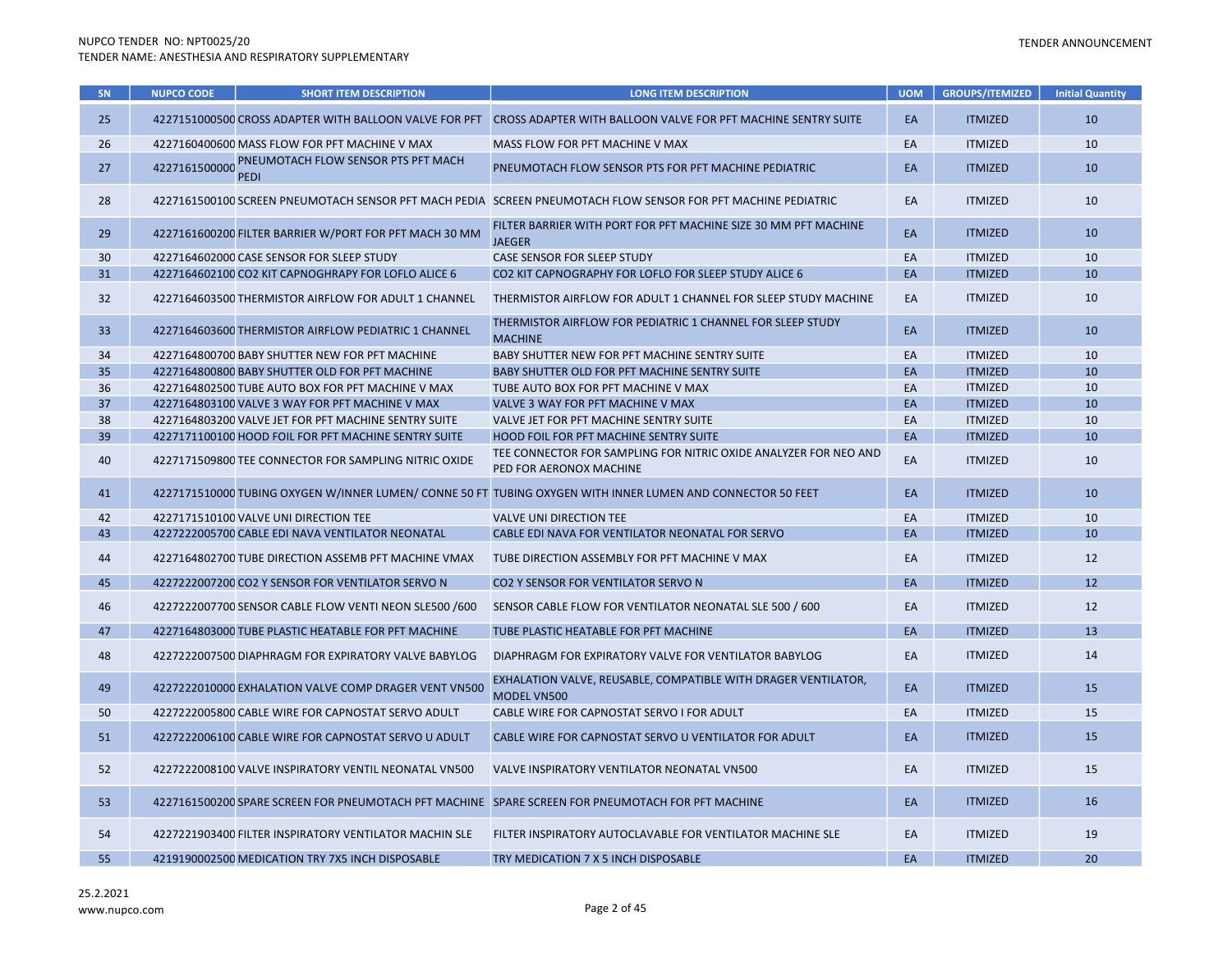| SN | NUPCO CODE | SHORT ITEM DESCRIPTION | LONG ITEM DESCRIPTION | UOM | GROUPS/ITEMIZED | Initial Quantity |
|---|---|---|---|---|---|---|
| 25 | 4227151000500 | CROSS ADAPTER WITH BALLOON VALVE FOR PFT | CROSS ADAPTER WITH BALLOON VALVE FOR PFT MACHINE SENTRY SUITE | EA | ITMIZED | 10 |
| 26 | 4227160400600 | MASS FLOW FOR PFT MACHINE V MAX | MASS FLOW FOR PFT MACHINE V MAX | EA | ITMIZED | 10 |
| 27 | 4227161500000 | PNEUMOTACH FLOW SENSOR PTS PFT MACH PEDI | PNEUMOTACH FLOW SENSOR PTS FOR PFT MACHINE PEDIATRIC | EA | ITMIZED | 10 |
| 28 | 4227161500100 | SCREEN PNEUMOTACH SENSOR PFT MACH PEDIA | SCREEN PNEUMOTACH FLOW SENSOR FOR PFT MACHINE PEDIATRIC | EA | ITMIZED | 10 |
| 29 | 4227161600200 | FILTER BARRIER W/PORT FOR PFT MACH 30 MM | FILTER BARRIER WITH PORT FOR PFT MACHINE SIZE 30 MM PFT MACHINE JAEGER | EA | ITMIZED | 10 |
| 30 | 4227164602000 | CASE SENSOR FOR SLEEP STUDY | CASE SENSOR FOR SLEEP STUDY | EA | ITMIZED | 10 |
| 31 | 4227164602100 | CO2 KIT CAPNOGHRAPY FOR LOFLO ALICE 6 | CO2 KIT CAPNOGRAPHY FOR LOFLO FOR SLEEP STUDY ALICE 6 | EA | ITMIZED | 10 |
| 32 | 4227164603500 | THERMISTOR AIRFLOW FOR ADULT 1 CHANNEL | THERMISTOR AIRFLOW FOR ADULT 1 CHANNEL FOR SLEEP STUDY MACHINE | EA | ITMIZED | 10 |
| 33 | 4227164603600 | THERMISTOR AIRFLOW PEDIATRIC 1 CHANNEL | THERMISTOR AIRFLOW FOR PEDIATRIC 1 CHANNEL FOR SLEEP STUDY MACHINE | EA | ITMIZED | 10 |
| 34 | 4227164800700 | BABY SHUTTER NEW FOR PFT MACHINE | BABY SHUTTER NEW FOR PFT MACHINE SENTRY SUITE | EA | ITMIZED | 10 |
| 35 | 4227164800800 | BABY SHUTTER OLD FOR PFT MACHINE | BABY SHUTTER OLD FOR PFT MACHINE SENTRY SUITE | EA | ITMIZED | 10 |
| 36 | 4227164802500 | TUBE AUTO BOX FOR PFT MACHINE V MAX | TUBE AUTO BOX FOR PFT MACHINE V MAX | EA | ITMIZED | 10 |
| 37 | 4227164803100 | VALVE 3 WAY FOR PFT MACHINE V MAX | VALVE 3 WAY FOR PFT MACHINE V MAX | EA | ITMIZED | 10 |
| 38 | 4227164803200 | VALVE JET FOR PFT MACHINE SENTRY SUITE | VALVE JET FOR PFT MACHINE SENTRY SUITE | EA | ITMIZED | 10 |
| 39 | 4227171100100 | HOOD FOIL FOR PFT MACHINE SENTRY SUITE | HOOD FOIL FOR PFT MACHINE SENTRY SUITE | EA | ITMIZED | 10 |
| 40 | 4227171509800 | TEE CONNECTOR FOR SAMPLING NITRIC OXIDE | TEE CONNECTOR FOR SAMPLING FOR NITRIC OXIDE ANALYZER FOR NEO AND PED FOR AERONOX MACHINE | EA | ITMIZED | 10 |
| 41 | 4227171510000 | TUBING OXYGEN W/INNER LUMEN/ CONNE 50 FT | TUBING OXYGEN WITH INNER LUMEN AND CONNECTOR 50 FEET | EA | ITMIZED | 10 |
| 42 | 4227171510100 | VALVE UNI DIRECTION TEE | VALVE UNI DIRECTION TEE | EA | ITMIZED | 10 |
| 43 | 4227222005700 | CABLE EDI NAVA VENTILATOR NEONATAL | CABLE EDI NAVA FOR VENTILATOR NEONATAL FOR SERVO | EA | ITMIZED | 10 |
| 44 | 4227164802700 | TUBE DIRECTION ASSEMB PFT MACHINE VMAX | TUBE DIRECTION ASSEMBLY FOR PFT MACHINE V MAX | EA | ITMIZED | 12 |
| 45 | 4227222007200 | CO2 Y SENSOR FOR VENTILATOR SERVO N | CO2 Y SENSOR FOR VENTILATOR SERVO N | EA | ITMIZED | 12 |
| 46 | 4227222007700 | SENSOR CABLE FLOW VENTI NEON SLE500 /600 | SENSOR CABLE FLOW FOR VENTILATOR NEONATAL SLE 500 / 600 | EA | ITMIZED | 12 |
| 47 | 4227164803000 | TUBE PLASTIC HEATABLE FOR PFT MACHINE | TUBE PLASTIC HEATABLE FOR PFT MACHINE | EA | ITMIZED | 13 |
| 48 | 4227222007500 | DIAPHRAGM FOR EXPIRATORY VALVE BABYLOG | DIAPHRAGM FOR EXPIRATORY VALVE FOR VENTILATOR BABYLOG | EA | ITMIZED | 14 |
| 49 | 4227222010000 | EXHALATION VALVE COMP DRAGER VENT VN500 | EXHALATION VALVE, REUSABLE, COMPATIBLE WITH DRAGER VENTILATOR, MODEL VN500 | EA | ITMIZED | 15 |
| 50 | 4227222005800 | CABLE WIRE FOR CAPNOSTAT SERVO ADULT | CABLE WIRE FOR CAPNOSTAT SERVO I FOR ADULT | EA | ITMIZED | 15 |
| 51 | 4227222006100 | CABLE WIRE FOR CAPNOSTAT SERVO U ADULT | CABLE WIRE FOR CAPNOSTAT SERVO U VENTILATOR FOR ADULT | EA | ITMIZED | 15 |
| 52 | 4227222008100 | VALVE INSPIRATORY VENTIL NEONATAL VN500 | VALVE INSPIRATORY VENTILATOR NEONATAL VN500 | EA | ITMIZED | 15 |
| 53 | 4227161500200 | SPARE SCREEN FOR PNEUMOTACH PFT MACHINE | SPARE SCREEN FOR PNEUMOTACH FOR PFT MACHINE | EA | ITMIZED | 16 |
| 54 | 4227221903400 | FILTER INSPIRATORY VENTILATOR MACHIN SLE | FILTER INSPIRATORY AUTOCLAVABLE FOR VENTILATOR MACHINE SLE | EA | ITMIZED | 19 |
| 55 | 4219190002500 | MEDICATION TRY 7X5 INCH DISPOSABLE | TRY MEDICATION 7 X 5 INCH DISPOSABLE | EA | ITMIZED | 20 |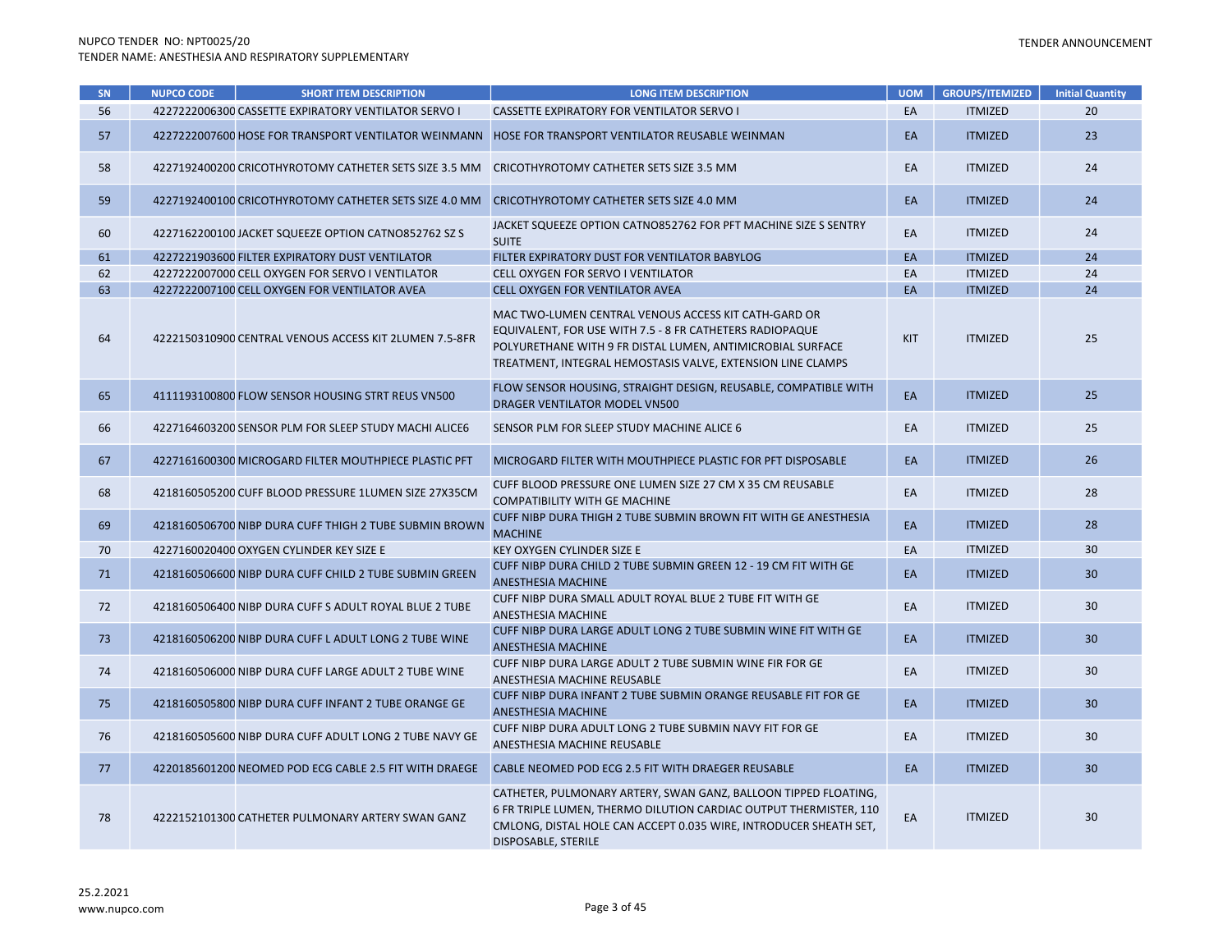| SN | NUPCO CODE | SHORT ITEM DESCRIPTION | LONG ITEM DESCRIPTION | UOM | GROUPS/ITEMIZED | Initial Quantity |
|---|---|---|---|---|---|---|
| 56 | 4227222006300 | CASSETTE EXPIRATORY VENTILATOR SERVO I | CASSETTE EXPIRATORY FOR VENTILATOR SERVO I | EA | ITMIZED | 20 |
| 57 | 4227222007600 | HOSE FOR TRANSPORT VENTILATOR WEINMANN | HOSE FOR TRANSPORT VENTILATOR REUSABLE WEINMAN | EA | ITMIZED | 23 |
| 58 | 4227192400200 | CRICOTHYROTOMY CATHETER SETS SIZE 3.5 MM | CRICOTHYROTOMY CATHETER SETS SIZE 3.5 MM | EA | ITMIZED | 24 |
| 59 | 4227192400100 | CRICOTHYROTOMY CATHETER SETS SIZE 4.0 MM | CRICOTHYROTOMY CATHETER SETS SIZE 4.0 MM | EA | ITMIZED | 24 |
| 60 | 4227162200100 | JACKET SQUEEZE OPTION CATNO852762 SZ S | JACKET SQUEEZE OPTION CATNO852762 FOR PFT MACHINE SIZE S SENTRY SUITE | EA | ITMIZED | 24 |
| 61 | 4227221903600 | FILTER EXPIRATORY DUST VENTILATOR | FILTER EXPIRATORY DUST FOR VENTILATOR BABYLOG | EA | ITMIZED | 24 |
| 62 | 4227222007000 | CELL OXYGEN FOR SERVO I VENTILATOR | CELL OXYGEN FOR SERVO I VENTILATOR | EA | ITMIZED | 24 |
| 63 | 4227222007100 | CELL OXYGEN FOR VENTILATOR AVEA | CELL OXYGEN FOR VENTILATOR AVEA | EA | ITMIZED | 24 |
| 64 | 4222150310900 | CENTRAL VENOUS ACCESS KIT 2LUMEN 7.5-8FR | MAC TWO-LUMEN CENTRAL VENOUS ACCESS KIT CATH-GARD OR EQUIVALENT, FOR USE WITH 7.5 - 8 FR CATHETERS RADIOPAQUE POLYURETHANE WITH 9 FR DISTAL LUMEN, ANTIMICROBIAL SURFACE TREATMENT, INTEGRAL HEMOSTASIS VALVE, EXTENSION LINE CLAMPS | KIT | ITMIZED | 25 |
| 65 | 4111193100800 | FLOW SENSOR HOUSING STRT REUS VN500 | FLOW SENSOR HOUSING, STRAIGHT DESIGN, REUSABLE, COMPATIBLE WITH DRAGER VENTILATOR MODEL VN500 | EA | ITMIZED | 25 |
| 66 | 4227164603200 | SENSOR PLM FOR SLEEP STUDY MACHI ALICE6 | SENSOR PLM FOR SLEEP STUDY MACHINE ALICE 6 | EA | ITMIZED | 25 |
| 67 | 4227161600300 | MICROGARD FILTER MOUTHPIECE PLASTIC PFT | MICROGARD FILTER WITH MOUTHPIECE PLASTIC FOR PFT DISPOSABLE | EA | ITMIZED | 26 |
| 68 | 4218160505200 | CUFF BLOOD PRESSURE 1LUMEN SIZE 27X35CM | CUFF BLOOD PRESSURE ONE LUMEN SIZE 27 CM X 35 CM REUSABLE COMPATIBILITY WITH GE MACHINE | EA | ITMIZED | 28 |
| 69 | 4218160506700 | NIBP DURA CUFF THIGH 2 TUBE SUBMIN BROWN | CUFF NIBP DURA THIGH 2 TUBE SUBMIN BROWN FIT WITH GE ANESTHESIA MACHINE | EA | ITMIZED | 28 |
| 70 | 4227160020400 | OXYGEN CYLINDER KEY SIZE E | KEY OXYGEN CYLINDER SIZE E | EA | ITMIZED | 30 |
| 71 | 4218160506600 | NIBP DURA CUFF CHILD 2 TUBE SUBMIN GREEN | CUFF NIBP DURA CHILD 2 TUBE SUBMIN GREEN 12 - 19 CM FIT WITH GE ANESTHESIA MACHINE | EA | ITMIZED | 30 |
| 72 | 4218160506400 | NIBP DURA CUFF S ADULT ROYAL BLUE 2 TUBE | CUFF NIBP DURA SMALL ADULT ROYAL BLUE 2 TUBE FIT WITH GE ANESTHESIA MACHINE | EA | ITMIZED | 30 |
| 73 | 4218160506200 | NIBP DURA CUFF L ADULT LONG 2 TUBE WINE | CUFF NIBP DURA LARGE ADULT LONG 2 TUBE SUBMIN WINE FIT WITH GE ANESTHESIA MACHINE | EA | ITMIZED | 30 |
| 74 | 4218160506000 | NIBP DURA CUFF LARGE ADULT 2 TUBE WINE | CUFF NIBP DURA LARGE ADULT 2 TUBE SUBMIN WINE FIR FOR GE ANESTHESIA MACHINE REUSABLE | EA | ITMIZED | 30 |
| 75 | 4218160505800 | NIBP DURA CUFF INFANT 2 TUBE ORANGE GE | CUFF NIBP DURA INFANT 2 TUBE SUBMIN ORANGE REUSABLE FIT FOR GE ANESTHESIA MACHINE | EA | ITMIZED | 30 |
| 76 | 4218160505600 | NIBP DURA CUFF ADULT LONG 2 TUBE NAVY GE | CUFF NIBP DURA ADULT LONG 2 TUBE SUBMIN NAVY FIT FOR GE ANESTHESIA MACHINE REUSABLE | EA | ITMIZED | 30 |
| 77 | 4220185601200 | NEOMED POD ECG CABLE 2.5 FIT WITH DRAEGE | CABLE NEOMED POD ECG 2.5 FIT WITH DRAEGER REUSABLE | EA | ITMIZED | 30 |
| 78 | 4222152101300 | CATHETER PULMONARY ARTERY SWAN GANZ | CATHETER, PULMONARY ARTERY, SWAN GANZ, BALLOON TIPPED FLOATING, 6 FR TRIPLE LUMEN, THERMO DILUTION CARDIAC OUTPUT THERMISTER, 110 CMLONG, DISTAL HOLE CAN ACCEPT 0.035 WIRE, INTRODUCER SHEATH SET, DISPOSABLE, STERILE | EA | ITMIZED | 30 |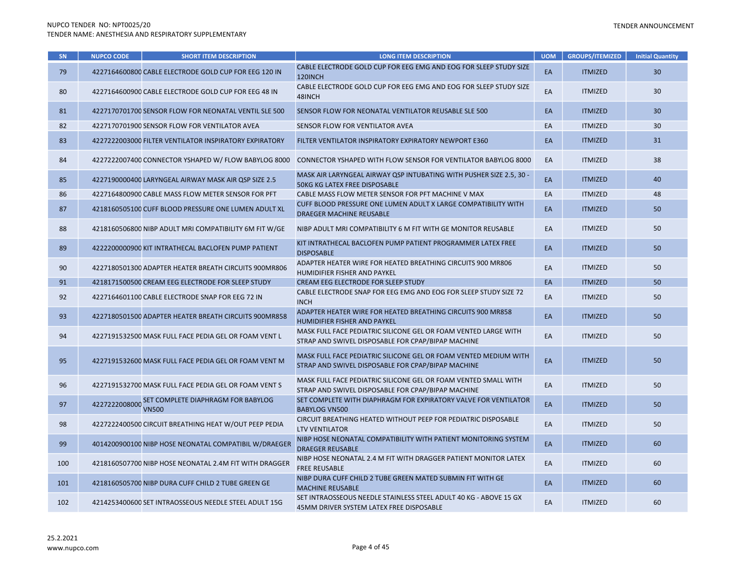| SN | NUPCO CODE | SHORT ITEM DESCRIPTION | LONG ITEM DESCRIPTION | UOM | GROUPS/ITEMIZED | Initial Quantity |
|---|---|---|---|---|---|---|
| 79 | 4227164600800 | CABLE ELECTRODE GOLD CUP FOR EEG 120 IN | CABLE ELECTRODE GOLD CUP FOR EEG EMG AND EOG FOR SLEEP STUDY SIZE 120INCH | EA | ITMIZED | 30 |
| 80 | 4227164600900 | CABLE ELECTRODE GOLD CUP FOR EEG 48 IN | CABLE ELECTRODE GOLD CUP FOR EEG EMG AND EOG FOR SLEEP STUDY SIZE 48INCH | EA | ITMIZED | 30 |
| 81 | 4227170701700 | SENSOR FLOW FOR NEONATAL VENTIL SLE 500 | SENSOR FLOW FOR NEONATAL VENTILATOR REUSABLE SLE 500 | EA | ITMIZED | 30 |
| 82 | 4227170701900 | SENSOR FLOW FOR VENTILATOR AVEA | SENSOR FLOW FOR VENTILATOR AVEA | EA | ITMIZED | 30 |
| 83 | 4227222003000 | FILTER VENTILATOR INSPIRATORY EXPIRATORY | FILTER VENTILATOR INSPIRATORY EXPIRATORY NEWPORT E360 | EA | ITMIZED | 31 |
| 84 | 4227222007400 | CONNECTOR YSHAPED W/ FLOW BABYLOG 8000 | CONNECTOR YSHAPED WITH FLOW SENSOR FOR VENTILATOR BABYLOG 8000 | EA | ITMIZED | 38 |
| 85 | 4227190000400 | LARYNGEAL AIRWAY MASK AIR QSP SIZE 2.5 | MASK AIR LARYNGEAL AIRWAY QSP INTUBATING WITH PUSHER SIZE 2.5, 30 - 50KG KG LATEX FREE DISPOSABLE | EA | ITMIZED | 40 |
| 86 | 4227164800900 | CABLE MASS FLOW METER SENSOR FOR PFT | CABLE MASS FLOW METER SENSOR FOR PFT MACHINE V MAX | EA | ITMIZED | 48 |
| 87 | 4218160505100 | CUFF BLOOD PRESSURE ONE LUMEN ADULT XL | CUFF BLOOD PRESSURE ONE LUMEN ADULT X LARGE COMPATIBILITY WITH DRAEGER MACHINE REUSABLE | EA | ITMIZED | 50 |
| 88 | 4218160506800 | NIBP ADULT MRI COMPATIBILITY 6M FIT W/GE | NIBP ADULT MRI COMPATIBILITY 6 M FIT WITH GE MONITOR REUSABLE | EA | ITMIZED | 50 |
| 89 | 4222200000900 | KIT INTRATHECAL BACLOFEN PUMP PATIENT | KIT INTRATHECAL BACLOFEN PUMP PATIENT PROGRAMMER LATEX FREE DISPOSABLE | EA | ITMIZED | 50 |
| 90 | 4227180501300 | ADAPTER HEATER BREATH CIRCUITS 900MR806 | ADAPTER HEATER WIRE FOR HEATED BREATHING CIRCUITS 900 MR806 HUMIDIFIER FISHER AND PAYKEL | EA | ITMIZED | 50 |
| 91 | 4218171500500 | CREAM EEG ELECTRODE FOR SLEEP STUDY | CREAM EEG ELECTRODE FOR SLEEP STUDY | EA | ITMIZED | 50 |
| 92 | 4227164601100 | CABLE ELECTRODE SNAP FOR EEG 72 IN | CABLE ELECTRODE SNAP FOR EEG EMG AND EOG FOR SLEEP STUDY SIZE 72 INCH | EA | ITMIZED | 50 |
| 93 | 4227180501500 | ADAPTER HEATER BREATH CIRCUITS 900MR858 | ADAPTER HEATER WIRE FOR HEATED BREATHING CIRCUITS 900 MR858 HUMIDIFIER FISHER AND PAYKEL | EA | ITMIZED | 50 |
| 94 | 4227191532500 | MASK FULL FACE PEDIA GEL OR FOAM VENT L | MASK FULL FACE PEDIATRIC SILICONE GEL OR FOAM VENTED LARGE WITH STRAP AND SWIVEL DISPOSABLE FOR CPAP/BIPAP MACHINE | EA | ITMIZED | 50 |
| 95 | 4227191532600 | MASK FULL FACE PEDIA GEL OR FOAM VENT M | MASK FULL FACE PEDIATRIC SILICONE GEL OR FOAM VENTED MEDIUM WITH STRAP AND SWIVEL DISPOSABLE FOR CPAP/BIPAP MACHINE | EA | ITMIZED | 50 |
| 96 | 4227191532700 | MASK FULL FACE PEDIA GEL OR FOAM VENT S | MASK FULL FACE PEDIATRIC SILICONE GEL OR FOAM VENTED SMALL WITH STRAP AND SWIVEL DISPOSABLE FOR CPAP/BIPAP MACHINE | EA | ITMIZED | 50 |
| 97 | 4227222008000 | SET COMPLETE DIAPHRAGM FOR BABYLOG VN500 | SET COMPLETE WITH DIAPHRAGM FOR EXPIRATORY VALVE FOR VENTILATOR BABYLOG VN500 | EA | ITMIZED | 50 |
| 98 | 4227222400500 | CIRCUIT BREATHING HEAT W/OUT PEEP PEDIA | CIRCUIT BREATHING HEATED WITHOUT PEEP FOR PEDIATRIC DISPOSABLE LTV VENTILATOR | EA | ITMIZED | 50 |
| 99 | 4014200900100 | NIBP HOSE NEONATAL COMPATIBIL W/DRAEGER | NIBP HOSE NEONATAL COMPATIBILITY WITH PATIENT MONITORING SYSTEM DRAEGER REUSABLE | EA | ITMIZED | 60 |
| 100 | 4218160507700 | NIBP HOSE NEONATAL 2.4M FIT WITH DRAGGER | NIBP HOSE NEONATAL 2.4 M FIT WITH DRAGGER PATIENT MONITOR LATEX FREE REUSABLE | EA | ITMIZED | 60 |
| 101 | 4218160505700 | NIBP DURA CUFF CHILD 2 TUBE GREEN GE | NIBP DURA CUFF CHILD 2 TUBE GREEN MATED SUBMIN FIT WITH GE MACHINE REUSABLE | EA | ITMIZED | 60 |
| 102 | 4214253400600 | SET INTRAOSSEOUS NEEDLE STEEL ADULT 15G | SET INTRAOSSEOUS NEEDLE STAINLESS STEEL ADULT 40 KG - ABOVE 15 GX 45MM DRIVER SYSTEM LATEX FREE DISPOSABLE | EA | ITMIZED | 60 |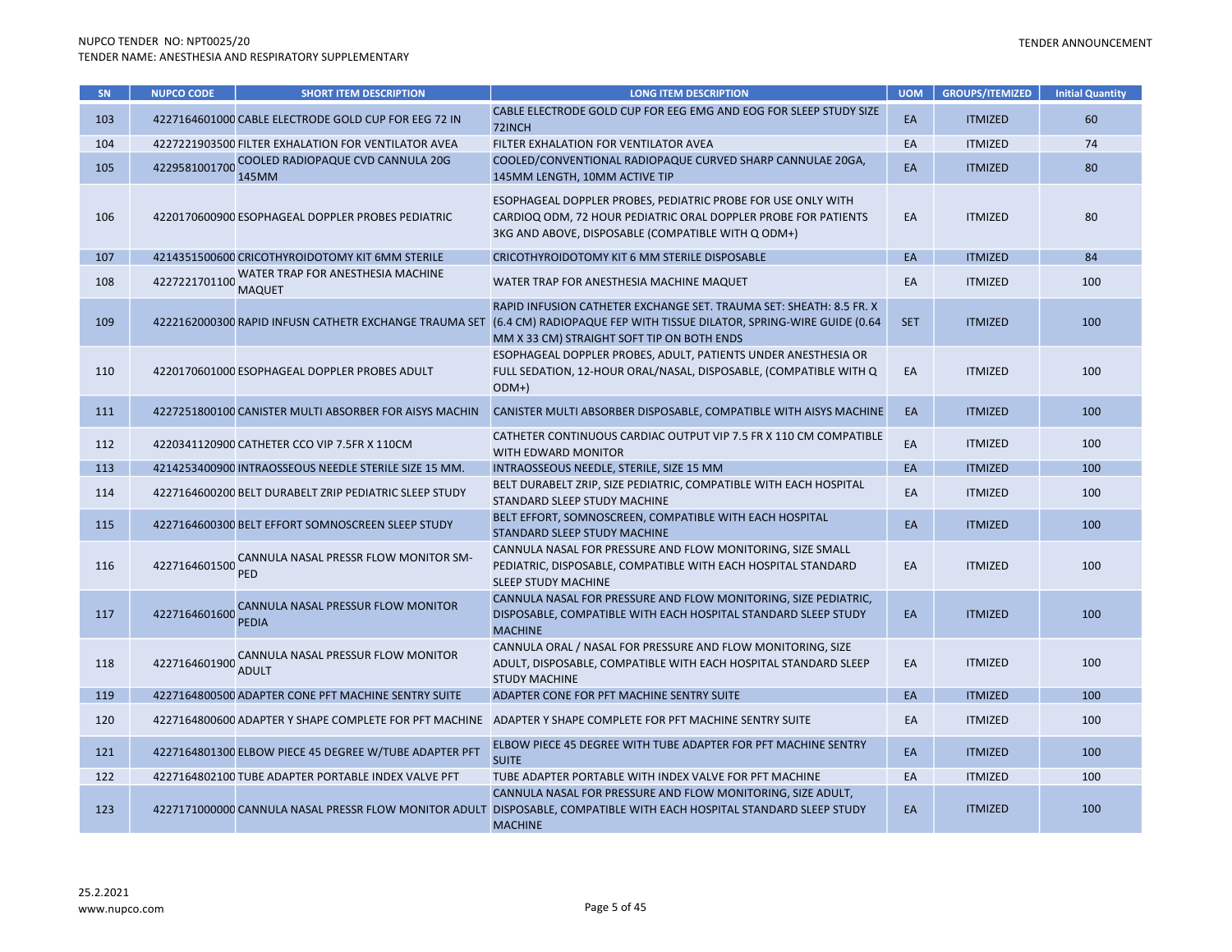| SN | NUPCO CODE | SHORT ITEM DESCRIPTION | LONG ITEM DESCRIPTION | UOM | GROUPS/ITEMIZED | Initial Quantity |
|---|---|---|---|---|---|---|
| 103 | 4227164601000 | CABLE ELECTRODE GOLD CUP FOR EEG 72 IN | CABLE ELECTRODE GOLD CUP FOR EEG EMG AND EOG FOR SLEEP STUDY SIZE 72INCH | EA | ITMIZED | 60 |
| 104 | 4227221903500 | FILTER EXHALATION FOR VENTILATOR AVEA | FILTER EXHALATION FOR VENTILATOR AVEA | EA | ITMIZED | 74 |
| 105 | 4229581001700 | COOLED RADIOPAQUE CVD CANNULA 20G 145MM | COOLED/CONVENTIONAL RADIOPAQUE CURVED SHARP CANNULAE 20GA, 145MM LENGTH, 10MM ACTIVE TIP | EA | ITMIZED | 80 |
| 106 | 4220170600900 | ESOPHAGEAL DOPPLER PROBES PEDIATRIC | ESOPHAGEAL DOPPLER PROBES, PEDIATRIC PROBE FOR USE ONLY WITH CARDIOQ ODM, 72 HOUR PEDIATRIC ORAL DOPPLER PROBE FOR PATIENTS 3KG AND ABOVE, DISPOSABLE (COMPATIBLE WITH Q ODM+) | EA | ITMIZED | 80 |
| 107 | 4214351500600 | CRICOTHYROIDOTOMY KIT 6MM STERILE | CRICOTHYROIDOTOMY KIT 6 MM STERILE DISPOSABLE | EA | ITMIZED | 84 |
| 108 | 4227221701100 | WATER TRAP FOR ANESTHESIA MACHINE MAQUET | WATER TRAP FOR ANESTHESIA MACHINE MAQUET | EA | ITMIZED | 100 |
| 109 | 4222162000300 | RAPID INFUSN CATHETR EXCHANGE TRAUMA SET | RAPID INFUSION CATHETER EXCHANGE SET. TRAUMA SET: SHEATH: 8.5 FR. X (6.4 CM) RADIOPAQUE FEP WITH TISSUE DILATOR, SPRING-WIRE GUIDE (0.64 MM X 33 CM) STRAIGHT SOFT TIP ON BOTH ENDS | SET | ITMIZED | 100 |
| 110 | 4220170601000 | ESOPHAGEAL DOPPLER PROBES ADULT | ESOPHAGEAL DOPPLER PROBES, ADULT, PATIENTS UNDER ANESTHESIA OR FULL SEDATION, 12-HOUR ORAL/NASAL, DISPOSABLE, (COMPATIBLE WITH Q ODM+) | EA | ITMIZED | 100 |
| 111 | 4227251800100 | CANISTER MULTI ABSORBER FOR AISYS MACHIN | CANISTER MULTI ABSORBER DISPOSABLE, COMPATIBLE WITH AISYS MACHINE | EA | ITMIZED | 100 |
| 112 | 4220341120900 | CATHETER CCO VIP 7.5FR X 110CM | CATHETER CONTINUOUS CARDIAC OUTPUT VIP 7.5 FR X 110 CM COMPATIBLE WITH EDWARD MONITOR | EA | ITMIZED | 100 |
| 113 | 4214253400900 | INTRAOSSEOUS NEEDLE STERILE SIZE 15 MM. | INTRAOSSEOUS NEEDLE, STERILE, SIZE 15 MM | EA | ITMIZED | 100 |
| 114 | 4227164600200 | BELT DURABELT ZRIP PEDIATRIC SLEEP STUDY | BELT DURABELT ZRIP, SIZE PEDIATRIC, COMPATIBLE WITH EACH HOSPITAL STANDARD SLEEP STUDY MACHINE | EA | ITMIZED | 100 |
| 115 | 4227164600300 | BELT EFFORT SOMNOSCREEN SLEEP STUDY | BELT EFFORT, SOMNOSCREEN, COMPATIBLE WITH EACH HOSPITAL STANDARD SLEEP STUDY MACHINE | EA | ITMIZED | 100 |
| 116 | 4227164601500 | CANNULA NASAL PRESSR FLOW MONITOR SM-PED | CANNULA NASAL FOR PRESSURE AND FLOW MONITORING, SIZE SMALL PEDIATRIC, DISPOSABLE, COMPATIBLE WITH EACH HOSPITAL STANDARD SLEEP STUDY MACHINE | EA | ITMIZED | 100 |
| 117 | 4227164601600 | CANNULA NASAL PRESSUR FLOW MONITOR PEDIA | CANNULA NASAL FOR PRESSURE AND FLOW MONITORING, SIZE PEDIATRIC, DISPOSABLE, COMPATIBLE WITH EACH HOSPITAL STANDARD SLEEP STUDY MACHINE | EA | ITMIZED | 100 |
| 118 | 4227164601900 | CANNULA NASAL PRESSUR FLOW MONITOR ADULT | CANNULA ORAL / NASAL FOR PRESSURE AND FLOW MONITORING, SIZE ADULT, DISPOSABLE, COMPATIBLE WITH EACH HOSPITAL STANDARD SLEEP STUDY MACHINE | EA | ITMIZED | 100 |
| 119 | 4227164800500 | ADAPTER CONE PFT MACHINE SENTRY SUITE | ADAPTER CONE FOR PFT MACHINE SENTRY SUITE | EA | ITMIZED | 100 |
| 120 | 4227164800600 | ADAPTER Y SHAPE COMPLETE FOR PFT MACHINE | ADAPTER Y SHAPE COMPLETE FOR PFT MACHINE SENTRY SUITE | EA | ITMIZED | 100 |
| 121 | 4227164801300 | ELBOW PIECE 45 DEGREE W/TUBE ADAPTER PFT | ELBOW PIECE 45 DEGREE WITH TUBE ADAPTER FOR PFT MACHINE SENTRY SUITE | EA | ITMIZED | 100 |
| 122 | 4227164802100 | TUBE ADAPTER PORTABLE INDEX VALVE PFT | TUBE ADAPTER PORTABLE WITH INDEX VALVE FOR PFT MACHINE | EA | ITMIZED | 100 |
| 123 | 4227171000000 | CANNULA NASAL PRESSR FLOW MONITOR ADULT | CANNULA NASAL FOR PRESSURE AND FLOW MONITORING, SIZE ADULT, DISPOSABLE, COMPATIBLE WITH EACH HOSPITAL STANDARD SLEEP STUDY MACHINE | EA | ITMIZED | 100 |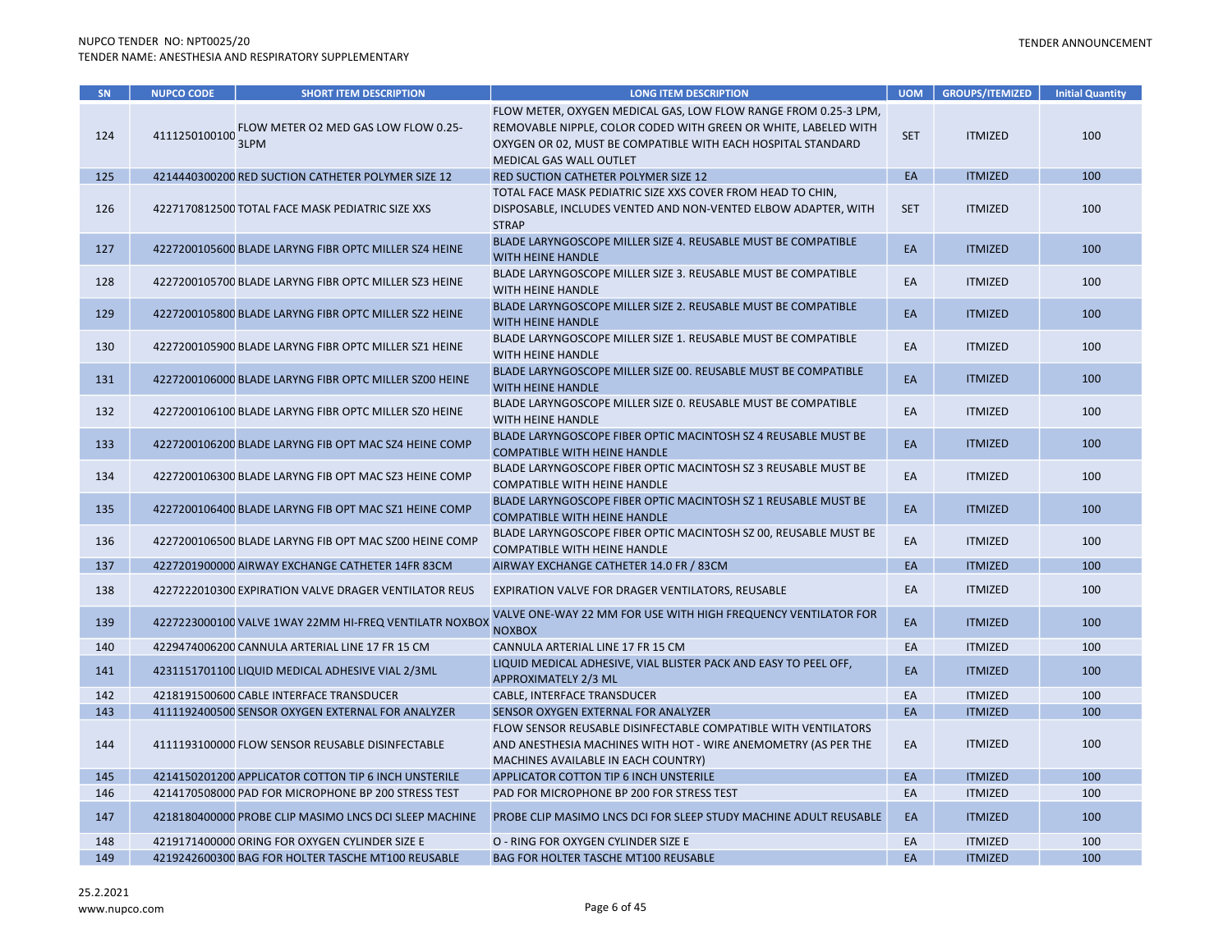| SN | NUPCO CODE | SHORT ITEM DESCRIPTION | LONG ITEM DESCRIPTION | UOM | GROUPS/ITEMIZED | Initial Quantity |
|---|---|---|---|---|---|---|
| 124 | 4111250100100 | FLOW METER O2 MED GAS LOW FLOW 0.25-3LPM | FLOW METER, OXYGEN MEDICAL GAS, LOW FLOW RANGE FROM 0.25-3 LPM, REMOVABLE NIPPLE, COLOR CODED WITH GREEN OR WHITE, LABELED WITH OXYGEN OR 02, MUST BE COMPATIBLE WITH EACH HOSPITAL STANDARD MEDICAL GAS WALL OUTLET | SET | ITMIZED | 100 |
| 125 | 4214440300200 | RED SUCTION CATHETER POLYMER SIZE 12 | RED SUCTION CATHETER POLYMER SIZE 12 | EA | ITMIZED | 100 |
| 126 | 4227170812500 | TOTAL FACE MASK PEDIATRIC SIZE XXS | TOTAL FACE MASK PEDIATRIC SIZE XXS COVER FROM HEAD TO CHIN, DISPOSABLE, INCLUDES VENTED AND NON-VENTED ELBOW ADAPTER, WITH STRAP | SET | ITMIZED | 100 |
| 127 | 4227200105600 | BLADE LARYNG FIBR OPTC MILLER SZ4 HEINE | BLADE LARYNGOSCOPE MILLER SIZE 4. REUSABLE MUST BE COMPATIBLE WITH HEINE HANDLE | EA | ITMIZED | 100 |
| 128 | 4227200105700 | BLADE LARYNG FIBR OPTC MILLER SZ3 HEINE | BLADE LARYNGOSCOPE MILLER SIZE 3. REUSABLE MUST BE COMPATIBLE WITH HEINE HANDLE | EA | ITMIZED | 100 |
| 129 | 4227200105800 | BLADE LARYNG FIBR OPTC MILLER SZ2 HEINE | BLADE LARYNGOSCOPE MILLER SIZE 2. REUSABLE MUST BE COMPATIBLE WITH HEINE HANDLE | EA | ITMIZED | 100 |
| 130 | 4227200105900 | BLADE LARYNG FIBR OPTC MILLER SZ1 HEINE | BLADE LARYNGOSCOPE MILLER SIZE 1. REUSABLE MUST BE COMPATIBLE WITH HEINE HANDLE | EA | ITMIZED | 100 |
| 131 | 4227200106000 | BLADE LARYNG FIBR OPTC MILLER SZ00 HEINE | BLADE LARYNGOSCOPE MILLER SIZE 00. REUSABLE MUST BE COMPATIBLE WITH HEINE HANDLE | EA | ITMIZED | 100 |
| 132 | 4227200106100 | BLADE LARYNG FIBR OPTC MILLER SZ0 HEINE | BLADE LARYNGOSCOPE MILLER SIZE 0. REUSABLE MUST BE COMPATIBLE WITH HEINE HANDLE | EA | ITMIZED | 100 |
| 133 | 4227200106200 | BLADE LARYNG FIB OPT MAC SZ4 HEINE COMP | BLADE LARYNGOSCOPE FIBER OPTIC MACINTOSH SZ 4 REUSABLE MUST BE COMPATIBLE WITH HEINE HANDLE | EA | ITMIZED | 100 |
| 134 | 4227200106300 | BLADE LARYNG FIB OPT MAC SZ3 HEINE COMP | BLADE LARYNGOSCOPE FIBER OPTIC MACINTOSH SZ 3 REUSABLE MUST BE COMPATIBLE WITH HEINE HANDLE | EA | ITMIZED | 100 |
| 135 | 4227200106400 | BLADE LARYNG FIB OPT MAC SZ1 HEINE COMP | BLADE LARYNGOSCOPE FIBER OPTIC MACINTOSH SZ 1 REUSABLE MUST BE COMPATIBLE WITH HEINE HANDLE | EA | ITMIZED | 100 |
| 136 | 4227200106500 | BLADE LARYNG FIB OPT MAC SZ00 HEINE COMP | BLADE LARYNGOSCOPE FIBER OPTIC MACINTOSH SZ 00, REUSABLE MUST BE COMPATIBLE WITH HEINE HANDLE | EA | ITMIZED | 100 |
| 137 | 4227201900000 | AIRWAY EXCHANGE CATHETER 14FR 83CM | AIRWAY EXCHANGE CATHETER 14.0 FR / 83CM | EA | ITMIZED | 100 |
| 138 | 4227222010300 | EXPIRATION VALVE DRAGER VENTILATOR REUS | EXPIRATION VALVE FOR DRAGER VENTILATORS, REUSABLE | EA | ITMIZED | 100 |
| 139 | 4227223000100 | VALVE 1WAY 22MM HI-FREQ VENTILATR NOXBOX | VALVE ONE-WAY 22 MM FOR USE WITH HIGH FREQUENCY VENTILATOR FOR NOXBOX | EA | ITMIZED | 100 |
| 140 | 4229474006200 | CANNULA ARTERIAL LINE 17 FR 15 CM | CANNULA ARTERIAL LINE 17 FR 15 CM | EA | ITMIZED | 100 |
| 141 | 4231151701100 | LIQUID MEDICAL ADHESIVE VIAL 2/3ML | LIQUID MEDICAL ADHESIVE, VIAL BLISTER PACK AND EASY TO PEEL OFF, APPROXIMATELY 2/3 ML | EA | ITMIZED | 100 |
| 142 | 4218191500600 | CABLE INTERFACE TRANSDUCER | CABLE, INTERFACE TRANSDUCER | EA | ITMIZED | 100 |
| 143 | 4111192400500 | SENSOR OXYGEN EXTERNAL FOR ANALYZER | SENSOR OXYGEN EXTERNAL FOR ANALYZER | EA | ITMIZED | 100 |
| 144 | 4111193100000 | FLOW SENSOR REUSABLE DISINFECTABLE | FLOW SENSOR REUSABLE DISINFECTABLE COMPATIBLE WITH VENTILATORS AND ANESTHESIA MACHINES WITH HOT - WIRE ANEMOMETRY (AS PER THE MACHINES AVAILABLE IN EACH COUNTRY) | EA | ITMIZED | 100 |
| 145 | 4214150201200 | APPLICATOR COTTON TIP 6 INCH UNSTERILE | APPLICATOR COTTON TIP 6 INCH UNSTERILE | EA | ITMIZED | 100 |
| 146 | 4214170508000 | PAD FOR MICROPHONE BP 200 STRESS TEST | PAD FOR MICROPHONE BP 200 FOR STRESS TEST | EA | ITMIZED | 100 |
| 147 | 4218180400000 | PROBE CLIP MASIMO LNCS DCI SLEEP MACHINE | PROBE CLIP MASIMO LNCS DCI FOR SLEEP STUDY MACHINE ADULT REUSABLE | EA | ITMIZED | 100 |
| 148 | 4219171400000 | ORING FOR OXYGEN CYLINDER SIZE E | O - RING FOR OXYGEN CYLINDER SIZE E | EA | ITMIZED | 100 |
| 149 | 4219242600300 | BAG FOR HOLTER TASCHE MT100 REUSABLE | BAG FOR HOLTER TASCHE MT100 REUSABLE | EA | ITMIZED | 100 |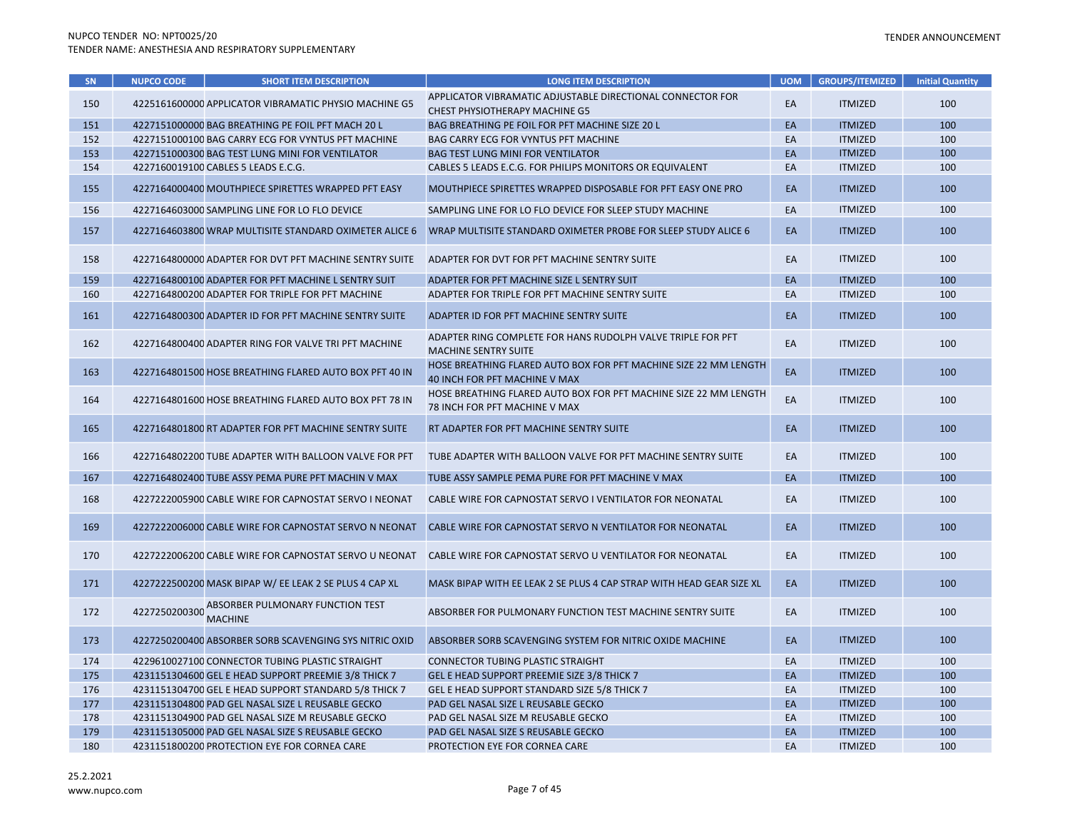| SN | NUPCO CODE | SHORT ITEM DESCRIPTION | LONG ITEM DESCRIPTION | UOM | GROUPS/ITEMIZED | Initial Quantity |
|---|---|---|---|---|---|---|
| 150 | 4225161600000 | APPLICATOR VIBRAMATIC PHYSIO MACHINE G5 | APPLICATOR VIBRAMATIC ADJUSTABLE DIRECTIONAL CONNECTOR FOR CHEST PHYSIOTHERAPY MACHINE G5 | EA | ITMIZED | 100 |
| 151 | 4227151000000 | BAG BREATHING PE FOIL PFT MACH 20 L | BAG BREATHING PE FOIL FOR PFT MACHINE SIZE 20 L | EA | ITMIZED | 100 |
| 152 | 4227151000100 | BAG CARRY ECG FOR VYNTUS PFT MACHINE | BAG CARRY ECG FOR VYNTUS PFT MACHINE | EA | ITMIZED | 100 |
| 153 | 4227151000300 | BAG TEST LUNG MINI FOR VENTILATOR | BAG TEST LUNG MINI FOR VENTILATOR | EA | ITMIZED | 100 |
| 154 | 4227160019100 | CABLES 5 LEADS E.C.G. | CABLES 5 LEADS E.C.G. FOR PHILIPS MONITORS OR EQUIVALENT | EA | ITMIZED | 100 |
| 155 | 4227164000400 | MOUTHPIECE SPIRETTES WRAPPED PFT EASY | MOUTHPIECE SPIRETTES WRAPPED DISPOSABLE FOR PFT EASY ONE PRO | EA | ITMIZED | 100 |
| 156 | 4227164603000 | SAMPLING LINE FOR LO FLO DEVICE | SAMPLING LINE FOR LO FLO DEVICE FOR SLEEP STUDY MACHINE | EA | ITMIZED | 100 |
| 157 | 4227164603800 | WRAP MULTISITE STANDARD OXIMETER ALICE 6 | WRAP MULTISITE STANDARD OXIMETER PROBE FOR SLEEP STUDY ALICE 6 | EA | ITMIZED | 100 |
| 158 | 4227164800000 | ADAPTER FOR DVT PFT MACHINE SENTRY SUITE | ADAPTER FOR DVT FOR PFT MACHINE SENTRY SUITE | EA | ITMIZED | 100 |
| 159 | 4227164800100 | ADAPTER FOR PFT MACHINE L SENTRY SUIT | ADAPTER FOR PFT MACHINE SIZE L SENTRY SUIT | EA | ITMIZED | 100 |
| 160 | 4227164800200 | ADAPTER FOR TRIPLE FOR PFT MACHINE | ADAPTER FOR TRIPLE FOR PFT MACHINE SENTRY SUITE | EA | ITMIZED | 100 |
| 161 | 4227164800300 | ADAPTER ID FOR PFT MACHINE SENTRY SUITE | ADAPTER ID FOR PFT MACHINE SENTRY SUITE | EA | ITMIZED | 100 |
| 162 | 4227164800400 | ADAPTER RING FOR VALVE TRI PFT MACHINE | ADAPTER RING COMPLETE FOR HANS RUDOLPH VALVE TRIPLE FOR PFT MACHINE SENTRY SUITE | EA | ITMIZED | 100 |
| 163 | 4227164801500 | HOSE BREATHING FLARED AUTO BOX PFT 40 IN | HOSE BREATHING FLARED AUTO BOX FOR PFT MACHINE SIZE 22 MM LENGTH 40 INCH FOR PFT MACHINE V MAX | EA | ITMIZED | 100 |
| 164 | 4227164801600 | HOSE BREATHING FLARED AUTO BOX PFT 78 IN | HOSE BREATHING FLARED AUTO BOX FOR PFT MACHINE SIZE 22 MM LENGTH 78 INCH FOR PFT MACHINE V MAX | EA | ITMIZED | 100 |
| 165 | 4227164801800 | RT ADAPTER FOR PFT MACHINE SENTRY SUITE | RT ADAPTER FOR PFT MACHINE SENTRY SUITE | EA | ITMIZED | 100 |
| 166 | 4227164802200 | TUBE ADAPTER WITH BALLOON VALVE FOR PFT | TUBE ADAPTER WITH BALLOON VALVE FOR PFT MACHINE SENTRY SUITE | EA | ITMIZED | 100 |
| 167 | 4227164802400 | TUBE ASSY PEMA PURE PFT MACHIN V MAX | TUBE ASSY SAMPLE PEMA PURE FOR PFT MACHINE V MAX | EA | ITMIZED | 100 |
| 168 | 4227222005900 | CABLE WIRE FOR CAPNOSTAT SERVO I NEONAT | CABLE WIRE FOR CAPNOSTAT SERVO I VENTILATOR FOR NEONATAL | EA | ITMIZED | 100 |
| 169 | 4227222006000 | CABLE WIRE FOR CAPNOSTAT SERVO N NEONAT | CABLE WIRE FOR CAPNOSTAT SERVO N VENTILATOR FOR NEONATAL | EA | ITMIZED | 100 |
| 170 | 4227222006200 | CABLE WIRE FOR CAPNOSTAT SERVO U NEONAT | CABLE WIRE FOR CAPNOSTAT SERVO U VENTILATOR FOR NEONATAL | EA | ITMIZED | 100 |
| 171 | 4227222500200 | MASK BIPAP W/ EE LEAK 2 SE PLUS 4 CAP XL | MASK BIPAP WITH EE LEAK 2 SE PLUS 4 CAP STRAP WITH HEAD GEAR SIZE XL | EA | ITMIZED | 100 |
| 172 | 4227250200300 | ABSORBER PULMONARY FUNCTION TEST MACHINE | ABSORBER FOR PULMONARY FUNCTION TEST MACHINE SENTRY SUITE | EA | ITMIZED | 100 |
| 173 | 4227250200400 | ABSORBER SORB SCAVENGING SYS NITRIC OXID | ABSORBER SORB SCAVENGING SYSTEM FOR NITRIC OXIDE MACHINE | EA | ITMIZED | 100 |
| 174 | 4229610027100 | CONNECTOR TUBING PLASTIC STRAIGHT | CONNECTOR TUBING PLASTIC STRAIGHT | EA | ITMIZED | 100 |
| 175 | 4231151304600 | GEL E HEAD SUPPORT PREEMIE 3/8 THICK 7 | GEL E HEAD SUPPORT PREEMIE SIZE 3/8 THICK 7 | EA | ITMIZED | 100 |
| 176 | 4231151304700 | GEL E HEAD SUPPORT STANDARD 5/8 THICK 7 | GEL E HEAD SUPPORT STANDARD SIZE 5/8 THICK 7 | EA | ITMIZED | 100 |
| 177 | 4231151304800 | PAD GEL NASAL SIZE L REUSABLE GECKO | PAD GEL NASAL SIZE L REUSABLE GECKO | EA | ITMIZED | 100 |
| 178 | 4231151304900 | PAD GEL NASAL SIZE M REUSABLE GECKO | PAD GEL NASAL SIZE M REUSABLE GECKO | EA | ITMIZED | 100 |
| 179 | 4231151305000 | PAD GEL NASAL SIZE S REUSABLE GECKO | PAD GEL NASAL SIZE S REUSABLE GECKO | EA | ITMIZED | 100 |
| 180 | 4231151800200 | PROTECTION EYE FOR CORNEA CARE | PROTECTION EYE FOR CORNEA CARE | EA | ITMIZED | 100 |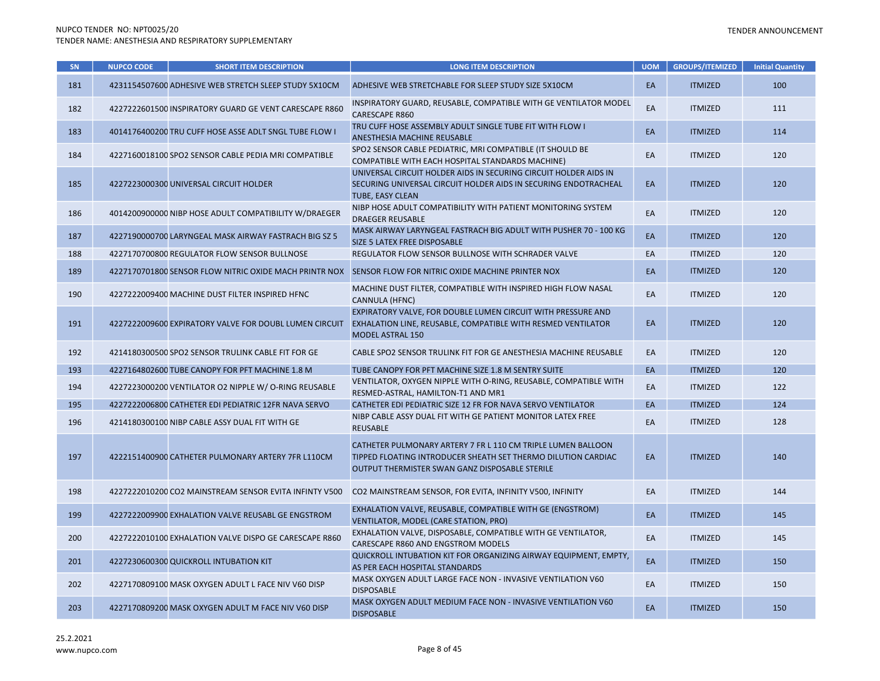| SN | NUPCO CODE | SHORT ITEM DESCRIPTION | LONG ITEM DESCRIPTION | UOM | GROUPS/ITEMIZED | Initial Quantity |
|---|---|---|---|---|---|---|
| 181 | 4231154507600 | ADHESIVE WEB STRETCH SLEEP STUDY 5X10CM | ADHESIVE WEB STRETCHABLE FOR SLEEP STUDY SIZE 5X10CM | EA | ITMIZED | 100 |
| 182 | 4227222601500 | INSPIRATORY GUARD GE VENT CARESCAPE R860 | INSPIRATORY GUARD, REUSABLE, COMPATIBLE WITH GE VENTILATOR MODEL CARESCAPE R860 | EA | ITMIZED | 111 |
| 183 | 4014176400200 | TRU CUFF HOSE ASSE ADLT SNGL TUBE FLOW I | TRU CUFF HOSE ASSEMBLY ADULT SINGLE TUBE FIT WITH FLOW I ANESTHESIA MACHINE REUSABLE | EA | ITMIZED | 114 |
| 184 | 4227160018100 | SPO2 SENSOR CABLE PEDIA MRI COMPATIBLE | SPO2 SENSOR CABLE PEDIATRIC, MRI COMPATIBLE (IT SHOULD BE COMPATIBLE WITH EACH HOSPITAL STANDARDS MACHINE) | EA | ITMIZED | 120 |
| 185 | 4227223000300 | UNIVERSAL CIRCUIT HOLDER | UNIVERSAL CIRCUIT HOLDER AIDS IN SECURING CIRCUIT HOLDER AIDS IN SECURING UNIVERSAL CIRCUIT HOLDER AIDS IN SECURING ENDOTRACHEAL TUBE, EASY CLEAN | EA | ITMIZED | 120 |
| 186 | 4014200900000 | NIBP HOSE ADULT COMPATIBILITY W/DRAEGER | NIBP HOSE ADULT COMPATIBILITY WITH PATIENT MONITORING SYSTEM DRAEGER REUSABLE | EA | ITMIZED | 120 |
| 187 | 4227190000700 | LARYNGEAL MASK AIRWAY FASTRACH BIG SZ 5 | MASK AIRWAY LARYNGEAL FASTRACH BIG ADULT WITH PUSHER 70 - 100 KG SIZE 5 LATEX FREE DISPOSABLE | EA | ITMIZED | 120 |
| 188 | 4227170700800 | REGULATOR FLOW SENSOR BULLNOSE | REGULATOR FLOW SENSOR BULLNOSE WITH SCHRADER VALVE | EA | ITMIZED | 120 |
| 189 | 4227170701800 | SENSOR FLOW NITRIC OXIDE MACH PRINTR NOX | SENSOR FLOW FOR NITRIC OXIDE MACHINE PRINTER NOX | EA | ITMIZED | 120 |
| 190 | 4227222009400 | MACHINE DUST FILTER INSPIRED HFNC | MACHINE DUST FILTER, COMPATIBLE WITH INSPIRED HIGH FLOW NASAL CANNULA (HFNC) | EA | ITMIZED | 120 |
| 191 | 4227222009600 | EXPIRATORY VALVE FOR DOUBL LUMEN CIRCUIT | EXPIRATORY VALVE, FOR DOUBLE LUMEN CIRCUIT WITH PRESSURE AND EXHALATION LINE, REUSABLE, COMPATIBLE WITH RESMED VENTILATOR MODEL ASTRAL 150 | EA | ITMIZED | 120 |
| 192 | 4214180300500 | SPO2 SENSOR TRULINK CABLE FIT FOR GE | CABLE SPO2 SENSOR TRULINK FIT FOR GE ANESTHESIA MACHINE REUSABLE | EA | ITMIZED | 120 |
| 193 | 4227164802600 | TUBE CANOPY FOR PFT MACHINE 1.8 M | TUBE CANOPY FOR PFT MACHINE SIZE 1.8 M SENTRY SUITE | EA | ITMIZED | 120 |
| 194 | 4227223000200 | VENTILATOR O2 NIPPLE W/ O-RING REUSABLE | VENTILATOR, OXYGEN NIPPLE WITH O-RING, REUSABLE, COMPATIBLE WITH RESMED-ASTRAL, HAMILTON-T1 AND MR1 | EA | ITMIZED | 122 |
| 195 | 4227222006800 | CATHETER EDI PEDIATRIC 12FR NAVA SERVO | CATHETER EDI PEDIATRIC SIZE 12 FR FOR NAVA SERVO VENTILATOR | EA | ITMIZED | 124 |
| 196 | 4214180300100 | NIBP CABLE ASSY DUAL FIT WITH GE | NIBP CABLE ASSY DUAL FIT WITH GE PATIENT MONITOR LATEX FREE REUSABLE | EA | ITMIZED | 128 |
| 197 | 4222151400900 | CATHETER PULMONARY ARTERY 7FR L110CM | CATHETER PULMONARY ARTERY 7 FR L 110 CM TRIPLE LUMEN BALLOON TIPPED FLOATING INTRODUCER SHEATH SET THERMO DILUTION CARDIAC OUTPUT THERMISTER SWAN GANZ DISPOSABLE STERILE | EA | ITMIZED | 140 |
| 198 | 4227222010200 | CO2 MAINSTREAM SENSOR EVITA INFINTY V500 | CO2 MAINSTREAM SENSOR, FOR EVITA, INFINITY V500, INFINITY | EA | ITMIZED | 144 |
| 199 | 4227222009900 | EXHALATION VALVE REUSABL GE ENGSTROM | EXHALATION VALVE, REUSABLE, COMPATIBLE WITH GE (ENGSTROM) VENTILATOR, MODEL (CARE STATION, PRO) | EA | ITMIZED | 145 |
| 200 | 4227222010100 | EXHALATION VALVE DISPO GE CARESCAPE R860 | EXHALATION VALVE, DISPOSABLE, COMPATIBLE WITH GE VENTILATOR, CARESCAPE R860 AND ENGSTROM MODELS | EA | ITMIZED | 145 |
| 201 | 4227230600300 | QUICKROLL INTUBATION KIT | QUICKROLL INTUBATION KIT FOR ORGANIZING AIRWAY EQUIPMENT, EMPTY, AS PER EACH HOSPITAL STANDARDS | EA | ITMIZED | 150 |
| 202 | 4227170809100 | MASK OXYGEN ADULT L FACE NIV V60 DISP | MASK OXYGEN ADULT LARGE FACE NON - INVASIVE VENTILATION V60 DISPOSABLE | EA | ITMIZED | 150 |
| 203 | 4227170809200 | MASK OXYGEN ADULT M FACE NIV V60 DISP | MASK OXYGEN ADULT MEDIUM FACE NON - INVASIVE VENTILATION V60 DISPOSABLE | EA | ITMIZED | 150 |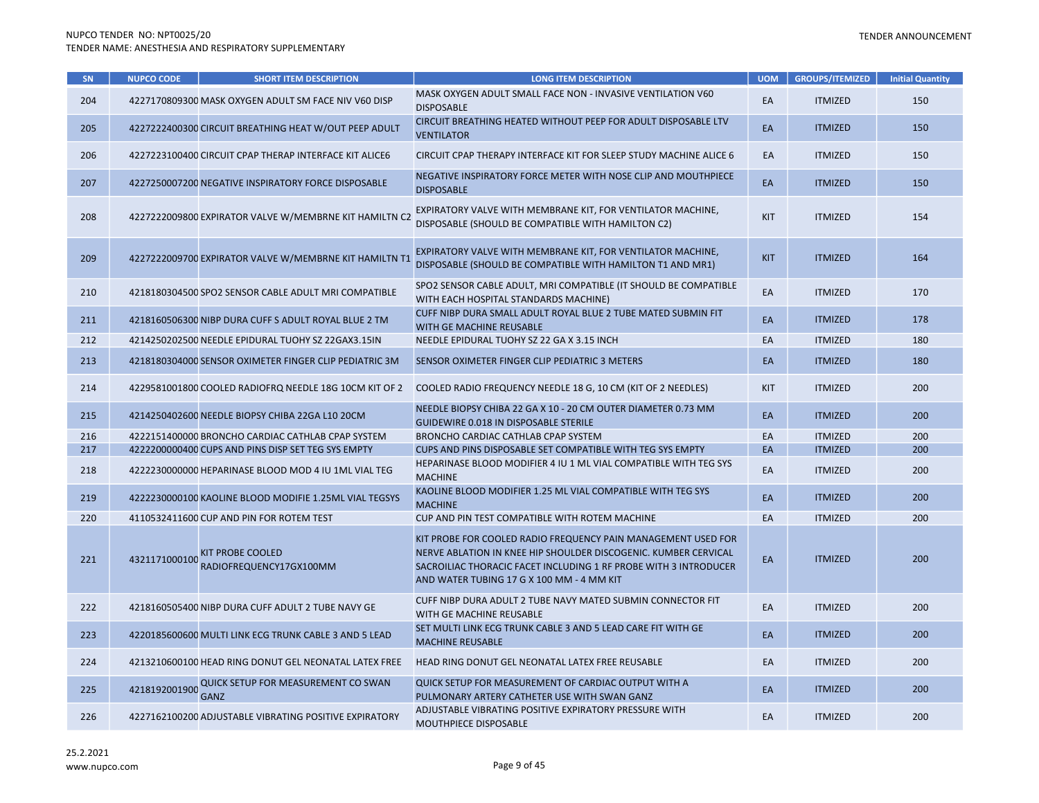| SN | NUPCO CODE | SHORT ITEM DESCRIPTION | LONG ITEM DESCRIPTION | UOM | GROUPS/ITEMIZED | Initial Quantity |
|---|---|---|---|---|---|---|
| 204 | 4227170809300 | MASK OXYGEN ADULT SM FACE NIV V60 DISP | MASK OXYGEN ADULT SMALL FACE NON - INVASIVE VENTILATION V60 DISPOSABLE | EA | ITMIZED | 150 |
| 205 | 4227222400300 | CIRCUIT BREATHING HEAT W/OUT PEEP ADULT | CIRCUIT BREATHING HEATED WITHOUT PEEP FOR ADULT DISPOSABLE LTV VENTILATOR | EA | ITMIZED | 150 |
| 206 | 4227223100400 | CIRCUIT CPAP THERAP INTERFACE KIT ALICE6 | CIRCUIT CPAP THERAPY INTERFACE KIT FOR SLEEP STUDY MACHINE ALICE 6 | EA | ITMIZED | 150 |
| 207 | 4227250007200 | NEGATIVE INSPIRATORY FORCE DISPOSABLE | NEGATIVE INSPIRATORY FORCE METER WITH NOSE CLIP AND MOUTHPIECE DISPOSABLE | EA | ITMIZED | 150 |
| 208 | 4227222009800 | EXPIRATOR VALVE W/MEMBRNE KIT HAMILTN C2 | EXPIRATORY VALVE WITH MEMBRANE KIT, FOR VENTILATOR MACHINE, DISPOSABLE (SHOULD BE COMPATIBLE WITH HAMILTON C2) | KIT | ITMIZED | 154 |
| 209 | 4227222009700 | EXPIRATOR VALVE W/MEMBRNE KIT HAMILTN T1 | EXPIRATORY VALVE WITH MEMBRANE KIT, FOR VENTILATOR MACHINE, DISPOSABLE (SHOULD BE COMPATIBLE WITH HAMILTON T1 AND MR1) | KIT | ITMIZED | 164 |
| 210 | 4218180304500 | SPO2 SENSOR CABLE ADULT MRI COMPATIBLE | SPO2 SENSOR CABLE ADULT, MRI COMPATIBLE (IT SHOULD BE COMPATIBLE WITH EACH HOSPITAL STANDARDS MACHINE) | EA | ITMIZED | 170 |
| 211 | 4218160506300 | NIBP DURA CUFF S ADULT ROYAL BLUE 2 TM | CUFF NIBP DURA SMALL ADULT ROYAL BLUE 2 TUBE MATED SUBMIN FIT WITH GE MACHINE REUSABLE | EA | ITMIZED | 178 |
| 212 | 4214250202500 | NEEDLE EPIDURAL TUOHY SZ 22GAX3.15IN | NEEDLE EPIDURAL TUOHY SZ 22 GA X 3.15 INCH | EA | ITMIZED | 180 |
| 213 | 4218180304000 | SENSOR OXIMETER FINGER CLIP PEDIATRIC 3M | SENSOR OXIMETER FINGER CLIP PEDIATRIC 3 METERS | EA | ITMIZED | 180 |
| 214 | 4229581001800 | COOLED RADIOFRQ NEEDLE 18G 10CM KIT OF 2 | COOLED RADIO FREQUENCY NEEDLE 18 G, 10 CM (KIT OF 2 NEEDLES) | KIT | ITMIZED | 200 |
| 215 | 4214250402600 | NEEDLE BIOPSY CHIBA 22GA L10 20CM | NEEDLE BIOPSY CHIBA 22 GA X 10 - 20 CM OUTER DIAMETER 0.73 MM GUIDEWIRE 0.018 IN DISPOSABLE STERILE | EA | ITMIZED | 200 |
| 216 | 4222151400000 | BRONCHO CARDIAC CATHLAB CPAP SYSTEM | BRONCHO CARDIAC CATHLAB CPAP SYSTEM | EA | ITMIZED | 200 |
| 217 | 4222200000400 | CUPS AND PINS DISP SET TEG SYS EMPTY | CUPS AND PINS DISPOSABLE SET COMPATIBLE WITH TEG SYS EMPTY | EA | ITMIZED | 200 |
| 218 | 4222230000000 | HEPARINASE BLOOD MOD 4 IU 1ML VIAL TEG | HEPARINASE BLOOD MODIFIER 4 IU 1 ML VIAL COMPATIBLE WITH TEG SYS MACHINE | EA | ITMIZED | 200 |
| 219 | 4222230000100 | KAOLINE BLOOD MODIFIE 1.25ML VIAL TEGSYS | KAOLINE BLOOD MODIFIER 1.25 ML VIAL COMPATIBLE WITH TEG SYS MACHINE | EA | ITMIZED | 200 |
| 220 | 4110532411600 | CUP AND PIN FOR ROTEM TEST | CUP AND PIN TEST COMPATIBLE WITH ROTEM MACHINE | EA | ITMIZED | 200 |
| 221 | 4321171000100 | KIT PROBE COOLED RADIOFREQUENCY17GX100MM | KIT PROBE FOR COOLED RADIO FREQUENCY PAIN MANAGEMENT USED FOR NERVE ABLATION IN KNEE HIP SHOULDER DISCOGENIC. KUMBER CERVICAL SACROILIAC THORACIC FACET INCLUDING 1 RF PROBE WITH 3 INTRODUCER AND WATER TUBING 17 G X 100 MM - 4 MM KIT | EA | ITMIZED | 200 |
| 222 | 4218160505400 | NIBP DURA CUFF ADULT 2 TUBE NAVY GE | CUFF NIBP DURA ADULT 2 TUBE NAVY MATED SUBMIN CONNECTOR FIT WITH GE MACHINE REUSABLE | EA | ITMIZED | 200 |
| 223 | 4220185600600 | MULTI LINK ECG TRUNK CABLE 3 AND 5 LEAD | SET MULTI LINK ECG TRUNK CABLE 3 AND 5 LEAD CARE FIT WITH GE MACHINE REUSABLE | EA | ITMIZED | 200 |
| 224 | 4213210600100 | HEAD RING DONUT GEL NEONATAL LATEX FREE | HEAD RING DONUT GEL NEONATAL LATEX FREE REUSABLE | EA | ITMIZED | 200 |
| 225 | 4218192001900 | QUICK SETUP FOR MEASUREMENT CO SWAN GANZ | QUICK SETUP FOR MEASUREMENT OF CARDIAC OUTPUT WITH A PULMONARY ARTERY CATHETER USE WITH SWAN GANZ | EA | ITMIZED | 200 |
| 226 | 4227162100200 | ADJUSTABLE VIBRATING POSITIVE EXPIRATORY | ADJUSTABLE VIBRATING POSITIVE EXPIRATORY PRESSURE WITH MOUTHPIECE DISPOSABLE | EA | ITMIZED | 200 |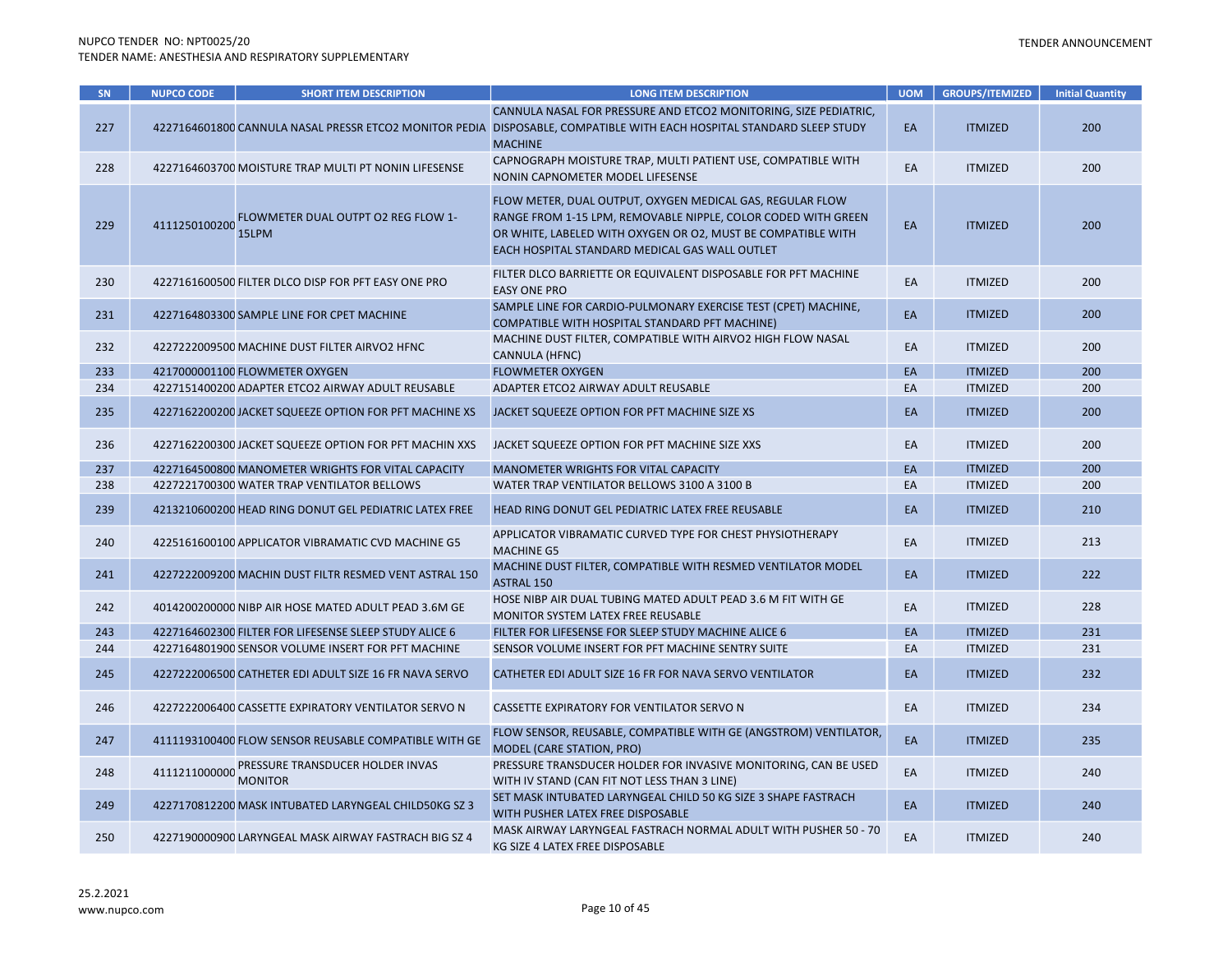| SN | NUPCO CODE | SHORT ITEM DESCRIPTION | LONG ITEM DESCRIPTION | UOM | GROUPS/ITEMIZED | Initial Quantity |
|---|---|---|---|---|---|---|
| 227 | 4227164601800 | CANNULA NASAL PRESSR ETCO2 MONITOR PEDIA | CANNULA NASAL FOR PRESSURE AND ETCO2 MONITORING, SIZE PEDIATRIC, DISPOSABLE, COMPATIBLE WITH EACH HOSPITAL STANDARD SLEEP STUDY MACHINE | EA | ITMIZED | 200 |
| 228 | 4227164603700 | MOISTURE TRAP MULTI PT NONIN LIFESENSE | CAPNOGRAPH MOISTURE TRAP, MULTI PATIENT USE, COMPATIBLE WITH NONIN CAPNOMETER MODEL LIFESENSE | EA | ITMIZED | 200 |
| 229 | 4111250100200 | FLOWMETER DUAL OUTPT O2 REG FLOW 1-15LPM | FLOW METER, DUAL OUTPUT, OXYGEN MEDICAL GAS, REGULAR FLOW RANGE FROM 1-15 LPM, REMOVABLE NIPPLE, COLOR CODED WITH GREEN OR WHITE, LABELED WITH OXYGEN OR O2, MUST BE COMPATIBLE WITH EACH HOSPITAL STANDARD MEDICAL GAS WALL OUTLET | EA | ITMIZED | 200 |
| 230 | 4227161600500 | FILTER DLCO DISP FOR PFT EASY ONE PRO | FILTER DLCO BARRIETTE OR EQUIVALENT DISPOSABLE FOR PFT MACHINE EASY ONE PRO | EA | ITMIZED | 200 |
| 231 | 4227164803300 | SAMPLE LINE FOR CPET MACHINE | SAMPLE LINE FOR CARDIO-PULMONARY EXERCISE TEST (CPET) MACHINE, COMPATIBLE WITH HOSPITAL STANDARD PFT MACHINE) | EA | ITMIZED | 200 |
| 232 | 4227222009500 | MACHINE DUST FILTER AIRVO2 HFNC | MACHINE DUST FILTER, COMPATIBLE WITH AIRVO2 HIGH FLOW NASAL CANNULA (HFNC) | EA | ITMIZED | 200 |
| 233 | 4217000001100 | FLOWMETER OXYGEN | FLOWMETER OXYGEN | EA | ITMIZED | 200 |
| 234 | 4227151400200 | ADAPTER ETCO2 AIRWAY ADULT REUSABLE | ADAPTER ETCO2 AIRWAY ADULT REUSABLE | EA | ITMIZED | 200 |
| 235 | 4227162200200 | JACKET SQUEEZE OPTION FOR PFT MACHINE XS | JACKET SQUEEZE OPTION FOR PFT MACHINE SIZE XS | EA | ITMIZED | 200 |
| 236 | 4227162200300 | JACKET SQUEEZE OPTION FOR PFT MACHIN XXS | JACKET SQUEEZE OPTION FOR PFT MACHINE SIZE XXS | EA | ITMIZED | 200 |
| 237 | 4227164500800 | MANOMETER WRIGHTS FOR VITAL CAPACITY | MANOMETER WRIGHTS FOR VITAL CAPACITY | EA | ITMIZED | 200 |
| 238 | 4227221700300 | WATER TRAP VENTILATOR BELLOWS | WATER TRAP VENTILATOR BELLOWS 3100 A 3100 B | EA | ITMIZED | 200 |
| 239 | 4213210600200 | HEAD RING DONUT GEL PEDIATRIC LATEX FREE | HEAD RING DONUT GEL PEDIATRIC LATEX FREE REUSABLE | EA | ITMIZED | 210 |
| 240 | 4225161600100 | APPLICATOR VIBRAMATIC CVD MACHINE G5 | APPLICATOR VIBRAMATIC CURVED TYPE FOR CHEST PHYSIOTHERAPY MACHINE G5 | EA | ITMIZED | 213 |
| 241 | 4227222009200 | MACHIN DUST FILTR RESMED VENT ASTRAL 150 | MACHINE DUST FILTER, COMPATIBLE WITH RESMED VENTILATOR MODEL ASTRAL 150 | EA | ITMIZED | 222 |
| 242 | 4014200200000 | NIBP AIR HOSE MATED ADULT PEAD 3.6M GE | HOSE NIBP AIR DUAL TUBING MATED ADULT PEAD 3.6 M FIT WITH GE MONITOR SYSTEM LATEX FREE REUSABLE | EA | ITMIZED | 228 |
| 243 | 4227164602300 | FILTER FOR LIFESENSE SLEEP STUDY ALICE 6 | FILTER FOR LIFESENSE FOR SLEEP STUDY MACHINE ALICE 6 | EA | ITMIZED | 231 |
| 244 | 4227164801900 | SENSOR VOLUME INSERT FOR PFT MACHINE | SENSOR VOLUME INSERT FOR PFT MACHINE SENTRY SUITE | EA | ITMIZED | 231 |
| 245 | 4227222006500 | CATHETER EDI ADULT SIZE 16 FR NAVA SERVO | CATHETER EDI ADULT SIZE 16 FR FOR NAVA SERVO VENTILATOR | EA | ITMIZED | 232 |
| 246 | 4227222006400 | CASSETTE EXPIRATORY VENTILATOR SERVO N | CASSETTE EXPIRATORY FOR VENTILATOR SERVO N | EA | ITMIZED | 234 |
| 247 | 4111193100400 | FLOW SENSOR REUSABLE COMPATIBLE WITH GE | FLOW SENSOR, REUSABLE, COMPATIBLE WITH GE (ANGSTROM) VENTILATOR, MODEL (CARE STATION, PRO) | EA | ITMIZED | 235 |
| 248 | 4111211000000 | PRESSURE TRANSDUCER HOLDER INVAS MONITOR | PRESSURE TRANSDUCER HOLDER FOR INVASIVE MONITORING, CAN BE USED WITH IV STAND (CAN FIT NOT LESS THAN 3 LINE) | EA | ITMIZED | 240 |
| 249 | 4227170812200 | MASK INTUBATED LARYNGEAL CHILD50KG SZ 3 | SET MASK INTUBATED LARYNGEAL CHILD 50 KG SIZE 3 SHAPE FASTRACH WITH PUSHER LATEX FREE DISPOSABLE | EA | ITMIZED | 240 |
| 250 | 4227190000900 | LARYNGEAL MASK AIRWAY FASTRACH BIG SZ 4 | MASK AIRWAY LARYNGEAL FASTRACH NORMAL ADULT WITH PUSHER 50 - 70 KG SIZE 4 LATEX FREE DISPOSABLE | EA | ITMIZED | 240 |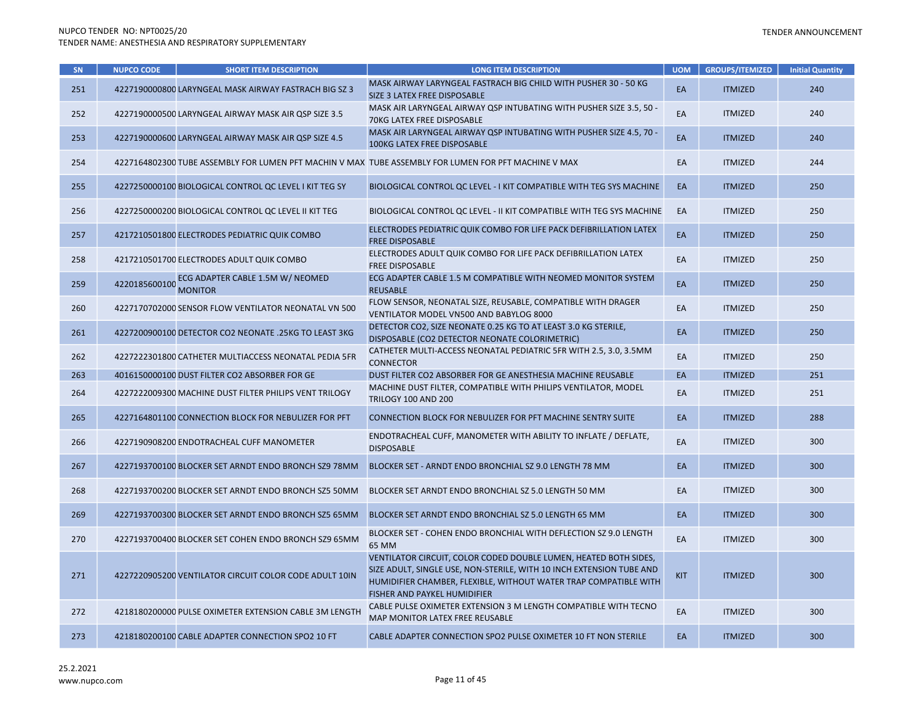| SN | NUPCO CODE | SHORT ITEM DESCRIPTION | LONG ITEM DESCRIPTION | UOM | GROUPS/ITEMIZED | Initial Quantity |
|---|---|---|---|---|---|---|
| 251 | 4227190000800 | LARYNGEAL MASK AIRWAY FASTRACH BIG SZ 3 | MASK AIRWAY LARYNGEAL FASTRACH BIG CHILD WITH PUSHER 30 - 50 KG SIZE 3 LATEX FREE DISPOSABLE | EA | ITMIZED | 240 |
| 252 | 4227190000500 | LARYNGEAL AIRWAY MASK AIR QSP SIZE 3.5 | MASK AIR LARYNGEAL AIRWAY QSP INTUBATING WITH PUSHER SIZE 3.5, 50 - 70KG LATEX FREE DISPOSABLE | EA | ITMIZED | 240 |
| 253 | 4227190000600 | LARYNGEAL AIRWAY MASK AIR QSP SIZE 4.5 | MASK AIR LARYNGEAL AIRWAY QSP INTUBATING WITH PUSHER SIZE 4.5, 70 - 100KG LATEX FREE DISPOSABLE | EA | ITMIZED | 240 |
| 254 | 4227164802300 | TUBE ASSEMBLY FOR LUMEN PFT MACHIN V MAX | TUBE ASSEMBLY FOR LUMEN FOR PFT MACHINE V MAX | EA | ITMIZED | 244 |
| 255 | 4227250000100 | BIOLOGICAL CONTROL QC LEVEL I KIT TEG SY | BIOLOGICAL CONTROL QC LEVEL - I KIT COMPATIBLE WITH TEG SYS MACHINE | EA | ITMIZED | 250 |
| 256 | 4227250000200 | BIOLOGICAL CONTROL QC LEVEL II KIT TEG | BIOLOGICAL CONTROL QC LEVEL - II KIT COMPATIBLE WITH TEG SYS MACHINE | EA | ITMIZED | 250 |
| 257 | 4217210501800 | ELECTRODES PEDIATRIC QUIK COMBO | ELECTRODES PEDIATRIC QUIK COMBO FOR LIFE PACK DEFIBRILLATION LATEX FREE DISPOSABLE | EA | ITMIZED | 250 |
| 258 | 4217210501700 | ELECTRODES ADULT QUIK COMBO | ELECTRODES ADULT QUIK COMBO FOR LIFE PACK DEFIBRILLATION LATEX FREE DISPOSABLE | EA | ITMIZED | 250 |
| 259 | 4220185600100 | ECG ADAPTER CABLE 1.5M W/ NEOMED MONITOR | ECG ADAPTER CABLE 1.5 M COMPATIBLE WITH NEOMED MONITOR SYSTEM REUSABLE | EA | ITMIZED | 250 |
| 260 | 4227170702000 | SENSOR FLOW VENTILATOR NEONATAL VN 500 | FLOW SENSOR, NEONATAL SIZE, REUSABLE, COMPATIBLE WITH DRAGER VENTILATOR MODEL VN500 AND BABYLOG 8000 | EA | ITMIZED | 250 |
| 261 | 4227200900100 | DETECTOR CO2 NEONATE .25KG TO LEAST 3KG | DETECTOR CO2, SIZE NEONATE 0.25 KG TO AT LEAST 3.0 KG STERILE, DISPOSABLE (CO2 DETECTOR NEONATE COLORIMETRIC) | EA | ITMIZED | 250 |
| 262 | 4227222301800 | CATHETER MULTIACCESS NEONATAL PEDIA 5FR | CATHETER MULTI-ACCESS NEONATAL PEDIATRIC 5FR WITH 2.5, 3.0, 3.5MM CONNECTOR | EA | ITMIZED | 250 |
| 263 | 4016150000100 | DUST FILTER CO2 ABSORBER FOR GE | DUST FILTER CO2 ABSORBER FOR GE ANESTHESIA MACHINE REUSABLE | EA | ITMIZED | 251 |
| 264 | 4227222009300 | MACHINE DUST FILTER PHILIPS VENT TRILOGY | MACHINE DUST FILTER, COMPATIBLE WITH PHILIPS VENTILATOR, MODEL TRILOGY 100 AND 200 | EA | ITMIZED | 251 |
| 265 | 4227164801100 | CONNECTION BLOCK FOR NEBULIZER FOR PFT | CONNECTION BLOCK FOR NEBULIZER FOR PFT MACHINE SENTRY SUITE | EA | ITMIZED | 288 |
| 266 | 4227190908200 | ENDOTRACHEAL CUFF MANOMETER | ENDOTRACHEAL CUFF, MANOMETER WITH ABILITY TO INFLATE / DEFLATE, DISPOSABLE | EA | ITMIZED | 300 |
| 267 | 4227193700100 | BLOCKER SET ARNDT ENDO BRONCH SZ9 78MM | BLOCKER SET - ARNDT ENDO BRONCHIAL SZ 9.0 LENGTH 78 MM | EA | ITMIZED | 300 |
| 268 | 4227193700200 | BLOCKER SET ARNDT ENDO BRONCH SZ5 50MM | BLOCKER SET ARNDT ENDO BRONCHIAL SZ 5.0 LENGTH 50 MM | EA | ITMIZED | 300 |
| 269 | 4227193700300 | BLOCKER SET ARNDT ENDO BRONCH SZ5 65MM | BLOCKER SET ARNDT ENDO BRONCHIAL SZ 5.0 LENGTH 65 MM | EA | ITMIZED | 300 |
| 270 | 4227193700400 | BLOCKER SET COHEN ENDO BRONCH SZ9 65MM | BLOCKER SET - COHEN ENDO BRONCHIAL WITH DEFLECTION SZ 9.0 LENGTH 65 MM | EA | ITMIZED | 300 |
| 271 | 4227220905200 | VENTILATOR CIRCUIT COLOR CODE ADULT 10IN | VENTILATOR CIRCUIT, COLOR CODED DOUBLE LUMEN, HEATED BOTH SIDES, SIZE ADULT, SINGLE USE, NON-STERILE, WITH 10 INCH EXTENSION TUBE AND HUMIDIFIER CHAMBER, FLEXIBLE, WITHOUT WATER TRAP COMPATIBLE WITH FISHER AND PAYKEL HUMIDIFIER | KIT | ITMIZED | 300 |
| 272 | 4218180200000 | PULSE OXIMETER EXTENSION CABLE 3M LENGTH | CABLE PULSE OXIMETER EXTENSION 3 M LENGTH COMPATIBLE WITH TECNO MAP MONITOR LATEX FREE REUSABLE | EA | ITMIZED | 300 |
| 273 | 4218180200100 | CABLE ADAPTER CONNECTION SPO2 10 FT | CABLE ADAPTER CONNECTION SPO2 PULSE OXIMETER 10 FT NON STERILE | EA | ITMIZED | 300 |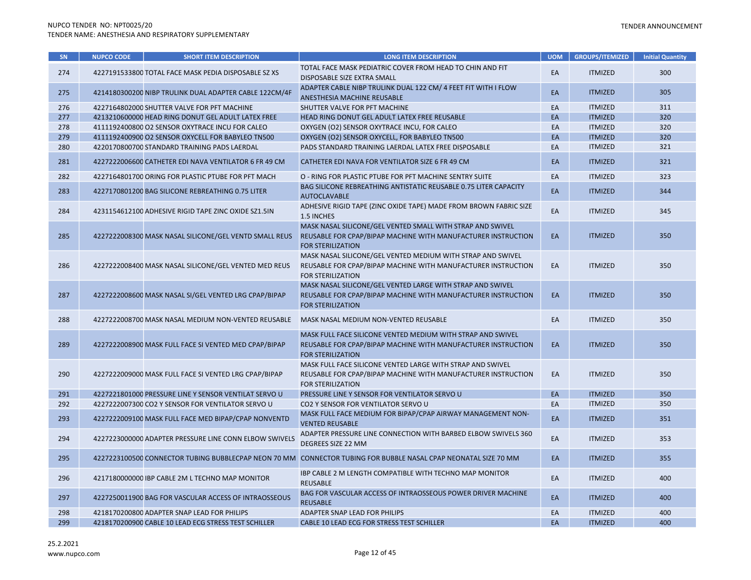| SN | NUPCO CODE | SHORT ITEM DESCRIPTION | LONG ITEM DESCRIPTION | UOM | GROUPS/ITEMIZED | Initial Quantity |
|---|---|---|---|---|---|---|
| 274 | 4227191533800 | TOTAL FACE MASK PEDIA DISPOSABLE SZ XS | TOTAL FACE MASK PEDIATRIC COVER FROM HEAD TO CHIN AND FIT DISPOSABLE SIZE EXTRA SMALL | EA | ITMIZED | 300 |
| 275 | 4214180300200 | NIBP TRULINK DUAL ADAPTER CABLE 122CM/4F | ADAPTER CABLE NIBP TRULINK DUAL 122 CM/ 4 FEET FIT WITH I FLOW ANESTHESIA MACHINE REUSABLE | EA | ITMIZED | 305 |
| 276 | 4227164802000 | SHUTTER VALVE FOR PFT MACHINE | SHUTTER VALVE FOR PFT MACHINE | EA | ITMIZED | 311 |
| 277 | 4213210600000 | HEAD RING DONUT GEL ADULT LATEX FREE | HEAD RING DONUT GEL ADULT LATEX FREE REUSABLE | EA | ITMIZED | 320 |
| 278 | 4111192400800 | O2 SENSOR OXYTRACE INCU FOR CALEO | OXYGEN (O2) SENSOR OXYTRACE INCU, FOR CALEO | EA | ITMIZED | 320 |
| 279 | 4111192400900 | O2 SENSOR OXYCELL FOR BABYLEO TN500 | OXYGEN (O2) SENSOR OXYCELL, FOR BABYLEO TN500 | EA | ITMIZED | 320 |
| 280 | 4220170800700 | STANDARD TRAINING PADS LAERDAL | PADS STANDARD TRAINING LAERDAL LATEX FREE DISPOSABLE | EA | ITMIZED | 321 |
| 281 | 4227222006600 | CATHETER EDI NAVA VENTILATOR 6 FR 49 CM | CATHETER EDI NAVA FOR VENTILATOR SIZE 6 FR 49 CM | EA | ITMIZED | 321 |
| 282 | 4227164801700 | ORING FOR PLASTIC PTUBE FOR PFT MACH | O - RING FOR PLASTIC PTUBE FOR PFT MACHINE SENTRY SUITE | EA | ITMIZED | 323 |
| 283 | 4227170801200 | BAG SILICONE REBREATHING 0.75 LITER | BAG SILICONE REBREATHING ANTISTATIC REUSABLE 0.75 LITER CAPACITY AUTOCLAVABLE | EA | ITMIZED | 344 |
| 284 | 4231154612100 | ADHESIVE RIGID TAPE ZINC OXIDE SZ1.5IN | ADHESIVE RIGID TAPE (ZINC OXIDE TAPE) MADE FROM BROWN FABRIC SIZE 1.5 INCHES | EA | ITMIZED | 345 |
| 285 | 4227222008300 | MASK NASAL SILICONE/GEL VENTD SMALL REUS | MASK NASAL SILICONE/GEL VENTED SMALL WITH STRAP AND SWIVEL REUSABLE FOR CPAP/BIPAP MACHINE WITH MANUFACTURER INSTRUCTION FOR STERILIZATION | EA | ITMIZED | 350 |
| 286 | 4227222008400 | MASK NASAL SILICONE/GEL VENTED MED REUS | MASK NASAL SILICONE/GEL VENTED MEDIUM WITH STRAP AND SWIVEL REUSABLE FOR CPAP/BIPAP MACHINE WITH MANUFACTURER INSTRUCTION FOR STERILIZATION | EA | ITMIZED | 350 |
| 287 | 4227222008600 | MASK NASAL SI/GEL VENTED LRG CPAP/BIPAP | MASK NASAL SILICONE/GEL VENTED LARGE WITH STRAP AND SWIVEL REUSABLE FOR CPAP/BIPAP MACHINE WITH MANUFACTURER INSTRUCTION FOR STERILIZATION | EA | ITMIZED | 350 |
| 288 | 4227222008700 | MASK NASAL MEDIUM NON-VENTED REUSABLE | MASK NASAL MEDIUM NON-VENTED REUSABLE | EA | ITMIZED | 350 |
| 289 | 4227222008900 | MASK FULL FACE SI VENTED MED CPAP/BIPAP | MASK FULL FACE SILICONE VENTED MEDIUM WITH STRAP AND SWIVEL REUSABLE FOR CPAP/BIPAP MACHINE WITH MANUFACTURER INSTRUCTION FOR STERILIZATION | EA | ITMIZED | 350 |
| 290 | 4227222009000 | MASK FULL FACE SI VENTED LRG CPAP/BIPAP | MASK FULL FACE SILICONE VENTED LARGE WITH STRAP AND SWIVEL REUSABLE FOR CPAP/BIPAP MACHINE WITH MANUFACTURER INSTRUCTION FOR STERILIZATION | EA | ITMIZED | 350 |
| 291 | 4227221801000 | PRESSURE LINE Y SENSOR VENTILAT SERVO U | PRESSURE LINE Y SENSOR FOR VENTILATOR SERVO U | EA | ITMIZED | 350 |
| 292 | 4227222007300 | CO2 Y SENSOR FOR VENTILATOR SERVO U | CO2 Y SENSOR FOR VENTILATOR SERVO U | EA | ITMIZED | 350 |
| 293 | 4227222009100 | MASK FULL FACE MED BIPAP/CPAP NONVENTD | MASK FULL FACE MEDIUM FOR BIPAP/CPAP AIRWAY MANAGEMENT NON-VENTED REUSABLE | EA | ITMIZED | 351 |
| 294 | 4227223000000 | ADAPTER PRESSURE LINE CONN ELBOW SWIVELS | ADAPTER PRESSURE LINE CONNECTION WITH BARBED ELBOW SWIVELS 360 DEGREES SIZE 22 MM | EA | ITMIZED | 353 |
| 295 | 4227223100500 | CONNECTOR TUBING BUBBLECPAP NEON 70 MM | CONNECTOR TUBING FOR BUBBLE NASAL CPAP NEONATAL SIZE 70 MM | EA | ITMIZED | 355 |
| 296 | 4217180000000 | IBP CABLE 2M L TECHNO MAP MONITOR | IBP CABLE 2 M LENGTH COMPATIBLE WITH TECHNO MAP MONITOR REUSABLE | EA | ITMIZED | 400 |
| 297 | 4227250011900 | BAG FOR VASCULAR ACCESS OF INTRAOSSEOUS | BAG FOR VASCULAR ACCESS OF INTRAOSSEOUS POWER DRIVER MACHINE REUSABLE | EA | ITMIZED | 400 |
| 298 | 4218170200800 | ADAPTER SNAP LEAD FOR PHILIPS | ADAPTER SNAP LEAD FOR PHILIPS | EA | ITMIZED | 400 |
| 299 | 4218170200900 | CABLE 10 LEAD ECG STRESS TEST SCHILLER | CABLE 10 LEAD ECG FOR STRESS TEST SCHILLER | EA | ITMIZED | 400 |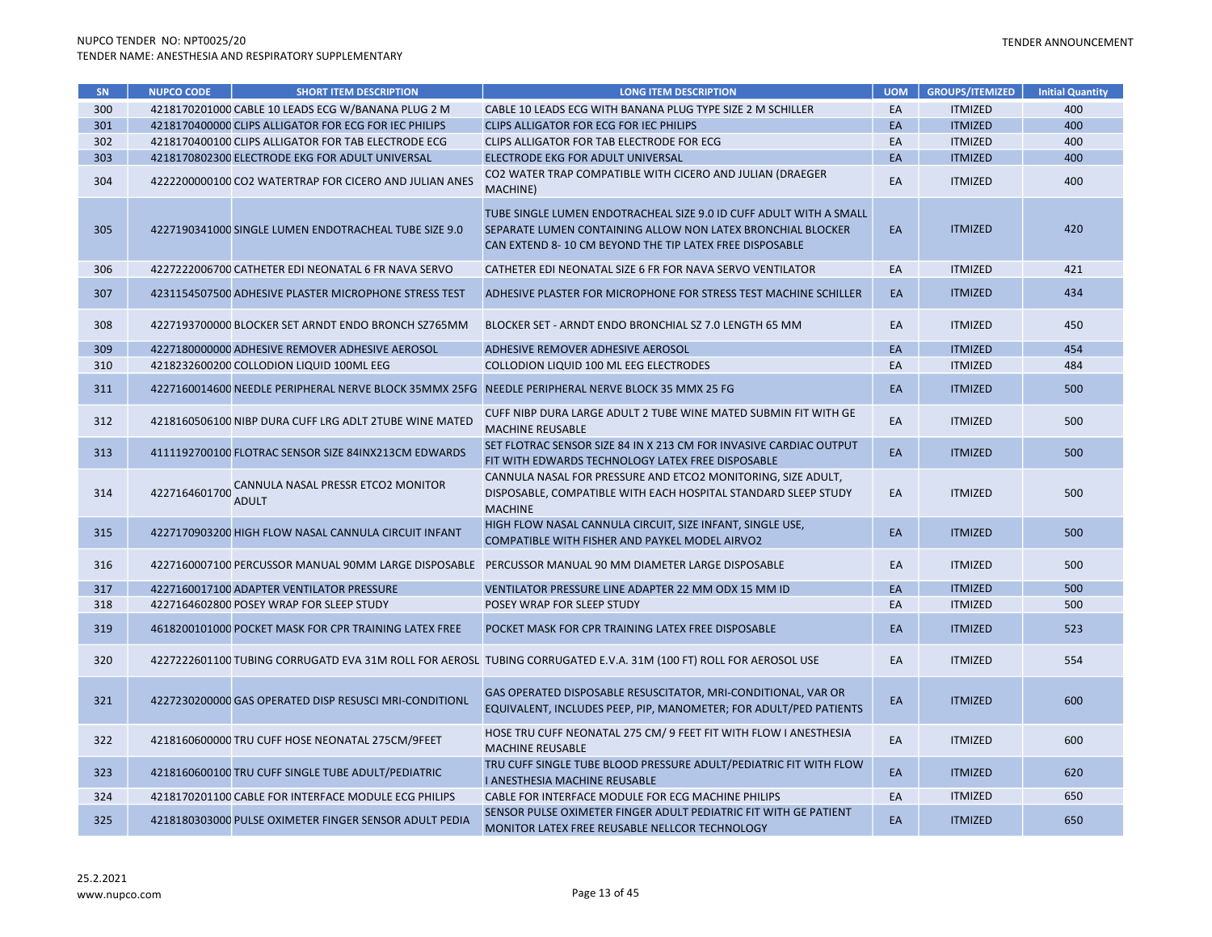| SN | NUPCO CODE | SHORT ITEM DESCRIPTION | LONG ITEM DESCRIPTION | UOM | GROUPS/ITEMIZED | Initial Quantity |
|---|---|---|---|---|---|---|
| 300 | 4218170201000 | CABLE 10 LEADS ECG W/BANANA PLUG 2 M | CABLE 10 LEADS ECG WITH BANANA PLUG TYPE SIZE 2 M SCHILLER | EA | ITMIZED | 400 |
| 301 | 4218170400000 | CLIPS ALLIGATOR FOR ECG FOR IEC PHILIPS | CLIPS ALLIGATOR FOR ECG FOR IEC PHILIPS | EA | ITMIZED | 400 |
| 302 | 4218170400100 | CLIPS ALLIGATOR FOR TAB ELECTRODE ECG | CLIPS ALLIGATOR FOR TAB ELECTRODE FOR ECG | EA | ITMIZED | 400 |
| 303 | 4218170802300 | ELECTRODE EKG FOR ADULT UNIVERSAL | ELECTRODE EKG FOR ADULT UNIVERSAL | EA | ITMIZED | 400 |
| 304 | 4222200000100 | CO2 WATERTRAP FOR CICERO AND JULIAN ANES | CO2 WATER TRAP COMPATIBLE WITH CICERO AND JULIAN (DRAEGER MACHINE) | EA | ITMIZED | 400 |
| 305 | 4227190341000 | SINGLE LUMEN ENDOTRACHEAL TUBE SIZE 9.0 | TUBE SINGLE LUMEN ENDOTRACHEAL SIZE 9.0 ID CUFF ADULT WITH A SMALL SEPARATE LUMEN CONTAINING ALLOW NON LATEX BRONCHIAL BLOCKER CAN EXTEND 8- 10 CM BEYOND THE TIP LATEX FREE DISPOSABLE | EA | ITMIZED | 420 |
| 306 | 4227222006700 | CATHETER EDI NEONATAL 6 FR NAVA SERVO | CATHETER EDI NEONATAL SIZE 6 FR FOR NAVA SERVO VENTILATOR | EA | ITMIZED | 421 |
| 307 | 4231154507500 | ADHESIVE PLASTER MICROPHONE STRESS TEST | ADHESIVE PLASTER FOR MICROPHONE FOR STRESS TEST MACHINE SCHILLER | EA | ITMIZED | 434 |
| 308 | 4227193700000 | BLOCKER SET ARNDT ENDO BRONCH SZ765MM | BLOCKER SET - ARNDT ENDO BRONCHIAL SZ 7.0 LENGTH 65 MM | EA | ITMIZED | 450 |
| 309 | 4227180000000 | ADHESIVE REMOVER ADHESIVE AEROSOL | ADHESIVE REMOVER ADHESIVE AEROSOL | EA | ITMIZED | 454 |
| 310 | 4218232600200 | COLLODION LIQUID 100ML EEG | COLLODION LIQUID 100 ML EEG ELECTRODES | EA | ITMIZED | 484 |
| 311 | 4227160014600 | NEEDLE PERIPHERAL NERVE BLOCK 35MMX 25FG | NEEDLE PERIPHERAL NERVE BLOCK 35 MMX 25 FG | EA | ITMIZED | 500 |
| 312 | 4218160506100 | NIBP DURA CUFF LRG ADLT 2TUBE WINE MATED | CUFF NIBP DURA CUFF LARGE ADULT 2 TUBE WINE MATED SUBMIN FIT WITH GE MACHINE REUSABLE | EA | ITMIZED | 500 |
| 313 | 4111192700100 | FLOTRAC SENSOR SIZE 84INX213CM EDWARDS | SET FLOTRAC SENSOR SIZE 84 IN X 213 CM FOR INVASIVE CARDIAC OUTPUT FIT WITH EDWARDS TECHNOLOGY LATEX FREE DISPOSABLE | EA | ITMIZED | 500 |
| 314 | 4227164601700 | CANNULA NASAL PRESSR ETCO2 MONITOR ADULT | CANNULA NASAL FOR PRESSURE AND ETCO2 MONITORING, SIZE ADULT, DISPOSABLE, COMPATIBLE WITH EACH HOSPITAL STANDARD SLEEP STUDY MACHINE | EA | ITMIZED | 500 |
| 315 | 4227170903200 | HIGH FLOW NASAL CANNULA CIRCUIT INFANT | HIGH FLOW NASAL CANNULA CIRCUIT, SIZE INFANT, SINGLE USE, COMPATIBLE WITH FISHER AND PAYKEL MODEL AIRVO2 | EA | ITMIZED | 500 |
| 316 | 4227160007100 | PERCUSSOR MANUAL 90MM LARGE DISPOSABLE | PERCUSSOR MANUAL 90 MM DIAMETER LARGE DISPOSABLE | EA | ITMIZED | 500 |
| 317 | 4227160017100 | ADAPTER VENTILATOR PRESSURE | VENTILATOR PRESSURE LINE ADAPTER 22 MM ODX 15 MM ID | EA | ITMIZED | 500 |
| 318 | 4227164602800 | POSEY WRAP FOR SLEEP STUDY | POSEY WRAP FOR SLEEP STUDY | EA | ITMIZED | 500 |
| 319 | 4618200101000 | POCKET MASK FOR CPR TRAINING LATEX FREE | POCKET MASK FOR CPR TRAINING LATEX FREE DISPOSABLE | EA | ITMIZED | 523 |
| 320 | 4227222601100 | TUBING CORRUGATD EVA 31M ROLL FOR AEROSL | TUBING CORRUGATED E.V.A. 31M (100 FT) ROLL FOR AEROSOL USE | EA | ITMIZED | 554 |
| 321 | 4227230200000 | GAS OPERATED DISP RESUSCI MRI-CONDITIONL | GAS OPERATED DISPOSABLE RESUSCITATOR, MRI-CONDITIONAL, VAR OR EQUIVALENT, INCLUDES PEEP, PIP, MANOMETER; FOR ADULT/PED PATIENTS | EA | ITMIZED | 600 |
| 322 | 4218160600000 | TRU CUFF HOSE NEONATAL 275CM/9FEET | HOSE TRU CUFF NEONATAL 275 CM/ 9 FEET FIT WITH FLOW I ANESTHESIA MACHINE REUSABLE | EA | ITMIZED | 600 |
| 323 | 4218160600100 | TRU CUFF SINGLE TUBE ADULT/PEDIATRIC | TRU CUFF SINGLE TUBE BLOOD PRESSURE ADULT/PEDIATRIC FIT WITH FLOW I ANESTHESIA MACHINE REUSABLE | EA | ITMIZED | 620 |
| 324 | 4218170201100 | CABLE FOR INTERFACE MODULE ECG PHILIPS | CABLE FOR INTERFACE MODULE FOR ECG MACHINE PHILIPS | EA | ITMIZED | 650 |
| 325 | 4218180303000 | PULSE OXIMETER FINGER SENSOR ADULT PEDIA | SENSOR PULSE OXIMETER FINGER ADULT PEDIATRIC FIT WITH GE PATIENT MONITOR LATEX FREE REUSABLE NELLCOR TECHNOLOGY | EA | ITMIZED | 650 |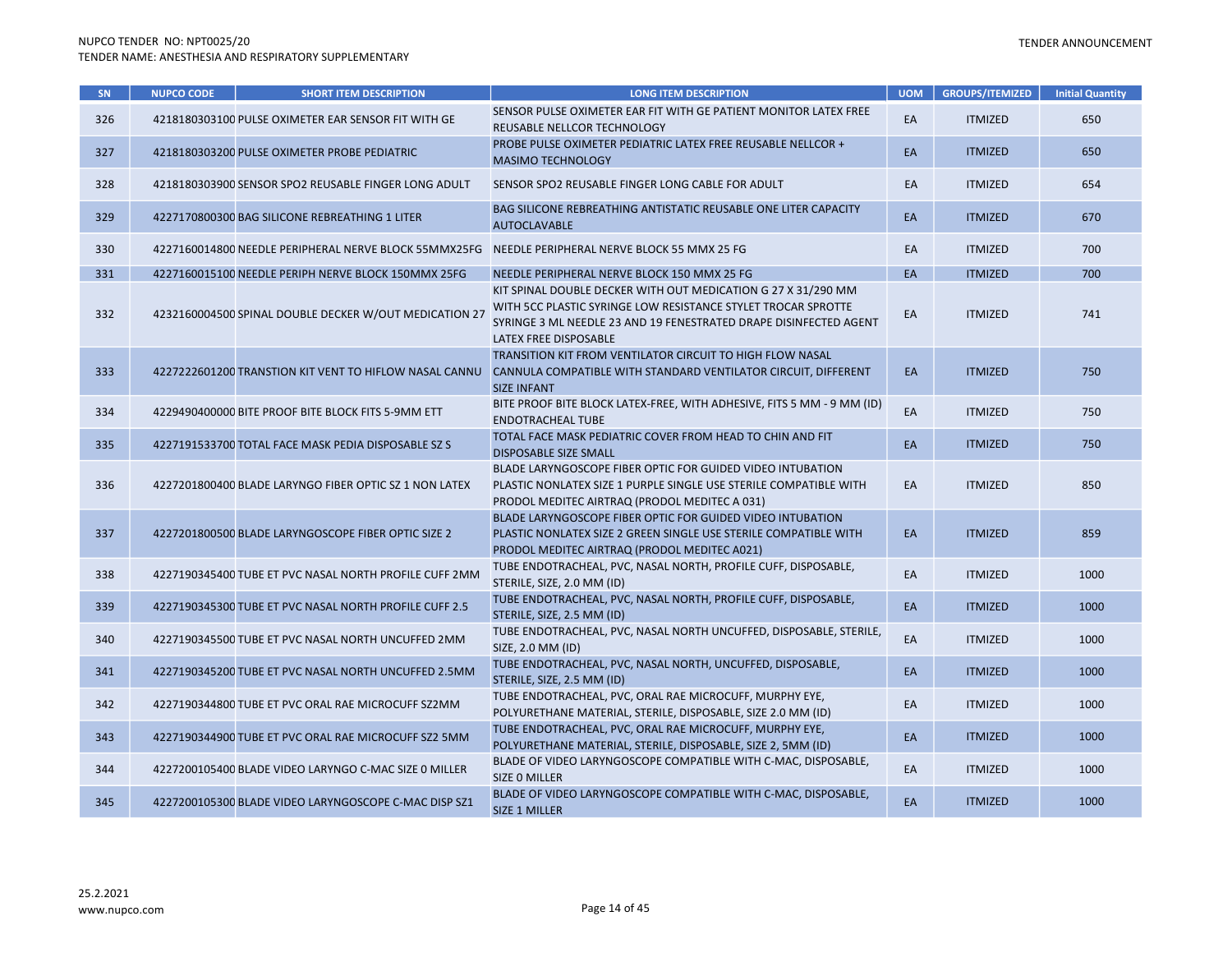| SN | NUPCO CODE | SHORT ITEM DESCRIPTION | LONG ITEM DESCRIPTION | UOM | GROUPS/ITEMIZED | Initial Quantity |
|---|---|---|---|---|---|---|
| 326 | 4218180303100 | PULSE OXIMETER EAR SENSOR FIT WITH GE | SENSOR PULSE OXIMETER EAR FIT WITH GE PATIENT MONITOR LATEX FREE REUSABLE NELLCOR TECHNOLOGY | EA | ITMIZED | 650 |
| 327 | 4218180303200 | PULSE OXIMETER PROBE PEDIATRIC | PROBE PULSE OXIMETER PEDIATRIC LATEX FREE REUSABLE NELLCOR + MASIMO TECHNOLOGY | EA | ITMIZED | 650 |
| 328 | 4218180303900 | SENSOR SPO2 REUSABLE FINGER LONG ADULT | SENSOR SPO2 REUSABLE FINGER LONG CABLE FOR ADULT | EA | ITMIZED | 654 |
| 329 | 4227170800300 | BAG SILICONE REBREATHING 1 LITER | BAG SILICONE REBREATHING ANTISTATIC REUSABLE ONE LITER CAPACITY AUTOCLAVABLE | EA | ITMIZED | 670 |
| 330 | 4227160014800 | NEEDLE PERIPHERAL NERVE BLOCK 55MMX25FG | NEEDLE PERIPHERAL NERVE BLOCK 55 MMX 25 FG | EA | ITMIZED | 700 |
| 331 | 4227160015100 | NEEDLE PERIPH NERVE BLOCK 150MMX 25FG | NEEDLE PERIPHERAL NERVE BLOCK 150 MMX 25 FG | EA | ITMIZED | 700 |
| 332 | 4232160004500 | SPINAL DOUBLE DECKER W/OUT MEDICATION 27 | KIT SPINAL DOUBLE DECKER WITH OUT MEDICATION G 27 X 31/290 MM WITH 5CC PLASTIC SYRINGE LOW RESISTANCE STYLET TROCAR SPROTTE SYRINGE 3 ML NEEDLE 23 AND 19 FENESTRATED DRAPE DISINFECTED AGENT LATEX FREE DISPOSABLE | EA | ITMIZED | 741 |
| 333 | 4227222601200 | TRANSTION KIT VENT TO HIFLOW NASAL CANNU | TRANSITION KIT FROM VENTILATOR CIRCUIT TO HIGH FLOW NASAL CANNULA COMPATIBLE WITH STANDARD VENTILATOR CIRCUIT, DIFFERENT SIZE INFANT | EA | ITMIZED | 750 |
| 334 | 4229490400000 | BITE PROOF BITE BLOCK FITS 5-9MM ETT | BITE PROOF BITE BLOCK LATEX-FREE, WITH ADHESIVE, FITS 5 MM - 9 MM (ID) ENDOTRACHEAL TUBE | EA | ITMIZED | 750 |
| 335 | 4227191533700 | TOTAL FACE MASK PEDIA DISPOSABLE SZ S | TOTAL FACE MASK PEDIATRIC COVER FROM HEAD TO CHIN AND FIT DISPOSABLE SIZE SMALL | EA | ITMIZED | 750 |
| 336 | 4227201800400 | BLADE LARYNGO FIBER OPTIC SZ 1 NON LATEX | BLADE LARYNGOSCOPE FIBER OPTIC FOR GUIDED VIDEO INTUBATION PLASTIC NONLATEX SIZE 1 PURPLE SINGLE USE STERILE COMPATIBLE WITH PRODOL MEDITEC AIRTRAQ (PRODOL MEDITEC A 031) | EA | ITMIZED | 850 |
| 337 | 4227201800500 | BLADE LARYNGOSCOPE FIBER OPTIC SIZE 2 | BLADE LARYNGOSCOPE FIBER OPTIC FOR GUIDED VIDEO INTUBATION PLASTIC NONLATEX SIZE 2 GREEN SINGLE USE STERILE COMPATIBLE WITH PRODOL MEDITEC AIRTRAQ (PRODOL MEDITEC A021) | EA | ITMIZED | 859 |
| 338 | 4227190345400 | TUBE ET PVC NASAL NORTH PROFILE CUFF 2MM | TUBE ENDOTRACHEAL, PVC, NASAL NORTH, PROFILE CUFF, DISPOSABLE, STERILE, SIZE, 2.0 MM (ID) | EA | ITMIZED | 1000 |
| 339 | 4227190345300 | TUBE ET PVC NASAL NORTH PROFILE CUFF 2.5 | TUBE ENDOTRACHEAL, PVC, NASAL NORTH, PROFILE CUFF, DISPOSABLE, STERILE, SIZE, 2.5 MM (ID) | EA | ITMIZED | 1000 |
| 340 | 4227190345500 | TUBE ET PVC NASAL NORTH UNCUFFED 2MM | TUBE ENDOTRACHEAL, PVC, NASAL NORTH UNCUFFED, DISPOSABLE, STERILE, SIZE, 2.0 MM (ID) | EA | ITMIZED | 1000 |
| 341 | 4227190345200 | TUBE ET PVC NASAL NORTH UNCUFFED 2.5MM | TUBE ENDOTRACHEAL, PVC, NASAL NORTH, UNCUFFED, DISPOSABLE, STERILE, SIZE, 2.5 MM (ID) | EA | ITMIZED | 1000 |
| 342 | 4227190344800 | TUBE ET PVC ORAL RAE MICROCUFF SZ2MM | TUBE ENDOTRACHEAL, PVC, ORAL RAE MICROCUFF, MURPHY EYE, POLYURETHANE MATERIAL, STERILE, DISPOSABLE, SIZE 2.0 MM (ID) | EA | ITMIZED | 1000 |
| 343 | 4227190344900 | TUBE ET PVC ORAL RAE MICROCUFF SZ2 5MM | TUBE ENDOTRACHEAL, PVC, ORAL RAE MICROCUFF, MURPHY EYE, POLYURETHANE MATERIAL, STERILE, DISPOSABLE, SIZE 2, 5MM (ID) | EA | ITMIZED | 1000 |
| 344 | 4227200105400 | BLADE VIDEO LARYNGO C-MAC SIZE 0 MILLER | BLADE OF VIDEO LARYNGOSCOPE COMPATIBLE WITH C-MAC, DISPOSABLE, SIZE 0 MILLER | EA | ITMIZED | 1000 |
| 345 | 4227200105300 | BLADE VIDEO LARYNGOSCOPE C-MAC DISP SZ1 | BLADE OF VIDEO LARYNGOSCOPE COMPATIBLE WITH C-MAC, DISPOSABLE, SIZE 1 MILLER | EA | ITMIZED | 1000 |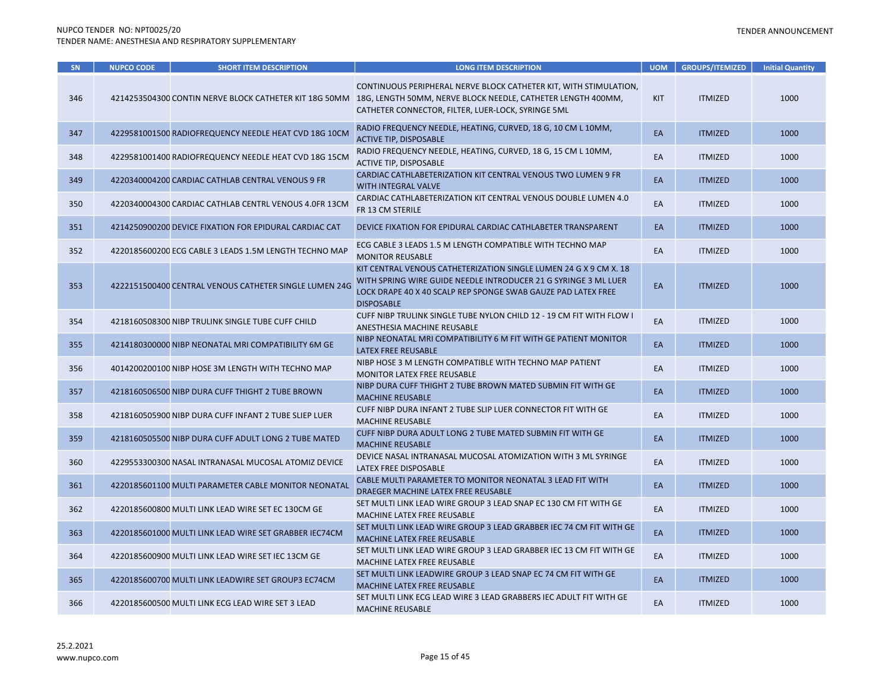| SN | NUPCO CODE | SHORT ITEM DESCRIPTION | LONG ITEM DESCRIPTION | UOM | GROUPS/ITEMIZED | Initial Quantity |
|---|---|---|---|---|---|---|
| 346 | 4214253504300 | CONTIN NERVE BLOCK CATHETER KIT 18G 50MM | CONTINUOUS PERIPHERAL NERVE BLOCK CATHETER KIT, WITH STIMULATION, 18G, LENGTH 50MM, NERVE BLOCK NEEDLE, CATHETER LENGTH 400MM, CATHETER CONNECTOR, FILTER, LUER-LOCK, SYRINGE 5ML | KIT | ITMIZED | 1000 |
| 347 | 4229581001500 | RADIOFREQUENCY NEEDLE HEAT CVD 18G 10CM | RADIO FREQUENCY NEEDLE, HEATING, CURVED, 18 G, 10 CM L 10MM, ACTIVE TIP, DISPOSABLE | EA | ITMIZED | 1000 |
| 348 | 4229581001400 | RADIOFREQUENCY NEEDLE HEAT CVD 18G 15CM | RADIO FREQUENCY NEEDLE, HEATING, CURVED, 18 G, 15 CM L 10MM, ACTIVE TIP, DISPOSABLE | EA | ITMIZED | 1000 |
| 349 | 4220340004200 | CARDIAC CATHLAB CENTRAL VENOUS 9 FR | CARDIAC CATHLABETERIZATION KIT CENTRAL VENOUS TWO LUMEN 9 FR WITH INTEGRAL VALVE | EA | ITMIZED | 1000 |
| 350 | 4220340004300 | CARDIAC CATHLAB CENTRL VENOUS 4.0FR 13CM | CARDIAC CATHLABETERIZATION KIT CENTRAL VENOUS DOUBLE LUMEN 4.0 FR 13 CM STERILE | EA | ITMIZED | 1000 |
| 351 | 4214250900200 | DEVICE FIXATION FOR EPIDURAL CARDIAC CAT | DEVICE FIXATION FOR EPIDURAL CARDIAC CATHLABETER TRANSPARENT | EA | ITMIZED | 1000 |
| 352 | 4220185600200 | ECG CABLE 3 LEADS 1.5M LENGTH TECHNO MAP | ECG CABLE 3 LEADS 1.5 M LENGTH COMPATIBLE WITH TECHNO MAP MONITOR REUSABLE | EA | ITMIZED | 1000 |
| 353 | 4222151500400 | CENTRAL VENOUS CATHETER SINGLE LUMEN 24G | KIT CENTRAL VENOUS CATHETERIZATION SINGLE LUMEN 24 G X 9 CM X. 18 WITH SPRING WIRE GUIDE NEEDLE INTRODUCER 21 G SYRINGE 3 ML LUER LOCK DRAPE 40 X 40 SCALP REP SPONGE SWAB GAUZE PAD LATEX FREE DISPOSABLE | EA | ITMIZED | 1000 |
| 354 | 4218160508300 | NIBP TRULINK SINGLE TUBE CUFF CHILD | CUFF NIBP TRULINK SINGLE TUBE NYLON CHILD 12 - 19 CM FIT WITH FLOW I ANESTHESIA MACHINE REUSABLE | EA | ITMIZED | 1000 |
| 355 | 4214180300000 | NIBP NEONATAL MRI COMPATIBILITY 6M GE | NIBP NEONATAL MRI COMPATIBILITY 6 M FIT WITH GE PATIENT MONITOR LATEX FREE REUSABLE | EA | ITMIZED | 1000 |
| 356 | 4014200200100 | NIBP HOSE 3M LENGTH WITH TECHNO MAP | NIBP HOSE 3 M LENGTH COMPATIBLE WITH TECHNO MAP PATIENT MONITOR LATEX FREE REUSABLE | EA | ITMIZED | 1000 |
| 357 | 4218160506500 | NIBP DURA CUFF THIGHT 2 TUBE BROWN | NIBP DURA CUFF THIGHT 2 TUBE BROWN MATED SUBMIN FIT WITH GE MACHINE REUSABLE | EA | ITMIZED | 1000 |
| 358 | 4218160505900 | NIBP DURA CUFF INFANT 2 TUBE SLIEP LUER | CUFF NIBP DURA INFANT 2 TUBE SLIP LUER CONNECTOR FIT WITH GE MACHINE REUSABLE | EA | ITMIZED | 1000 |
| 359 | 4218160505500 | NIBP DURA CUFF ADULT LONG 2 TUBE MATED | CUFF NIBP DURA ADULT LONG 2 TUBE MATED SUBMIN FIT WITH GE MACHINE REUSABLE | EA | ITMIZED | 1000 |
| 360 | 4229553300300 | NASAL INTRANASAL MUCOSAL ATOMIZ DEVICE | DEVICE NASAL INTRANASAL MUCOSAL ATOMIZATION WITH 3 ML SYRINGE LATEX FREE DISPOSABLE | EA | ITMIZED | 1000 |
| 361 | 4220185601100 | MULTI PARAMETER CABLE MONITOR NEONATAL | CABLE MULTI PARAMETER TO MONITOR NEONATAL 3 LEAD FIT WITH DRAEGER MACHINE LATEX FREE REUSABLE | EA | ITMIZED | 1000 |
| 362 | 4220185600800 | MULTI LINK LEAD WIRE SET EC 130CM GE | SET MULTI LINK LEAD WIRE GROUP 3 LEAD SNAP EC 130 CM FIT WITH GE MACHINE LATEX FREE REUSABLE | EA | ITMIZED | 1000 |
| 363 | 4220185601000 | MULTI LINK LEAD WIRE SET GRABBER IEC74CM | SET MULTI LINK LEAD WIRE GROUP 3 LEAD GRABBER IEC 74 CM FIT WITH GE MACHINE LATEX FREE REUSABLE | EA | ITMIZED | 1000 |
| 364 | 4220185600900 | MULTI LINK LEAD WIRE SET IEC 13CM GE | SET MULTI LINK LEAD WIRE GROUP 3 LEAD GRABBER IEC 13 CM FIT WITH GE MACHINE LATEX FREE REUSABLE | EA | ITMIZED | 1000 |
| 365 | 4220185600700 | MULTI LINK LEADWIRE SET GROUP3 EC74CM | SET MULTI LINK LEADWIRE GROUP 3 LEAD SNAP EC 74 CM FIT WITH GE MACHINE LATEX FREE REUSABLE | EA | ITMIZED | 1000 |
| 366 | 4220185600500 | MULTI LINK ECG LEAD WIRE SET 3 LEAD | SET MULTI LINK ECG LEAD WIRE 3 LEAD GRABBERS IEC ADULT FIT WITH GE MACHINE REUSABLE | EA | ITMIZED | 1000 |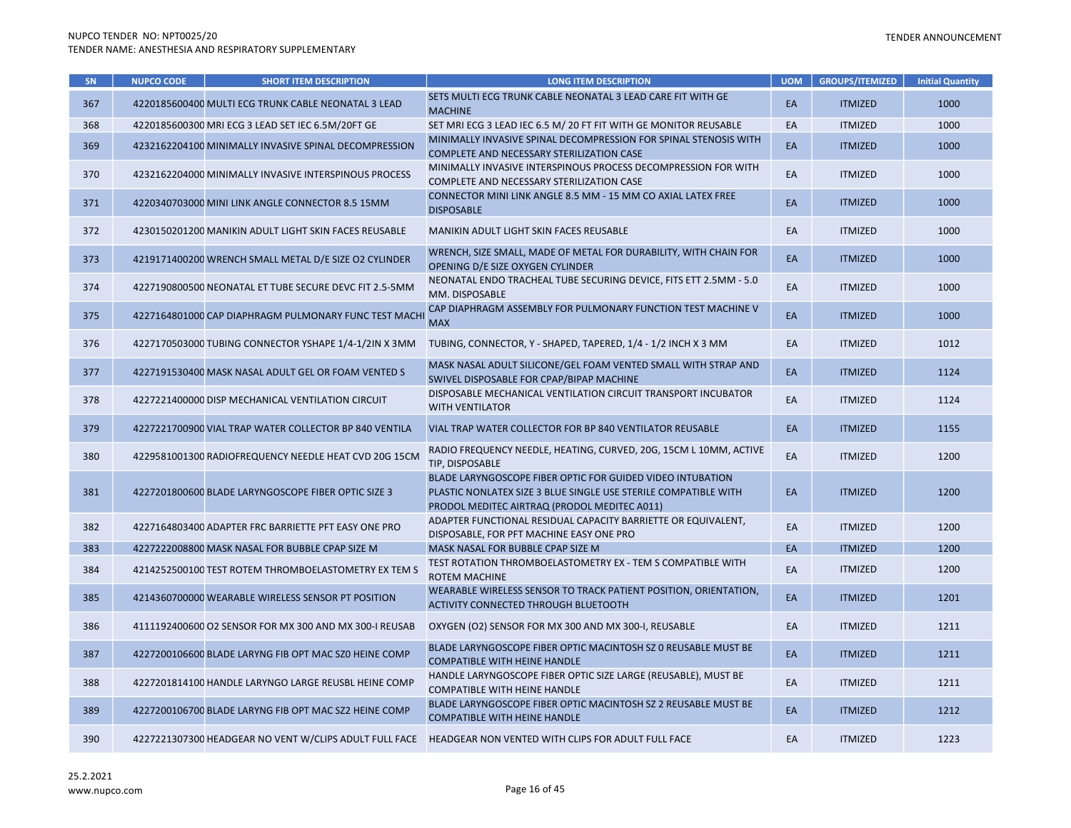| SN | NUPCO CODE | SHORT ITEM DESCRIPTION | LONG ITEM DESCRIPTION | UOM | GROUPS/ITEMIZED | Initial Quantity |
|---|---|---|---|---|---|---|
| 367 | 4220185600400 | MULTI ECG TRUNK CABLE NEONATAL 3 LEAD | SETS MULTI ECG TRUNK CABLE NEONATAL 3 LEAD CARE FIT WITH GE MACHINE | EA | ITMIZED | 1000 |
| 368 | 4220185600300 | MRI ECG 3 LEAD SET IEC 6.5M/20FT GE | SET MRI ECG 3 LEAD IEC 6.5 M/ 20 FT FIT WITH GE MONITOR REUSABLE | EA | ITMIZED | 1000 |
| 369 | 4232162204100 | MINIMALLY INVASIVE SPINAL DECOMPRESSION | MINIMALLY INVASIVE SPINAL DECOMPRESSION FOR SPINAL STENOSIS WITH COMPLETE AND NECESSARY STERILIZATION CASE | EA | ITMIZED | 1000 |
| 370 | 4232162204000 | MINIMALLY INVASIVE INTERSPINOUS PROCESS | MINIMALLY INVASIVE INTERSPINOUS PROCESS DECOMPRESSION FOR WITH COMPLETE AND NECESSARY STERILIZATION CASE | EA | ITMIZED | 1000 |
| 371 | 4220340703000 | MINI LINK ANGLE CONNECTOR 8.5 15MM | CONNECTOR MINI LINK ANGLE 8.5 MM - 15 MM CO AXIAL LATEX FREE DISPOSABLE | EA | ITMIZED | 1000 |
| 372 | 4230150201200 | MANIKIN ADULT LIGHT SKIN FACES REUSABLE | MANIKIN ADULT LIGHT SKIN FACES REUSABLE | EA | ITMIZED | 1000 |
| 373 | 4219171400200 | WRENCH SMALL METAL D/E SIZE O2 CYLINDER | WRENCH, SIZE SMALL, MADE OF METAL FOR DURABILITY, WITH CHAIN FOR OPENING D/E SIZE OXYGEN CYLINDER | EA | ITMIZED | 1000 |
| 374 | 4227190800500 | NEONATAL ET TUBE SECURE DEVC FIT 2.5-5MM | NEONATAL ENDO TRACHEAL TUBE SECURING DEVICE, FITS ETT 2.5MM - 5.0 MM. DISPOSABLE | EA | ITMIZED | 1000 |
| 375 | 4227164801000 | CAP DIAPHRAGM PULMONARY FUNC TEST MACHI | CAP DIAPHRAGM ASSEMBLY FOR PULMONARY FUNCTION TEST MACHINE V MAX | EA | ITMIZED | 1000 |
| 376 | 4227170503000 | TUBING CONNECTOR YSHAPE 1/4-1/2IN X 3MM | TUBING, CONNECTOR, Y - SHAPED, TAPERED, 1/4 - 1/2 INCH X 3 MM | EA | ITMIZED | 1012 |
| 377 | 4227191530400 | MASK NASAL ADULT GEL OR FOAM VENTED S | MASK NASAL ADULT SILICONE/GEL FOAM VENTED SMALL WITH STRAP AND SWIVEL DISPOSABLE FOR CPAP/BIPAP MACHINE | EA | ITMIZED | 1124 |
| 378 | 4227221400000 | DISP MECHANICAL VENTILATION CIRCUIT | DISPOSABLE MECHANICAL VENTILATION CIRCUIT TRANSPORT INCUBATOR WITH VENTILATOR | EA | ITMIZED | 1124 |
| 379 | 4227221700900 | VIAL TRAP WATER COLLECTOR BP 840 VENTILA | VIAL TRAP WATER COLLECTOR FOR BP 840 VENTILATOR REUSABLE | EA | ITMIZED | 1155 |
| 380 | 4229581001300 | RADIOFREQUENCY NEEDLE HEAT CVD 20G 15CM | RADIO FREQUENCY NEEDLE, HEATING, CURVED, 20G, 15CM L 10MM, ACTIVE TIP, DISPOSABLE | EA | ITMIZED | 1200 |
| 381 | 4227201800600 | BLADE LARYNGOSCOPE FIBER OPTIC SIZE 3 | BLADE LARYNGOSCOPE FIBER OPTIC FOR GUIDED VIDEO INTUBATION PLASTIC NONLATEX SIZE 3 BLUE SINGLE USE STERILE COMPATIBLE WITH PRODOL MEDITEC AIRTRAQ (PRODOL MEDITEC A011) | EA | ITMIZED | 1200 |
| 382 | 4227164803400 | ADAPTER FRC BARRIETTE PFT EASY ONE PRO | ADAPTER FUNCTIONAL RESIDUAL CAPACITY BARRIETTE OR EQUIVALENT, DISPOSABLE, FOR PFT MACHINE EASY ONE PRO | EA | ITMIZED | 1200 |
| 383 | 4227222008800 | MASK NASAL FOR BUBBLE CPAP SIZE M | MASK NASAL FOR BUBBLE CPAP SIZE M | EA | ITMIZED | 1200 |
| 384 | 4214252500100 | TEST ROTEM THROMBOELASTOMETRY EX TEM S | TEST ROTATION THROMBOELASTOMETRY EX - TEM S COMPATIBLE WITH ROTEM MACHINE | EA | ITMIZED | 1200 |
| 385 | 4214360700000 | WEARABLE WIRELESS SENSOR PT POSITION | WEARABLE WIRELESS SENSOR TO TRACK PATIENT POSITION, ORIENTATION, ACTIVITY CONNECTED THROUGH BLUETOOTH | EA | ITMIZED | 1201 |
| 386 | 4111192400600 | O2 SENSOR FOR MX 300 AND MX 300-I REUSAB | OXYGEN (O2) SENSOR FOR MX 300 AND MX 300-I, REUSABLE | EA | ITMIZED | 1211 |
| 387 | 4227200106600 | BLADE LARYNG FIB OPT MAC SZ0 HEINE COMP | BLADE LARYNGOSCOPE FIBER OPTIC MACINTOSH SZ 0 REUSABLE MUST BE COMPATIBLE WITH HEINE HANDLE | EA | ITMIZED | 1211 |
| 388 | 4227201814100 | HANDLE LARYNGO LARGE REUSBL HEINE COMP | HANDLE LARYNGOSCOPE FIBER OPTIC SIZE LARGE (REUSABLE), MUST BE COMPATIBLE WITH HEINE HANDLE | EA | ITMIZED | 1211 |
| 389 | 4227200106700 | BLADE LARYNG FIB OPT MAC SZ2 HEINE COMP | BLADE LARYNGOSCOPE FIBER OPTIC MACINTOSH SZ 2 REUSABLE MUST BE COMPATIBLE WITH HEINE HANDLE | EA | ITMIZED | 1212 |
| 390 | 4227221307300 | HEADGEAR NO VENT W/CLIPS ADULT FULL FACE | HEADGEAR NON VENTED WITH CLIPS FOR ADULT FULL FACE | EA | ITMIZED | 1223 |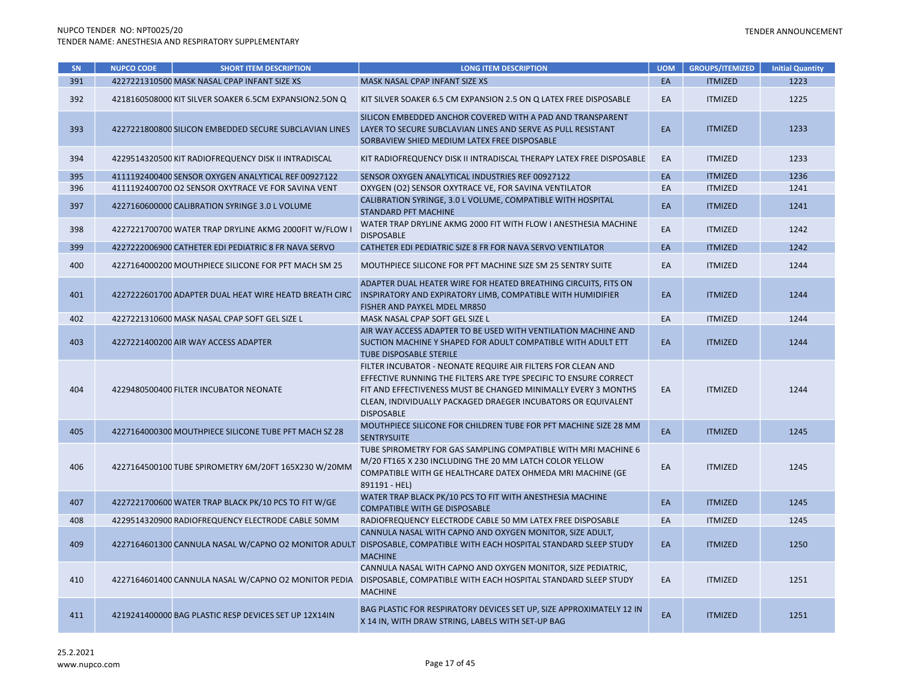| SN | NUPCO CODE | SHORT ITEM DESCRIPTION | LONG ITEM DESCRIPTION | UOM | GROUPS/ITEMIZED | Initial Quantity |
|---|---|---|---|---|---|---|
| 391 | 4227221310500 | MASK NASAL CPAP INFANT SIZE XS | MASK NASAL CPAP INFANT SIZE XS | EA | ITMIZED | 1223 |
| 392 | 4218160508000 | KIT SILVER SOAKER 6.5CM EXPANSION2.5ON Q | KIT SILVER SOAKER 6.5 CM EXPANSION 2.5 ON Q LATEX FREE DISPOSABLE | EA | ITMIZED | 1225 |
| 393 | 4227221800800 | SILICON EMBEDDED SECURE SUBCLAVIAN LINES | SILICON EMBEDDED ANCHOR COVERED WITH A PAD AND TRANSPARENT LAYER TO SECURE SUBCLAVIAN LINES AND SERVE AS PULL RESISTANT SORBAVIEW SHIED MEDIUM LATEX FREE DISPOSABLE | EA | ITMIZED | 1233 |
| 394 | 4229514320500 | KIT RADIOFREQUENCY DISK II INTRADISCAL | KIT RADIOFREQUENCY DISK II INTRADISCAL THERAPY LATEX FREE DISPOSABLE | EA | ITMIZED | 1233 |
| 395 | 4111192400400 | SENSOR OXYGEN ANALYTICAL REF 00927122 | SENSOR OXYGEN ANALYTICAL INDUSTRIES REF 00927122 | EA | ITMIZED | 1236 |
| 396 | 4111192400700 | O2 SENSOR OXYTRACE VE FOR SAVINA VENT | OXYGEN (O2) SENSOR OXYTRACE VE, FOR SAVINA VENTILATOR | EA | ITMIZED | 1241 |
| 397 | 4227160600000 | CALIBRATION SYRINGE 3.0 L VOLUME | CALIBRATION SYRINGE, 3.0 L VOLUME, COMPATIBLE WITH HOSPITAL STANDARD PFT MACHINE | EA | ITMIZED | 1241 |
| 398 | 4227221700700 | WATER TRAP DRYLINE AKMG 2000FIT W/FLOW I | WATER TRAP DRYLINE AKMG 2000 FIT WITH FLOW I ANESTHESIA MACHINE DISPOSABLE | EA | ITMIZED | 1242 |
| 399 | 4227222006900 | CATHETER EDI PEDIATRIC 8 FR NAVA SERVO | CATHETER EDI PEDIATRIC SIZE 8 FR FOR NAVA SERVO VENTILATOR | EA | ITMIZED | 1242 |
| 400 | 4227164000200 | MOUTHPIECE SILICONE FOR PFT MACH SM 25 | MOUTHPIECE SILICONE FOR PFT MACHINE SIZE SM 25 SENTRY SUITE | EA | ITMIZED | 1244 |
| 401 | 4227222601700 | ADAPTER DUAL HEAT WIRE HEATD BREATH CIRC | ADAPTER DUAL HEATER WIRE FOR HEATED BREATHING CIRCUITS, FITS ON INSPIRATORY AND EXPIRATORY LIMB, COMPATIBLE WITH HUMIDIFIER FISHER AND PAYKEL MDEL MR850 | EA | ITMIZED | 1244 |
| 402 | 4227221310600 | MASK NASAL CPAP SOFT GEL SIZE L | MASK NASAL CPAP SOFT GEL SIZE L | EA | ITMIZED | 1244 |
| 403 | 4227221400200 | AIR WAY ACCESS ADAPTER | AIR WAY ACCESS ADAPTER TO BE USED WITH VENTILATION MACHINE AND SUCTION MACHINE Y SHAPED FOR ADULT COMPATIBLE WITH ADULT ETT TUBE DISPOSABLE STERILE | EA | ITMIZED | 1244 |
| 404 | 4229480500400 | FILTER INCUBATOR NEONATE | FILTER INCUBATOR - NEONATE REQUIRE AIR FILTERS FOR CLEAN AND EFFECTIVE RUNNING THE FILTERS ARE TYPE SPECIFIC TO ENSURE CORRECT FIT AND EFFECTIVENESS MUST BE CHANGED MINIMALLY EVERY 3 MONTHS CLEAN, INDIVIDUALLY PACKAGED DRAEGER INCUBATORS OR EQUIVALENT DISPOSABLE | EA | ITMIZED | 1244 |
| 405 | 4227164000300 | MOUTHPIECE SILICONE TUBE PFT MACH SZ 28 | MOUTHPIECE SILICONE FOR CHILDREN TUBE FOR PFT MACHINE SIZE 28 MM SENTRYSUITE | EA | ITMIZED | 1245 |
| 406 | 4227164500100 | TUBE SPIROMETRY 6M/20FT 165X230 W/20MM | TUBE SPIROMETRY FOR GAS SAMPLING COMPATIBLE WITH MRI MACHINE 6 M/20 FT165 X 230 INCLUDING THE 20 MM LATCH COLOR YELLOW COMPATIBLE WITH GE HEALTHCARE DATEX OHMEDA MRI MACHINE (GE 891191 - HEL) | EA | ITMIZED | 1245 |
| 407 | 4227221700600 | WATER TRAP BLACK PK/10 PCS TO FIT W/GE | WATER TRAP BLACK PK/10 PCS TO FIT WITH ANESTHESIA MACHINE COMPATIBLE WITH GE DISPOSABLE | EA | ITMIZED | 1245 |
| 408 | 4229514320900 | RADIOFREQUENCY ELECTRODE CABLE 50MM | RADIOFREQUENCY ELECTRODE CABLE 50 MM LATEX FREE DISPOSABLE | EA | ITMIZED | 1245 |
| 409 | 4227164601300 | CANNULA NASAL W/CAPNO O2 MONITOR ADULT | CANNULA NASAL WITH CAPNO AND OXYGEN MONITOR, SIZE ADULT, DISPOSABLE, COMPATIBLE WITH EACH HOSPITAL STANDARD SLEEP STUDY MACHINE | EA | ITMIZED | 1250 |
| 410 | 4227164601400 | CANNULA NASAL W/CAPNO O2 MONITOR PEDIA | CANNULA NASAL WITH CAPNO AND OXYGEN MONITOR, SIZE PEDIATRIC, DISPOSABLE, COMPATIBLE WITH EACH HOSPITAL STANDARD SLEEP STUDY MACHINE | EA | ITMIZED | 1251 |
| 411 | 4219241400000 | BAG PLASTIC RESP DEVICES SET UP 12X14IN | BAG PLASTIC FOR RESPIRATORY DEVICES SET UP, SIZE APPROXIMATELY 12 IN X 14 IN, WITH DRAW STRING, LABELS WITH SET-UP BAG | EA | ITMIZED | 1251 |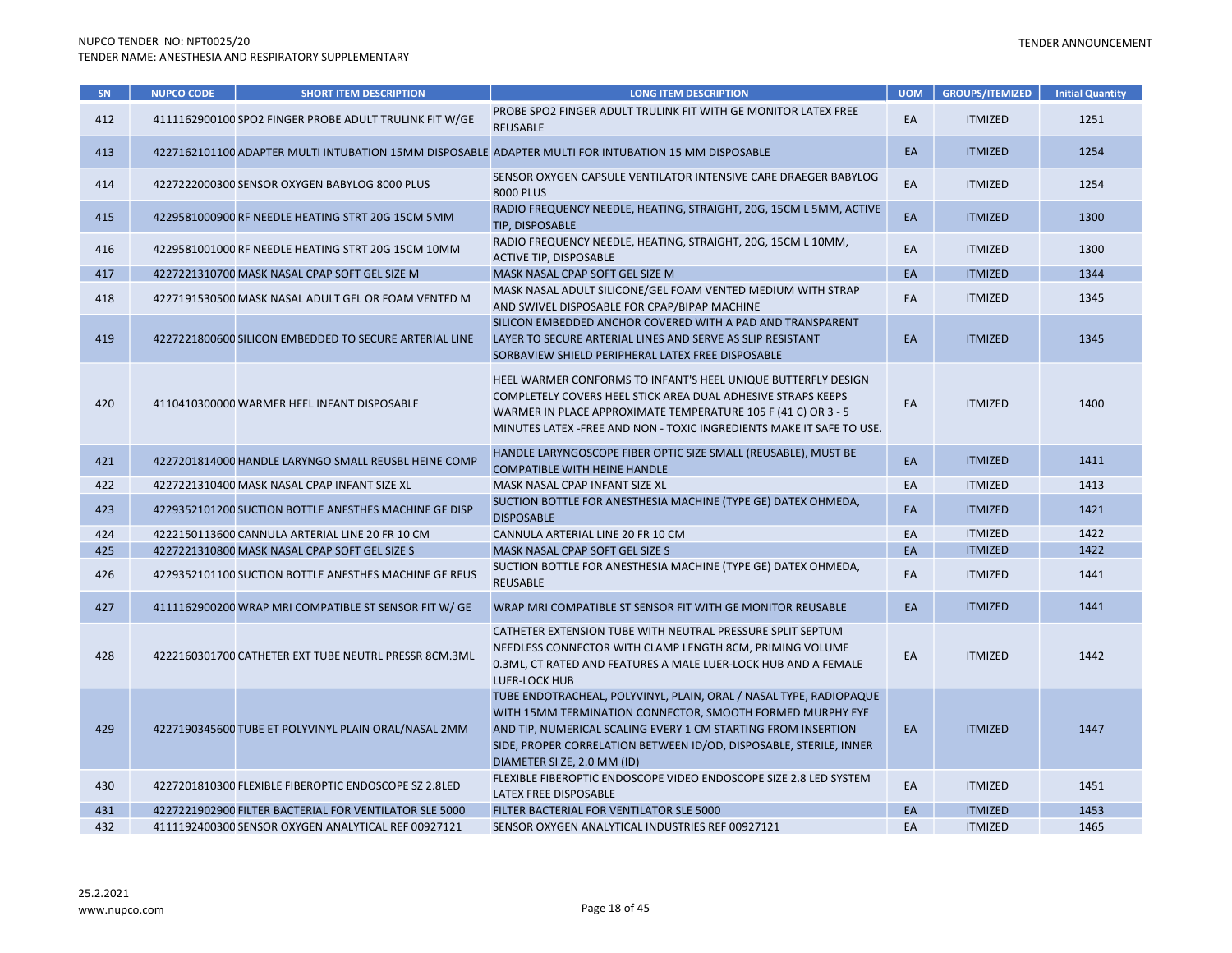| SN | NUPCO CODE | SHORT ITEM DESCRIPTION | LONG ITEM DESCRIPTION | UOM | GROUPS/ITEMIZED | Initial Quantity |
|---|---|---|---|---|---|---|
| 412 | 4111162900100 | SPO2 FINGER PROBE ADULT TRULINK FIT W/GE | PROBE SPO2 FINGER ADULT TRULINK FIT WITH GE MONITOR LATEX FREE REUSABLE | EA | ITMIZED | 1251 |
| 413 | 4227162101100 | ADAPTER MULTI INTUBATION 15MM DISPOSABLE | ADAPTER MULTI FOR INTUBATION 15 MM DISPOSABLE | EA | ITMIZED | 1254 |
| 414 | 4227222000300 | SENSOR OXYGEN BABYLOG 8000 PLUS | SENSOR OXYGEN CAPSULE VENTILATOR INTENSIVE CARE DRAEGER BABYLOG 8000 PLUS | EA | ITMIZED | 1254 |
| 415 | 4229581000900 | RF NEEDLE HEATING STRT 20G 15CM 5MM | RADIO FREQUENCY NEEDLE, HEATING, STRAIGHT, 20G, 15CM L 5MM, ACTIVE TIP, DISPOSABLE | EA | ITMIZED | 1300 |
| 416 | 4229581001000 | RF NEEDLE HEATING STRT 20G 15CM 10MM | RADIO FREQUENCY NEEDLE, HEATING, STRAIGHT, 20G, 15CM L 10MM, ACTIVE TIP, DISPOSABLE | EA | ITMIZED | 1300 |
| 417 | 4227221310700 | MASK NASAL CPAP SOFT GEL SIZE M | MASK NASAL CPAP SOFT GEL SIZE M | EA | ITMIZED | 1344 |
| 418 | 4227191530500 | MASK NASAL ADULT GEL OR FOAM VENTED M | MASK NASAL ADULT SILICONE/GEL FOAM VENTED MEDIUM WITH STRAP AND SWIVEL DISPOSABLE FOR CPAP/BIPAP MACHINE | EA | ITMIZED | 1345 |
| 419 | 4227221800600 | SILICON EMBEDDED TO SECURE ARTERIAL LINE | SILICON EMBEDDED ANCHOR COVERED WITH A PAD AND TRANSPARENT LAYER TO SECURE ARTERIAL LINES AND SERVE AS SLIP RESISTANT SORBAVIEW SHIELD PERIPHERAL LATEX FREE DISPOSABLE | EA | ITMIZED | 1345 |
| 420 | 4110410300000 | WARMER HEEL INFANT DISPOSABLE | HEEL WARMER CONFORMS TO INFANT'S HEEL UNIQUE BUTTERFLY DESIGN COMPLETELY COVERS HEEL STICK AREA DUAL ADHESIVE STRAPS KEEPS WARMER IN PLACE APPROXIMATE TEMPERATURE 105 F (41 C) OR 3 - 5 MINUTES LATEX -FREE AND NON - TOXIC INGREDIENTS MAKE IT SAFE TO USE. | EA | ITMIZED | 1400 |
| 421 | 4227201814000 | HANDLE LARYNGO SMALL REUSBL HEINE COMP | HANDLE LARYNGOSCOPE FIBER OPTIC SIZE SMALL (REUSABLE), MUST BE COMPATIBLE WITH HEINE HANDLE | EA | ITMIZED | 1411 |
| 422 | 4227221310400 | MASK NASAL CPAP INFANT SIZE XL | MASK NASAL CPAP INFANT SIZE XL | EA | ITMIZED | 1413 |
| 423 | 4229352101200 | SUCTION BOTTLE ANESTHES MACHINE GE DISP | SUCTION BOTTLE FOR ANESTHESIA MACHINE (TYPE GE) DATEX OHMEDA, DISPOSABLE | EA | ITMIZED | 1421 |
| 424 | 4222150113600 | CANNULA ARTERIAL LINE 20 FR 10 CM | CANNULA ARTERIAL LINE 20 FR 10 CM | EA | ITMIZED | 1422 |
| 425 | 4227221310800 | MASK NASAL CPAP SOFT GEL SIZE S | MASK NASAL CPAP SOFT GEL SIZE S | EA | ITMIZED | 1422 |
| 426 | 4229352101100 | SUCTION BOTTLE ANESTHES MACHINE GE REUS | SUCTION BOTTLE FOR ANESTHESIA MACHINE (TYPE GE) DATEX OHMEDA, REUSABLE | EA | ITMIZED | 1441 |
| 427 | 4111162900200 | WRAP MRI COMPATIBLE ST SENSOR FIT W/ GE | WRAP MRI COMPATIBLE ST SENSOR FIT WITH GE MONITOR REUSABLE | EA | ITMIZED | 1441 |
| 428 | 4222160301700 | CATHETER EXT TUBE NEUTRL PRESSR 8CM.3ML | CATHETER EXTENSION TUBE WITH NEUTRAL PRESSURE SPLIT SEPTUM NEEDLESS CONNECTOR WITH CLAMP LENGTH 8CM, PRIMING VOLUME 0.3ML, CT RATED AND FEATURES A MALE LUER-LOCK HUB AND A FEMALE LUER-LOCK HUB | EA | ITMIZED | 1442 |
| 429 | 4227190345600 | TUBE ET POLYVINYL PLAIN ORAL/NASAL 2MM | TUBE ENDOTRACHEAL, POLYVINYL, PLAIN, ORAL / NASAL TYPE, RADIOPAQUE WITH 15MM TERMINATION CONNECTOR, SMOOTH FORMED MURPHY EYE AND TIP, NUMERICAL SCALING EVERY 1 CM STARTING FROM INSERTION SIDE, PROPER CORRELATION BETWEEN ID/OD, DISPOSABLE, STERILE, INNER DIAMETER SI ZE, 2.0 MM (ID) | EA | ITMIZED | 1447 |
| 430 | 4227201810300 | FLEXIBLE FIBEROPTIC ENDOSCOPE SZ 2.8LED | FLEXIBLE FIBEROPTIC ENDOSCOPE VIDEO ENDOSCOPE SIZE 2.8 LED SYSTEM LATEX FREE DISPOSABLE | EA | ITMIZED | 1451 |
| 431 | 4227221902900 | FILTER BACTERIAL FOR VENTILATOR SLE 5000 | FILTER BACTERIAL FOR VENTILATOR SLE 5000 | EA | ITMIZED | 1453 |
| 432 | 4111192400300 | SENSOR OXYGEN ANALYTICAL REF 00927121 | SENSOR OXYGEN ANALYTICAL INDUSTRIES REF 00927121 | EA | ITMIZED | 1465 |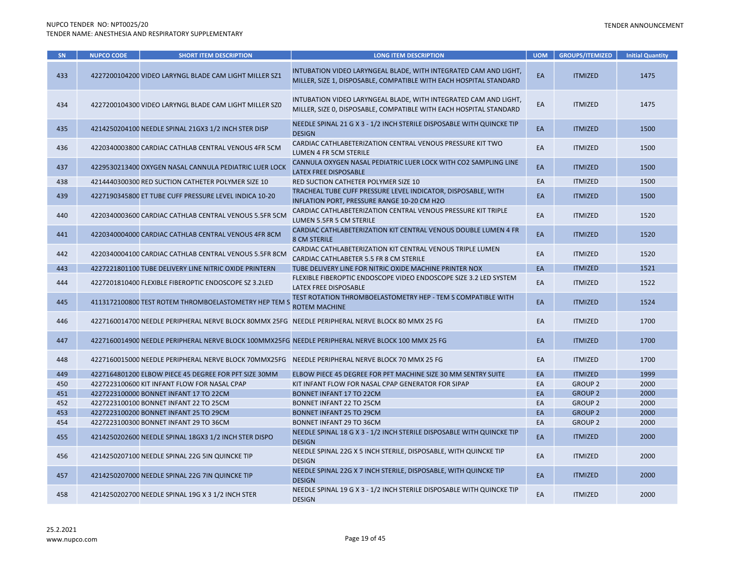| SN | NUPCO CODE | SHORT ITEM DESCRIPTION | LONG ITEM DESCRIPTION | UOM | GROUPS/ITIMIZED | Initial Quantity |
|---|---|---|---|---|---|---|
| 433 | 4227200104200 | VIDEO LARYNGL BLADE CAM LIGHT MILLER SZ1 | INTUBATION VIDEO LARYNGEAL BLADE, WITH INTEGRATED CAM AND LIGHT, MILLER, SIZE 1, DISPOSABLE, COMPATIBLE WITH EACH HOSPITAL STANDARD | EA | ITMIZED | 1475 |
| 434 | 4227200104300 | VIDEO LARYNGL BLADE CAM LIGHT MILLER SZ0 | INTUBATION VIDEO LARYNGEAL BLADE, WITH INTEGRATED CAM AND LIGHT, MILLER, SIZE 0, DISPOSABLE, COMPATIBLE WITH EACH HOSPITAL STANDARD | EA | ITMIZED | 1475 |
| 435 | 4214250204100 | NEEDLE SPINAL 21GX3 1/2 INCH STER DISP | NEEDLE SPINAL 21 G X 3 - 1/2 INCH STERILE DISPOSABLE WITH QUINCKE TIP DESIGN | EA | ITMIZED | 1500 |
| 436 | 4220340003800 | CARDIAC CATHLAB CENTRAL VENOUS 4FR 5CM | CARDIAC CATHLABETERIZATION CENTRAL VENOUS PRESSURE KIT TWO LUMEN 4 FR 5CM STERILE | EA | ITMIZED | 1500 |
| 437 | 4229530213400 | OXYGEN NASAL CANNULA PEDIATRIC LUER LOCK | CANNULA OXYGEN NASAL PEDIATRIC LUER LOCK WITH CO2 SAMPLING LINE LATEX FREE DISPOSABLE | EA | ITMIZED | 1500 |
| 438 | 4214440300300 | RED SUCTION CATHETER POLYMER SIZE 10 | RED SUCTION CATHETER POLYMER SIZE 10 | EA | ITMIZED | 1500 |
| 439 | 4227190345800 | ET TUBE CUFF PRESSURE LEVEL INDICA 10-20 | TRACHEAL TUBE CUFF PRESSURE LEVEL INDICATOR, DISPOSABLE, WITH INFLATION PORT, PRESSURE RANGE 10-20 CM H2O | EA | ITMIZED | 1500 |
| 440 | 4220340003600 | CARDIAC CATHLAB CENTRAL VENOUS 5.5FR 5CM | CARDIAC CATHLABETERIZATION CENTRAL VENOUS PRESSURE KIT TRIPLE LUMEN 5.5FR 5 CM STERILE | EA | ITMIZED | 1520 |
| 441 | 4220340004000 | CARDIAC CATHLAB CENTRAL VENOUS 4FR 8CM | CARDIAC CATHLABETERIZATION KIT CENTRAL VENOUS DOUBLE LUMEN 4 FR 8 CM STERILE | EA | ITMIZED | 1520 |
| 442 | 4220340004100 | CARDIAC CATHLAB CENTRAL VENOUS 5.5FR 8CM | CARDIAC CATHLABETERIZATION KIT CENTRAL VENOUS TRIPLE LUMEN CARDIAC CATHLABETER 5.5 FR 8 CM STERILE | EA | ITMIZED | 1520 |
| 443 | 4227221801100 | TUBE DELIVERY LINE NITRIC OXIDE PRINTERN | TUBE DELIVERY LINE FOR NITRIC OXIDE MACHINE PRINTER NOX | EA | ITMIZED | 1521 |
| 444 | 4227201810400 | FLEXIBLE FIBEROPTIC ENDOSCOPE SZ 3.2LED | FLEXIBLE FIBEROPTIC ENDOSCOPE VIDEO ENDOSCOPE SIZE 3.2 LED SYSTEM LATEX FREE DISPOSABLE | EA | ITMIZED | 1522 |
| 445 | 4113172100800 | TEST ROTEM THROMBOELASTOMETRY HEP TEM S | TEST ROTATION THROMBOELASTOMETRY HEP - TEM S COMPATIBLE WITH ROTEM MACHINE | EA | ITMIZED | 1524 |
| 446 | 4227160014700 | NEEDLE PERIPHERAL NERVE BLOCK 80MMX 25FG | NEEDLE PERIPHERAL NERVE BLOCK 80 MMX 25 FG | EA | ITMIZED | 1700 |
| 447 | 4227160014900 | NEEDLE PERIPHERAL NERVE BLOCK 100MMX25FG | NEEDLE PERIPHERAL NERVE BLOCK 100 MMX 25 FG | EA | ITMIZED | 1700 |
| 448 | 4227160015000 | NEEDLE PERIPHERAL NERVE BLOCK 70MMX25FG | NEEDLE PERIPHERAL NERVE BLOCK 70 MMX 25 FG | EA | ITMIZED | 1700 |
| 449 | 4227164801200 | ELBOW PIECE 45 DEGREE FOR PFT SIZE 30MM | ELBOW PIECE 45 DEGREE FOR PFT MACHINE SIZE 30 MM SENTRY SUITE | EA | ITMIZED | 1999 |
| 450 | 4227223100600 | KIT INFANT FLOW FOR NASAL CPAP | KIT INFANT FLOW FOR NASAL CPAP GENERATOR FOR SIPAP | EA | GROUP 2 | 2000 |
| 451 | 4227223100000 | BONNET INFANT 17 TO 22CM | BONNET INFANT 17 TO 22CM | EA | GROUP 2 | 2000 |
| 452 | 4227223100100 | BONNET INFANT 22 TO 25CM | BONNET INFANT 22 TO 25CM | EA | GROUP 2 | 2000 |
| 453 | 4227223100200 | BONNET INFANT 25 TO 29CM | BONNET INFANT 25 TO 29CM | EA | GROUP 2 | 2000 |
| 454 | 4227223100300 | BONNET INFANT 29 TO 36CM | BONNET INFANT 29 TO 36CM | EA | GROUP 2 | 2000 |
| 455 | 4214250202600 | NEEDLE SPINAL 18GX3 1/2 INCH STER DISPO | NEEDLE SPINAL 18 G X 3 - 1/2 INCH STERILE DISPOSABLE WITH QUINCKE TIP DESIGN | EA | ITMIZED | 2000 |
| 456 | 4214250207100 | NEEDLE SPINAL 22G 5IN QUINCKE TIP | NEEDLE SPINAL 22G X 5 INCH STERILE, DISPOSABLE, WITH QUINCKE TIP DESIGN | EA | ITMIZED | 2000 |
| 457 | 4214250207000 | NEEDLE SPINAL 22G 7IN QUINCKE TIP | NEEDLE SPINAL 22G X 7 INCH STERILE, DISPOSABLE, WITH QUINCKE TIP DESIGN | EA | ITMIZED | 2000 |
| 458 | 4214250202700 | NEEDLE SPINAL 19G X 3 1/2 INCH STER | NEEDLE SPINAL 19 G X 3 - 1/2 INCH STERILE DISPOSABLE WITH QUINCKE TIP DESIGN | EA | ITMIZED | 2000 |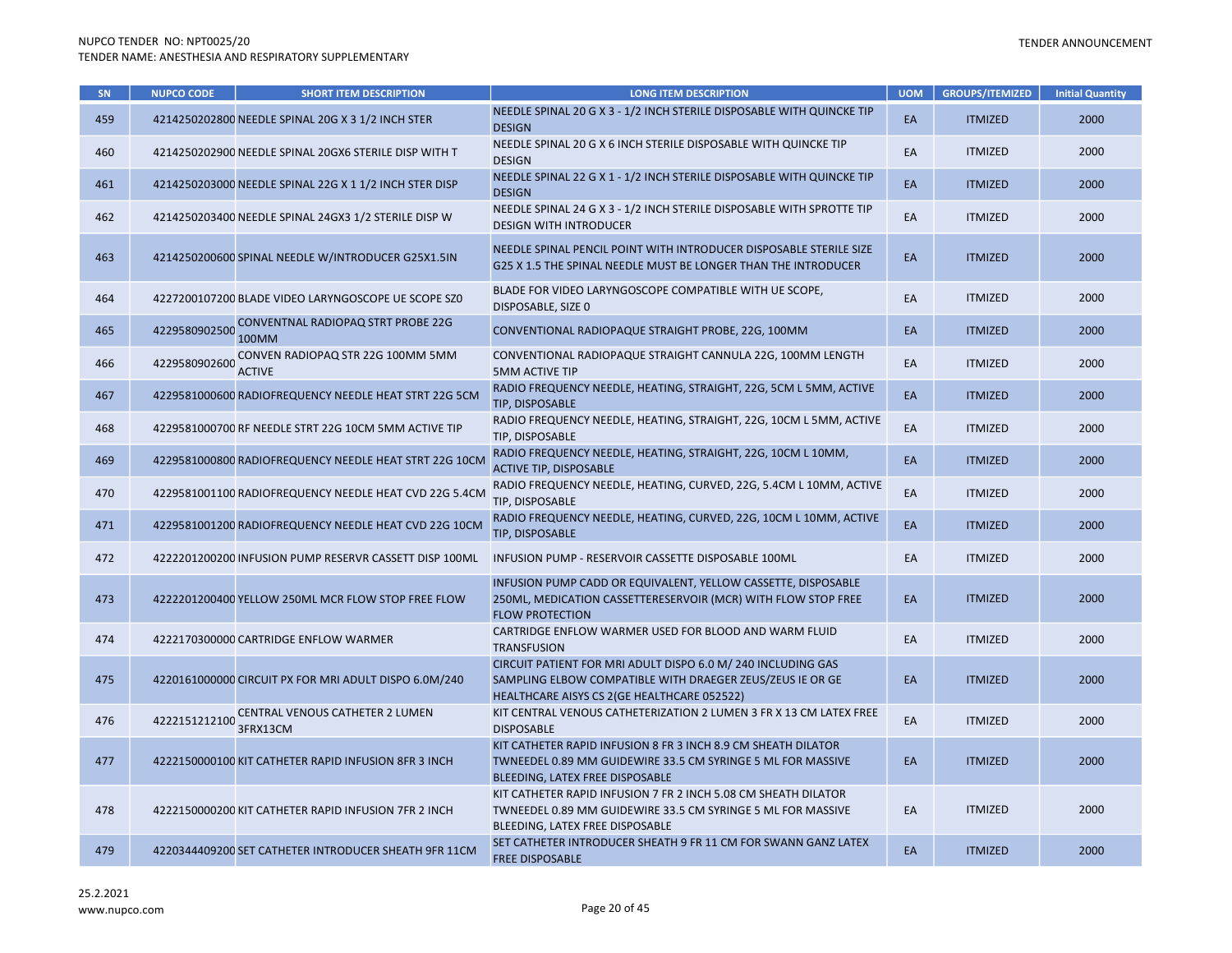| SN | NUPCO CODE | SHORT ITEM DESCRIPTION | LONG ITEM DESCRIPTION | UOM | GROUPS/ITEMIZED | Initial Quantity |
|---|---|---|---|---|---|---|
| 459 | 4214250202800 | NEEDLE SPINAL 20G X 3 1/2 INCH STER | NEEDLE SPINAL 20 G X 3 - 1/2 INCH STERILE DISPOSABLE WITH QUINCKE TIP DESIGN | EA | ITMIZED | 2000 |
| 460 | 4214250202900 | NEEDLE SPINAL 20GX6 STERILE DISP WITH T | NEEDLE SPINAL 20 G X 6 INCH STERILE DISPOSABLE WITH QUINCKE TIP DESIGN | EA | ITMIZED | 2000 |
| 461 | 4214250203000 | NEEDLE SPINAL 22G X 1 1/2 INCH STER DISP | NEEDLE SPINAL 22 G X 1 - 1/2 INCH STERILE DISPOSABLE WITH QUINCKE TIP DESIGN | EA | ITMIZED | 2000 |
| 462 | 4214250203400 | NEEDLE SPINAL 24GX3 1/2 STERILE DISP W | NEEDLE SPINAL 24 G X 3 - 1/2 INCH STERILE DISPOSABLE WITH SPROTTE TIP DESIGN WITH INTRODUCER | EA | ITMIZED | 2000 |
| 463 | 4214250200600 | SPINAL NEEDLE W/INTRODUCER G25X1.5IN | NEEDLE SPINAL PENCIL POINT WITH INTRODUCER DISPOSABLE STERILE SIZE G25 X 1.5 THE SPINAL NEEDLE MUST BE LONGER THAN THE INTRODUCER | EA | ITMIZED | 2000 |
| 464 | 4227200107200 | BLADE VIDEO LARYNGOSCOPE UE SCOPE SZ0 | BLADE FOR VIDEO LARYNGOSCOPE COMPATIBLE WITH UE SCOPE, DISPOSABLE, SIZE 0 | EA | ITMIZED | 2000 |
| 465 | 4229580902500 | CONVENTNAL RADIOPAQ STRT PROBE 22G 100MM | CONVENTIONAL RADIOPAQUE STRAIGHT PROBE, 22G, 100MM | EA | ITMIZED | 2000 |
| 466 | 4229580902600 | CONVEN RADIOPAQ STR 22G 100MM 5MM ACTIVE | CONVENTIONAL RADIOPAQUE STRAIGHT CANNULA 22G, 100MM LENGTH 5MM ACTIVE TIP | EA | ITMIZED | 2000 |
| 467 | 4229581000600 | RADIOFREQUENCY NEEDLE HEAT STRT 22G 5CM | RADIO FREQUENCY NEEDLE, HEATING, STRAIGHT, 22G, 5CM L 5MM, ACTIVE TIP, DISPOSABLE | EA | ITMIZED | 2000 |
| 468 | 4229581000700 | RF NEEDLE STRT 22G 10CM 5MM ACTIVE TIP | RADIO FREQUENCY NEEDLE, HEATING, STRAIGHT, 22G, 10CM L 5MM, ACTIVE TIP, DISPOSABLE | EA | ITMIZED | 2000 |
| 469 | 4229581000800 | RADIOFREQUENCY NEEDLE HEAT STRT 22G 10CM | RADIO FREQUENCY NEEDLE, HEATING, STRAIGHT, 22G, 10CM L 10MM, ACTIVE TIP, DISPOSABLE | EA | ITMIZED | 2000 |
| 470 | 4229581001100 | RADIOFREQUENCY NEEDLE HEAT CVD 22G 5.4CM | RADIO FREQUENCY NEEDLE, HEATING, CURVED, 22G, 5.4CM L 10MM, ACTIVE TIP, DISPOSABLE | EA | ITMIZED | 2000 |
| 471 | 4229581001200 | RADIOFREQUENCY NEEDLE HEAT CVD 22G 10CM | RADIO FREQUENCY NEEDLE, HEATING, CURVED, 22G, 10CM L 10MM, ACTIVE TIP, DISPOSABLE | EA | ITMIZED | 2000 |
| 472 | 4222201200200 | INFUSION PUMP RESERVR CASSETT DISP 100ML | INFUSION PUMP - RESERVOIR CASSETTE DISPOSABLE 100ML | EA | ITMIZED | 2000 |
| 473 | 4222201200400 | YELLOW 250ML MCR FLOW STOP FREE FLOW | INFUSION PUMP CADD OR EQUIVALENT, YELLOW CASSETTE, DISPOSABLE 250ML, MEDICATION CASSETTERESERVOIR (MCR) WITH FLOW STOP FREE FLOW PROTECTION | EA | ITMIZED | 2000 |
| 474 | 4222170300000 | CARTRIDGE ENFLOW WARMER | CARTRIDGE ENFLOW WARMER USED FOR BLOOD AND WARM FLUID TRANSFUSION | EA | ITMIZED | 2000 |
| 475 | 4220161000000 | CIRCUIT PX FOR MRI ADULT DISPO 6.0M/240 | CIRCUIT PATIENT FOR MRI ADULT DISPO 6.0 M/ 240 INCLUDING GAS SAMPLING ELBOW COMPATIBLE WITH DRAEGER ZEUS/ZEUS IE OR GE HEALTHCARE AISYS CS 2(GE HEALTHCARE 052522) | EA | ITMIZED | 2000 |
| 476 | 4222151212100 | CENTRAL VENOUS CATHETER 2 LUMEN 3FRX13CM | KIT CENTRAL VENOUS CATHETERIZATION 2 LUMEN 3 FR X 13 CM LATEX FREE DISPOSABLE | EA | ITMIZED | 2000 |
| 477 | 4222150000100 | KIT CATHETER RAPID INFUSION 8FR 3 INCH | KIT CATHETER RAPID INFUSION 8 FR 3 INCH 8.9 CM SHEATH DILATOR TWNEEDEL 0.89 MM GUIDEWIRE 33.5 CM SYRINGE 5 ML FOR MASSIVE BLEEDING, LATEX FREE DISPOSABLE | EA | ITMIZED | 2000 |
| 478 | 4222150000200 | KIT CATHETER RAPID INFUSION 7FR 2 INCH | KIT CATHETER RAPID INFUSION 7 FR 2 INCH 5.08 CM SHEATH DILATOR TWNEEDEL 0.89 MM GUIDEWIRE 33.5 CM SYRINGE 5 ML FOR MASSIVE BLEEDING, LATEX FREE DISPOSABLE | EA | ITMIZED | 2000 |
| 479 | 4220344409200 | SET CATHETER INTRODUCER SHEATH 9FR 11CM | SET CATHETER INTRODUCER SHEATH 9 FR 11 CM FOR SWANN GANZ LATEX FREE DISPOSABLE | EA | ITMIZED | 2000 |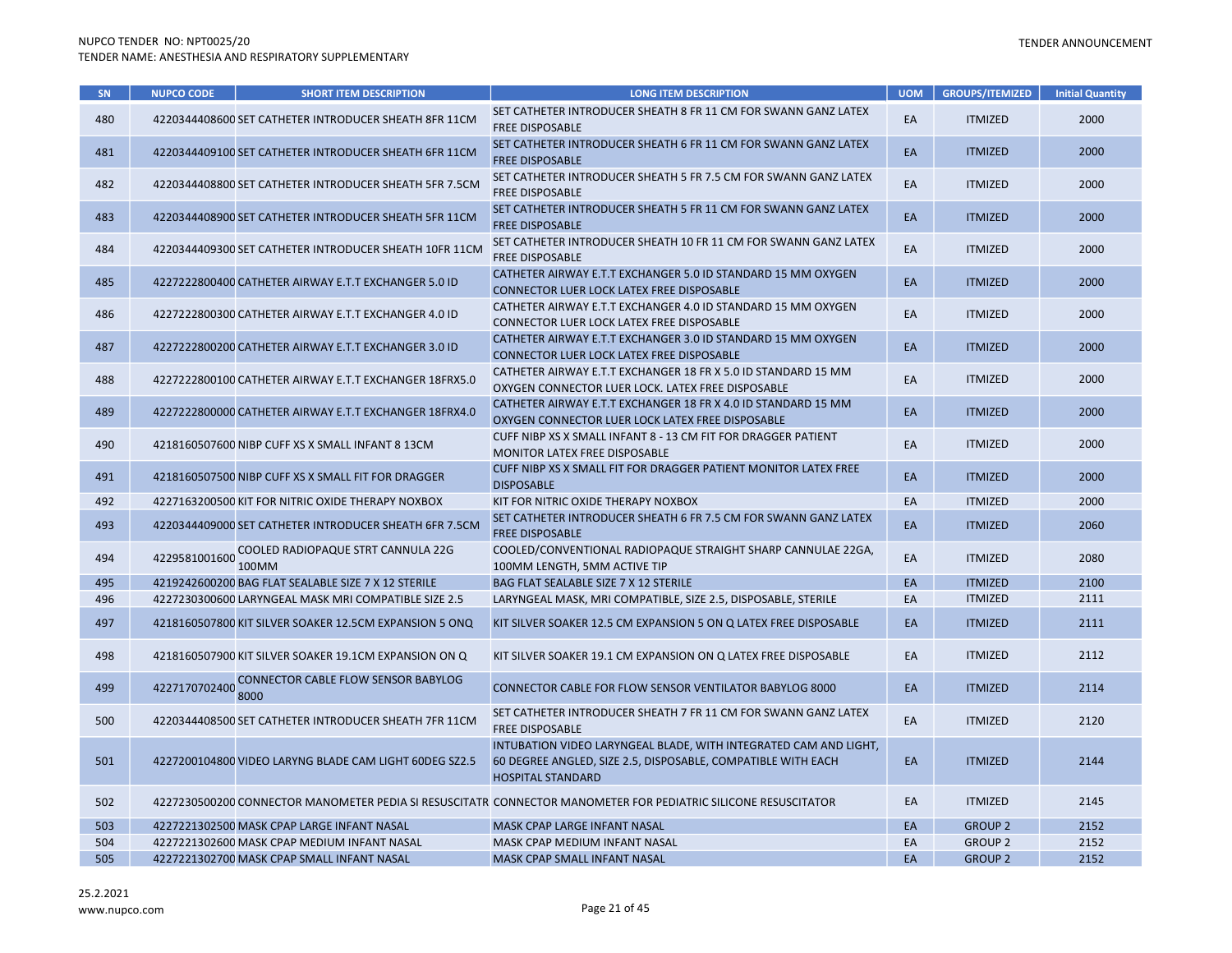| SN | NUPCO CODE | SHORT ITEM DESCRIPTION | LONG ITEM DESCRIPTION | UOM | GROUPS/ITEMIZED | Initial Quantity |
|---|---|---|---|---|---|---|
| 480 | 4220344408600 | SET CATHETER INTRODUCER SHEATH 8FR 11CM | SET CATHETER INTRODUCER SHEATH 8 FR 11 CM FOR SWANN GANZ LATEX FREE DISPOSABLE | EA | ITMIZED | 2000 |
| 481 | 4220344409100 | SET CATHETER INTRODUCER SHEATH 6FR 11CM | SET CATHETER INTRODUCER SHEATH 6 FR 11 CM FOR SWANN GANZ LATEX FREE DISPOSABLE | EA | ITMIZED | 2000 |
| 482 | 4220344408800 | SET CATHETER INTRODUCER SHEATH 5FR 7.5CM | SET CATHETER INTRODUCER SHEATH 5 FR 7.5 CM FOR SWANN GANZ LATEX FREE DISPOSABLE | EA | ITMIZED | 2000 |
| 483 | 4220344408900 | SET CATHETER INTRODUCER SHEATH 5FR 11CM | SET CATHETER INTRODUCER SHEATH 5 FR 11 CM FOR SWANN GANZ LATEX FREE DISPOSABLE | EA | ITMIZED | 2000 |
| 484 | 4220344409300 | SET CATHETER INTRODUCER SHEATH 10FR 11CM | SET CATHETER INTRODUCER SHEATH 10 FR 11 CM FOR SWANN GANZ LATEX FREE DISPOSABLE | EA | ITMIZED | 2000 |
| 485 | 4227222800400 | CATHETER AIRWAY E.T.T EXCHANGER 5.0 ID | CATHETER AIRWAY E.T.T EXCHANGER 5.0 ID STANDARD 15 MM OXYGEN CONNECTOR LUER LOCK LATEX FREE DISPOSABLE | EA | ITMIZED | 2000 |
| 486 | 4227222800300 | CATHETER AIRWAY E.T.T EXCHANGER 4.0 ID | CATHETER AIRWAY E.T.T EXCHANGER 4.0 ID STANDARD 15 MM OXYGEN CONNECTOR LUER LOCK LATEX FREE DISPOSABLE | EA | ITMIZED | 2000 |
| 487 | 4227222800200 | CATHETER AIRWAY E.T.T EXCHANGER 3.0 ID | CATHETER AIRWAY E.T.T EXCHANGER 3.0 ID STANDARD 15 MM OXYGEN CONNECTOR LUER LOCK LATEX FREE DISPOSABLE | EA | ITMIZED | 2000 |
| 488 | 4227222800100 | CATHETER AIRWAY E.T.T EXCHANGER 18FRX5.0 | CATHETER AIRWAY E.T.T EXCHANGER 18 FR X 5.0 ID STANDARD 15 MM OXYGEN CONNECTOR LUER LOCK. LATEX FREE DISPOSABLE | EA | ITMIZED | 2000 |
| 489 | 4227222800000 | CATHETER AIRWAY E.T.T EXCHANGER 18FRX4.0 | CATHETER AIRWAY E.T.T EXCHANGER 18 FR X 4.0 ID STANDARD 15 MM OXYGEN CONNECTOR LUER LOCK LATEX FREE DISPOSABLE | EA | ITMIZED | 2000 |
| 490 | 4218160507600 | NIBP CUFF XS X SMALL INFANT 8 13CM | CUFF NIBP XS X SMALL INFANT 8 - 13 CM FIT FOR DRAGGER PATIENT MONITOR LATEX FREE DISPOSABLE | EA | ITMIZED | 2000 |
| 491 | 4218160507500 | NIBP CUFF XS X SMALL FIT FOR DRAGGER | CUFF NIBP XS X SMALL FIT FOR DRAGGER PATIENT MONITOR LATEX FREE DISPOSABLE | EA | ITMIZED | 2000 |
| 492 | 4227163200500 | KIT FOR NITRIC OXIDE THERAPY NOXBOX | KIT FOR NITRIC OXIDE THERAPY NOXBOX | EA | ITMIZED | 2000 |
| 493 | 4220344409000 | SET CATHETER INTRODUCER SHEATH 6FR 7.5CM | SET CATHETER INTRODUCER SHEATH 6 FR 7.5 CM FOR SWANN GANZ LATEX FREE DISPOSABLE | EA | ITMIZED | 2060 |
| 494 | 4229581001600 | COOLED RADIOPAQUE STRT CANNULA 22G 100MM | COOLED/CONVENTIONAL RADIOPAQUE STRAIGHT SHARP CANNULAE 22GA, 100MM LENGTH, 5MM ACTIVE TIP | EA | ITMIZED | 2080 |
| 495 | 4219242600200 | BAG FLAT SEALABLE SIZE 7 X 12 STERILE | BAG FLAT SEALABLE SIZE 7 X 12 STERILE | EA | ITMIZED | 2100 |
| 496 | 4227230300600 | LARYNGEAL MASK MRI COMPATIBLE SIZE 2.5 | LARYNGEAL MASK, MRI COMPATIBLE, SIZE 2.5, DISPOSABLE, STERILE | EA | ITMIZED | 2111 |
| 497 | 4218160507800 | KIT SILVER SOAKER 12.5CM EXPANSION 5 ONQ | KIT SILVER SOAKER 12.5 CM EXPANSION 5 ON Q LATEX FREE DISPOSABLE | EA | ITMIZED | 2111 |
| 498 | 4218160507900 | KIT SILVER SOAKER 19.1CM EXPANSION ON Q | KIT SILVER SOAKER 19.1 CM EXPANSION ON Q LATEX FREE DISPOSABLE | EA | ITMIZED | 2112 |
| 499 | 4227170702400 | CONNECTOR CABLE FLOW SENSOR BABYLOG 8000 | CONNECTOR CABLE FOR FLOW SENSOR VENTILATOR BABYLOG 8000 | EA | ITMIZED | 2114 |
| 500 | 4220344408500 | SET CATHETER INTRODUCER SHEATH 7FR 11CM | SET CATHETER INTRODUCER SHEATH 7 FR 11 CM FOR SWANN GANZ LATEX FREE DISPOSABLE | EA | ITMIZED | 2120 |
| 501 | 4227200104800 | VIDEO LARYNG BLADE CAM LIGHT 60DEG SZ2.5 | INTUBATION VIDEO LARYNGEAL BLADE, WITH INTEGRATED CAM AND LIGHT, 60 DEGREE ANGLED, SIZE 2.5, DISPOSABLE, COMPATIBLE WITH EACH HOSPITAL STANDARD | EA | ITMIZED | 2144 |
| 502 | 4227230500200 | CONNECTOR MANOMETER PEDIA SI RESUSCITATR | CONNECTOR MANOMETER FOR PEDIATRIC SILICONE RESUSCITATOR | EA | ITMIZED | 2145 |
| 503 | 4227221302500 | MASK CPAP LARGE INFANT NASAL | MASK CPAP LARGE INFANT NASAL | EA | GROUP 2 | 2152 |
| 504 | 4227221302600 | MASK CPAP MEDIUM INFANT NASAL | MASK CPAP MEDIUM INFANT NASAL | EA | GROUP 2 | 2152 |
| 505 | 4227221302700 | MASK CPAP SMALL INFANT NASAL | MASK CPAP SMALL INFANT NASAL | EA | GROUP 2 | 2152 |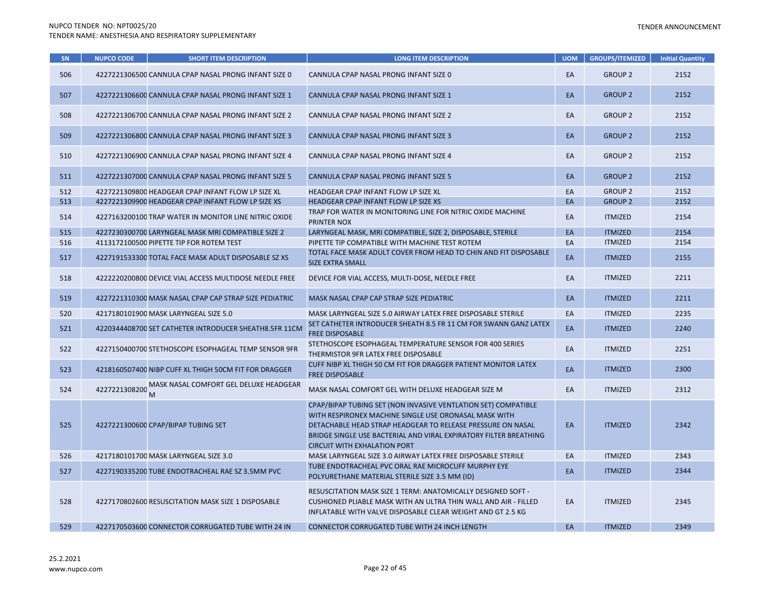| SN | NUPCO CODE | SHORT ITEM DESCRIPTION | LONG ITEM DESCRIPTION | UOM | GROUPS/ITEMIZED | Initial Quantity |
|---|---|---|---|---|---|---|
| 506 | 4227221306500 | CANNULA CPAP NASAL PRONG INFANT SIZE 0 | CANNULA CPAP NASAL PRONG INFANT SIZE 0 | EA | GROUP 2 | 2152 |
| 507 | 4227221306600 | CANNULA CPAP NASAL PRONG INFANT SIZE 1 | CANNULA CPAP NASAL PRONG INFANT SIZE 1 | EA | GROUP 2 | 2152 |
| 508 | 4227221306700 | CANNULA CPAP NASAL PRONG INFANT SIZE 2 | CANNULA CPAP NASAL PRONG INFANT SIZE 2 | EA | GROUP 2 | 2152 |
| 509 | 4227221306800 | CANNULA CPAP NASAL PRONG INFANT SIZE 3 | CANNULA CPAP NASAL PRONG INFANT SIZE 3 | EA | GROUP 2 | 2152 |
| 510 | 4227221306900 | CANNULA CPAP NASAL PRONG INFANT SIZE 4 | CANNULA CPAP NASAL PRONG INFANT SIZE 4 | EA | GROUP 2 | 2152 |
| 511 | 4227221307000 | CANNULA CPAP NASAL PRONG INFANT SIZE 5 | CANNULA CPAP NASAL PRONG INFANT SIZE 5 | EA | GROUP 2 | 2152 |
| 512 | 4227221309800 | HEADGEAR CPAP INFANT FLOW LP SIZE XL | HEADGEAR CPAP INFANT FLOW LP SIZE XL | EA | GROUP 2 | 2152 |
| 513 | 4227221309900 | HEADGEAR CPAP INFANT FLOW LP SIZE XS | HEADGEAR CPAP INFANT FLOW LP SIZE XS | EA | GROUP 2 | 2152 |
| 514 | 4227163200100 | TRAP WATER IN MONITOR LINE NITRIC OXIDE | TRAP FOR WATER IN MONITORING LINE FOR NITRIC OXIDE MACHINE PRINTER NOX | EA | ITMIZED | 2154 |
| 515 | 4227230300700 | LARYNGEAL MASK MRI COMPATIBLE SIZE 2 | LARYNGEAL MASK, MRI COMPATIBLE, SIZE 2, DISPOSABLE, STERILE | EA | ITMIZED | 2154 |
| 516 | 4113172100500 | PIPETTE TIP FOR ROTEM TEST | PIPETTE TIP COMPATIBLE WITH MACHINE TEST ROTEM | EA | ITMIZED | 2154 |
| 517 | 4227191533300 | TOTAL FACE MASK ADULT DISPOSABLE SZ XS | TOTAL FACE MASK ADULT COVER FROM HEAD TO CHIN AND FIT DISPOSABLE SIZE EXTRA SMALL | EA | ITMIZED | 2155 |
| 518 | 4222220200800 | DEVICE VIAL ACCESS MULTIDOSE NEEDLE FREE | DEVICE FOR VIAL ACCESS, MULTI-DOSE, NEEDLE FREE | EA | ITMIZED | 2211 |
| 519 | 4227221310300 | MASK NASAL CPAP CAP STRAP SIZE PEDIATRIC | MASK NASAL CPAP CAP STRAP SIZE PEDIATRIC | EA | ITMIZED | 2211 |
| 520 | 4217180101900 | MASK LARYNGEAL SIZE 5.0 | MASK LARYNGEAL SIZE 5.0 AIRWAY LATEX FREE DISPOSABLE STERILE | EA | ITMIZED | 2235 |
| 521 | 4220344408700 | SET CATHETER INTRODUCER SHEATH8.5FR 11CM | SET CATHETER INTRODUCER SHEATH 8.5 FR 11 CM FOR SWANN GANZ LATEX FREE DISPOSABLE | EA | ITMIZED | 2240 |
| 522 | 4227150400700 | STETHOSCOPE ESOPHAGEAL TEMP SENSOR 9FR | STETHOSCOPE ESOPHAGEAL TEMPERATURE SENSOR FOR 400 SERIES THERMISTOR 9FR LATEX FREE DISPOSABLE | EA | ITMIZED | 2251 |
| 523 | 4218160507400 | NIBP CUFF XL THIGH 50CM FIT FOR DRAGGER | CUFF NIBP XL THIGH 50 CM FIT FOR DRAGGER PATIENT MONITOR LATEX FREE DISPOSABLE | EA | ITMIZED | 2300 |
| 524 | 4227221308200 | MASK NASAL COMFORT GEL DELUXE HEADGEAR M | MASK NASAL COMFORT GEL WITH DELUXE HEADGEAR SIZE M | EA | ITMIZED | 2312 |
| 525 | 4227221300600 | CPAP/BIPAP TUBING SET | CPAP/BIPAP TUBING SET (NON INVASIVE VENTLATION SET) COMPATIBLE WITH RESPIRONEX MACHINE SINGLE USE ORONASAL MASK WITH DETACHABLE HEAD STRAP HEADGEAR TO RELEASE PRESSURE ON NASAL BRIDGE SINGLE USE BACTERIAL AND VIRAL EXPIRATORY FILTER BREATHING CIRCUIT WITH EXHALATION PORT | EA | ITMIZED | 2342 |
| 526 | 4217180101700 | MASK LARYNGEAL SIZE 3.0 | MASK LARYNGEAL SIZE 3.0 AIRWAY LATEX FREE DISPOSABLE STERILE | EA | ITMIZED | 2343 |
| 527 | 4227190335200 | TUBE ENDOTRACHEAL RAE SZ 3.5MM PVC | TUBE ENDOTRACHEAL PVC ORAL RAE MICROCUFF MURPHY EYE POLYURETHANE MATERIAL STERILE SIZE 3.5 MM (ID) | EA | ITMIZED | 2344 |
| 528 | 4227170802600 | RESUSCITATION MASK SIZE 1 DISPOSABLE | RESUSCITATION MASK SIZE 1 TERM: ANATOMICALLY DESIGNED SOFT - CUSHIONED PLIABLE MASK WITH AN ULTRA THIN WALL AND AIR - FILLED INFLATABLE WITH VALVE DISPOSABLE CLEAR WEIGHT AND GT 2.5 KG | EA | ITMIZED | 2345 |
| 529 | 4227170503600 | CONNECTOR CORRUGATED TUBE WITH 24 IN | CONNECTOR CORRUGATED TUBE WITH 24 INCH LENGTH | EA | ITMIZED | 2349 |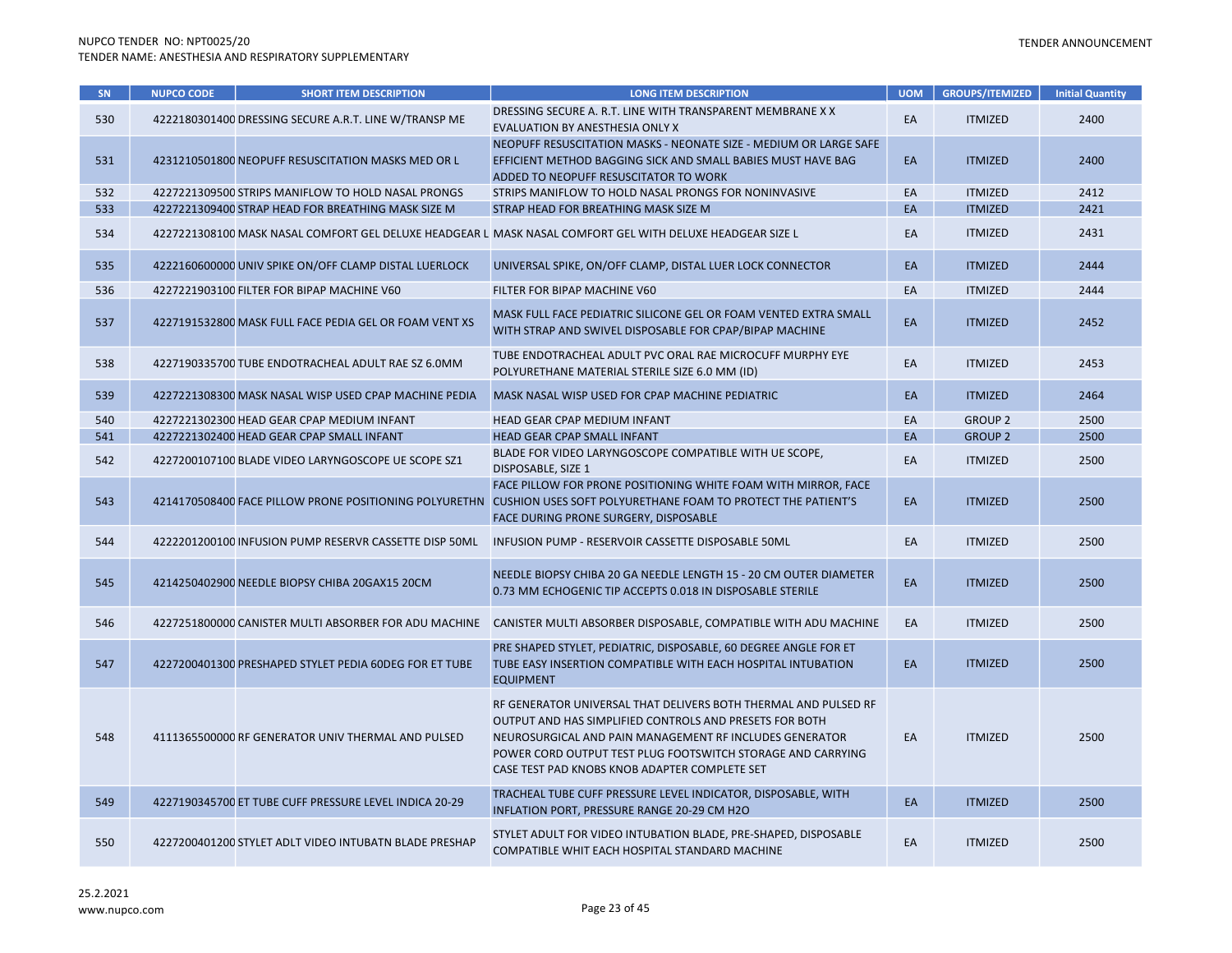| SN | NUPCO CODE | SHORT ITEM DESCRIPTION | LONG ITEM DESCRIPTION | UOM | GROUPS/ITEMIZED | Initial Quantity |
|---|---|---|---|---|---|---|
| 530 | 4222180301400 | DRESSING SECURE A.R.T. LINE W/TRANSP ME | DRESSING SECURE A. R.T. LINE WITH TRANSPARENT MEMBRANE X X EVALUATION BY ANESTHESIA ONLY X | EA | ITMIZED | 2400 |
| 531 | 4231210501800 | NEOPUFF RESUSCITATION MASKS MED OR L | NEOPUFF RESUSCITATION MASKS - NEONATE SIZE - MEDIUM OR LARGE SAFE EFFICIENT METHOD BAGGING SICK AND SMALL BABIES MUST HAVE BAG ADDED TO NEOPUFF RESUSCITATOR TO WORK | EA | ITMIZED | 2400 |
| 532 | 4227221309500 | STRIPS MANIFLOW TO HOLD NASAL PRONGS | STRIPS MANIFLOW TO HOLD NASAL PRONGS FOR NONINVASIVE | EA | ITMIZED | 2412 |
| 533 | 4227221309400 | STRAP HEAD FOR BREATHING MASK SIZE M | STRAP HEAD FOR BREATHING MASK SIZE M | EA | ITMIZED | 2421 |
| 534 | 4227221308100 | MASK NASAL COMFORT GEL DELUXE HEADGEAR L | MASK NASAL COMFORT GEL WITH DELUXE HEADGEAR SIZE L | EA | ITMIZED | 2431 |
| 535 | 4222160600000 | UNIV SPIKE ON/OFF CLAMP DISTAL LUERLOCK | UNIVERSAL SPIKE, ON/OFF CLAMP, DISTAL LUER LOCK CONNECTOR | EA | ITMIZED | 2444 |
| 536 | 4227221903100 | FILTER FOR BIPAP MACHINE V60 | FILTER FOR BIPAP MACHINE V60 | EA | ITMIZED | 2444 |
| 537 | 4227191532800 | MASK FULL FACE PEDIA GEL OR FOAM VENT XS | MASK FULL FACE PEDIATRIC SILICONE GEL OR FOAM VENTED EXTRA SMALL WITH STRAP AND SWIVEL DISPOSABLE FOR CPAP/BIPAP MACHINE | EA | ITMIZED | 2452 |
| 538 | 4227190335700 | TUBE ENDOTRACHEAL ADULT RAE SZ 6.0MM | TUBE ENDOTRACHEAL ADULT PVC ORAL RAE MICROCUFF MURPHY EYE POLYURETHANE MATERIAL STERILE SIZE 6.0 MM (ID) | EA | ITMIZED | 2453 |
| 539 | 4227221308300 | MASK NASAL WISP USED CPAP MACHINE PEDIA | MASK NASAL WISP USED FOR CPAP MACHINE PEDIATRIC | EA | ITMIZED | 2464 |
| 540 | 4227221302300 | HEAD GEAR CPAP MEDIUM INFANT | HEAD GEAR CPAP MEDIUM INFANT | EA | GROUP 2 | 2500 |
| 541 | 4227221302400 | HEAD GEAR CPAP SMALL INFANT | HEAD GEAR CPAP SMALL INFANT | EA | GROUP 2 | 2500 |
| 542 | 4227200107100 | BLADE VIDEO LARYNGOSCOPE UE SCOPE SZ1 | BLADE FOR VIDEO LARYNGOSCOPE COMPATIBLE WITH UE SCOPE, DISPOSABLE, SIZE 1 | EA | ITMIZED | 2500 |
| 543 | 4214170508400 | FACE PILLOW PRONE POSITIONING POLYURETHN | FACE PILLOW FOR PRONE POSITIONING WHITE FOAM WITH MIRROR, FACE CUSHION USES SOFT POLYURETHANE FOAM TO PROTECT THE PATIENT'S FACE DURING PRONE SURGERY, DISPOSABLE | EA | ITMIZED | 2500 |
| 544 | 4222201200100 | INFUSION PUMP RESERVR CASSETTE DISP 50ML | INFUSION PUMP - RESERVOIR CASSETTE DISPOSABLE 50ML | EA | ITMIZED | 2500 |
| 545 | 4214250402900 | NEEDLE BIOPSY CHIBA 20GAX15 20CM | NEEDLE BIOPSY CHIBA 20 GA NEEDLE LENGTH 15 - 20 CM OUTER DIAMETER 0.73 MM ECHOGENIC TIP ACCEPTS 0.018 IN DISPOSABLE STERILE | EA | ITMIZED | 2500 |
| 546 | 4227251800000 | CANISTER MULTI ABSORBER FOR ADU MACHINE | CANISTER MULTI ABSORBER DISPOSABLE, COMPATIBLE WITH ADU MACHINE | EA | ITMIZED | 2500 |
| 547 | 4227200401300 | PRESHAPED STYLET PEDIA 60DEG FOR ET TUBE | PRE SHAPED STYLET, PEDIATRIC, DISPOSABLE, 60 DEGREE ANGLE FOR ET TUBE EASY INSERTION COMPATIBLE WITH EACH HOSPITAL INTUBATION EQUIPMENT | EA | ITMIZED | 2500 |
| 548 | 4111365500000 | RF GENERATOR UNIV THERMAL AND PULSED | RF GENERATOR UNIVERSAL THAT DELIVERS BOTH THERMAL AND PULSED RF OUTPUT AND HAS SIMPLIFIED CONTROLS AND PRESETS FOR BOTH NEUROSURGICAL AND PAIN MANAGEMENT RF INCLUDES GENERATOR POWER CORD OUTPUT TEST PLUG FOOTSWITCH STORAGE AND CARRYING CASE TEST PAD KNOBS KNOB ADAPTER COMPLETE SET | EA | ITMIZED | 2500 |
| 549 | 4227190345700 | ET TUBE CUFF PRESSURE LEVEL INDICA 20-29 | TRACHEAL TUBE CUFF PRESSURE LEVEL INDICATOR, DISPOSABLE, WITH INFLATION PORT, PRESSURE RANGE 20-29 CM H2O | EA | ITMIZED | 2500 |
| 550 | 4227200401200 | STYLET ADLT VIDEO INTUBATN BLADE PRESHAP | STYLET ADULT FOR VIDEO INTUBATION BLADE, PRE-SHAPED, DISPOSABLE COMPATIBLE WHIT EACH HOSPITAL STANDARD MACHINE | EA | ITMIZED | 2500 |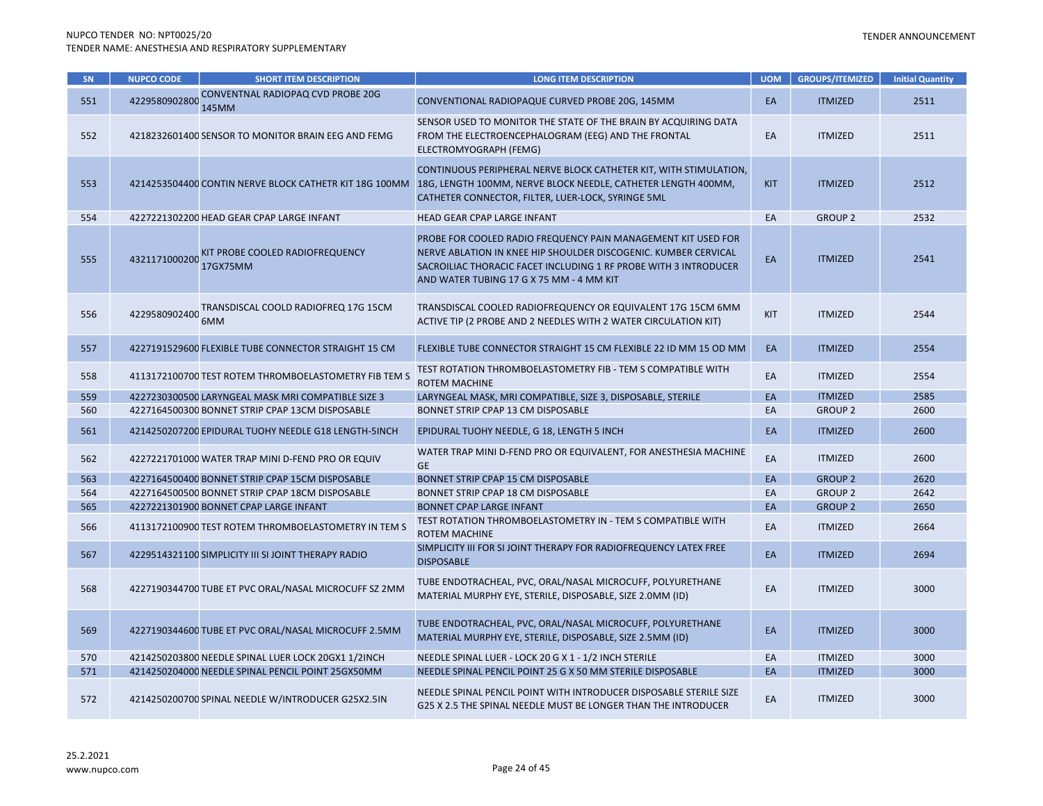| SN | NUPCO CODE | SHORT ITEM DESCRIPTION | LONG ITEM DESCRIPTION | UOM | GROUPS/ITEMIZED | Initial Quantity |
|---|---|---|---|---|---|---|
| 551 | 4229580902800 | CONVENTNAL RADIOPAQ CVD PROBE 20G 145MM | CONVENTIONAL RADIOPAQUE CURVED PROBE 20G, 145MM | EA | ITMIZED | 2511 |
| 552 | 4218232601400 | SENSOR TO MONITOR BRAIN EEG AND FEMG | SENSOR USED TO MONITOR THE STATE OF THE BRAIN BY ACQUIRING DATA FROM THE ELECTROENCEPHALOGRAM (EEG) AND THE FRONTAL ELECTROMYOGRAPH (FEMG) | EA | ITMIZED | 2511 |
| 553 | 4214253504400 | CONTIN NERVE BLOCK CATHETR KIT 18G 100MM | CONTINUOUS PERIPHERAL NERVE BLOCK CATHETER KIT, WITH STIMULATION, 18G, LENGTH 100MM, NERVE BLOCK NEEDLE, CATHETER LENGTH 400MM, CATHETER CONNECTOR, FILTER, LUER-LOCK, SYRINGE 5ML | KIT | ITMIZED | 2512 |
| 554 | 4227221302200 | HEAD GEAR CPAP LARGE INFANT | HEAD GEAR CPAP LARGE INFANT | EA | GROUP 2 | 2532 |
| 555 | 4321171000200 | KIT PROBE COOLED RADIOFREQUENCY 17GX75MM | PROBE FOR COOLED RADIO FREQUENCY PAIN MANAGEMENT KIT USED FOR NERVE ABLATION IN KNEE HIP SHOULDER DISCOGENIC. KUMBER CERVICAL SACROILIAC THORACIC FACET INCLUDING 1 RF PROBE WITH 3 INTRODUCER AND WATER TUBING 17 G X 75 MM - 4 MM KIT | EA | ITMIZED | 2541 |
| 556 | 4229580902400 | TRANSDISCAL COOLD RADIOFREQ 17G 15CM 6MM | TRANSDISCAL COOLED RADIOFREQUENCY OR EQUIVALENT 17G 15CM 6MM ACTIVE TIP (2 PROBE AND 2 NEEDLES WITH 2 WATER CIRCULATION KIT) | KIT | ITMIZED | 2544 |
| 557 | 4227191529600 | FLEXIBLE TUBE CONNECTOR STRAIGHT 15 CM | FLEXIBLE TUBE CONNECTOR STRAIGHT 15 CM FLEXIBLE 22 ID MM 15 OD MM | EA | ITMIZED | 2554 |
| 558 | 4113172100700 | TEST ROTEM THROMBOELASTOMETRY FIB TEM S | TEST ROTATION THROMBOELASTOMETRY FIB - TEM S COMPATIBLE WITH ROTEM MACHINE | EA | ITMIZED | 2554 |
| 559 | 4227230300500 | LARYNGEAL MASK MRI COMPATIBLE SIZE 3 | LARYNGEAL MASK, MRI COMPATIBLE, SIZE 3, DISPOSABLE, STERILE | EA | ITMIZED | 2585 |
| 560 | 4227164500300 | BONNET STRIP CPAP 13CM DISPOSABLE | BONNET STRIP CPAP 13 CM DISPOSABLE | EA | GROUP 2 | 2600 |
| 561 | 4214250207200 | EPIDURAL TUOHY NEEDLE G18 LENGTH-5INCH | EPIDURAL TUOHY NEEDLE, G 18, LENGTH 5 INCH | EA | ITMIZED | 2600 |
| 562 | 4227221701000 | WATER TRAP MINI D-FEND PRO OR EQUIV | WATER TRAP MINI D-FEND PRO OR EQUIVALENT, FOR ANESTHESIA MACHINE GE | EA | ITMIZED | 2600 |
| 563 | 4227164500400 | BONNET STRIP CPAP 15CM DISPOSABLE | BONNET STRIP CPAP 15 CM DISPOSABLE | EA | GROUP 2 | 2620 |
| 564 | 4227164500500 | BONNET STRIP CPAP 18CM DISPOSABLE | BONNET STRIP CPAP 18 CM DISPOSABLE | EA | GROUP 2 | 2642 |
| 565 | 4227221301900 | BONNET CPAP LARGE INFANT | BONNET CPAP LARGE INFANT | EA | GROUP 2 | 2650 |
| 566 | 4113172100900 | TEST ROTEM THROMBOELASTOMETRY IN TEM S | TEST ROTATION THROMBOELASTOMETRY IN - TEM S COMPATIBLE WITH ROTEM MACHINE | EA | ITMIZED | 2664 |
| 567 | 4229514321100 | SIMPLICITY III SI JOINT THERAPY RADIO | SIMPLICITY III FOR SI JOINT THERAPY FOR RADIOFREQUENCY LATEX FREE DISPOSABLE | EA | ITMIZED | 2694 |
| 568 | 4227190344700 | TUBE ET PVC ORAL/NASAL MICROCUFF SZ 2MM | TUBE ENDOTRACHEAL, PVC, ORAL/NASAL MICROCUFF, POLYURETHANE MATERIAL MURPHY EYE, STERILE, DISPOSABLE, SIZE 2.0MM (ID) | EA | ITMIZED | 3000 |
| 569 | 4227190344600 | TUBE ET PVC ORAL/NASAL MICROCUFF 2.5MM | TUBE ENDOTRACHEAL, PVC, ORAL/NASAL MICROCUFF, POLYURETHANE MATERIAL MURPHY EYE, STERILE, DISPOSABLE, SIZE 2.5MM (ID) | EA | ITMIZED | 3000 |
| 570 | 4214250203800 | NEEDLE SPINAL LUER LOCK 20GX1 1/2INCH | NEEDLE SPINAL LUER - LOCK 20 G X 1 - 1/2 INCH STERILE | EA | ITMIZED | 3000 |
| 571 | 4214250204000 | NEEDLE SPINAL PENCIL POINT 25GX50MM | NEEDLE SPINAL PENCIL POINT 25 G X 50 MM STERILE DISPOSABLE | EA | ITMIZED | 3000 |
| 572 | 4214250200700 | SPINAL NEEDLE W/INTRODUCER G25X2.5IN | NEEDLE SPINAL PENCIL POINT WITH INTRODUCER DISPOSABLE STERILE SIZE G25 X 2.5 THE SPINAL NEEDLE MUST BE LONGER THAN THE INTRODUCER | EA | ITMIZED | 3000 |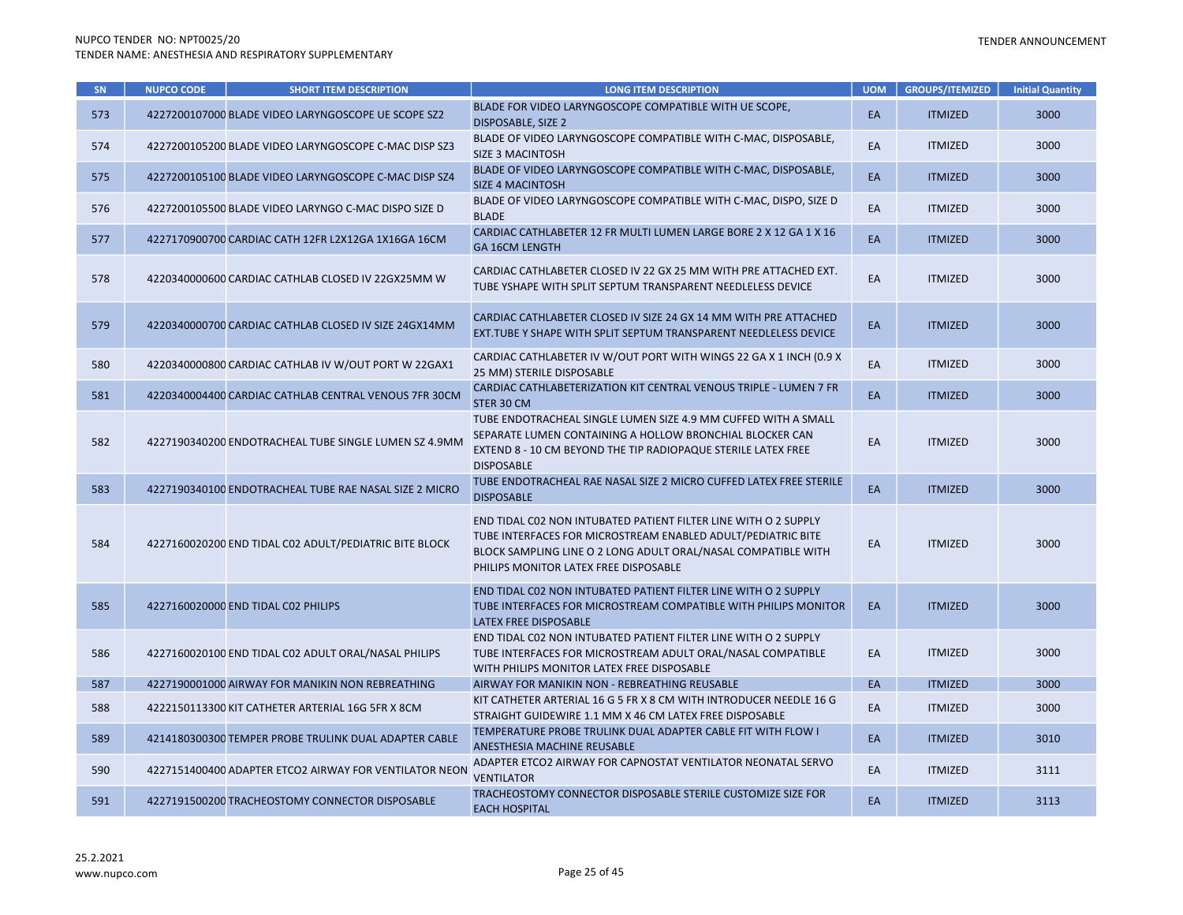| SN | NUPCO CODE | SHORT ITEM DESCRIPTION | LONG ITEM DESCRIPTION | UOM | GROUPS/ITEMIZED | Initial Quantity |
|---|---|---|---|---|---|---|
| 573 | 4227200107000 | BLADE VIDEO LARYNGOSCOPE UE SCOPE SZ2 | BLADE FOR VIDEO LARYNGOSCOPE COMPATIBLE WITH UE SCOPE, DISPOSABLE, SIZE 2 | EA | ITMIZED | 3000 |
| 574 | 4227200105200 | BLADE VIDEO LARYNGOSCOPE C-MAC DISP SZ3 | BLADE OF VIDEO LARYNGOSCOPE COMPATIBLE WITH C-MAC, DISPOSABLE, SIZE 3 MACINTOSH | EA | ITMIZED | 3000 |
| 575 | 4227200105100 | BLADE VIDEO LARYNGOSCOPE C-MAC DISP SZ4 | BLADE OF VIDEO LARYNGOSCOPE COMPATIBLE WITH C-MAC, DISPOSABLE, SIZE 4 MACINTOSH | EA | ITMIZED | 3000 |
| 576 | 4227200105500 | BLADE VIDEO LARYNGO C-MAC DISPO SIZE D | BLADE OF VIDEO LARYNGOSCOPE COMPATIBLE WITH C-MAC, DISPO, SIZE D BLADE | EA | ITMIZED | 3000 |
| 577 | 4227170900700 | CARDIAC CATH 12FR L2X12GA 1X16GA 16CM | CARDIAC CATHLABETER 12 FR MULTI LUMEN LARGE BORE 2 X 12 GA 1 X 16 GA 16CM LENGTH | EA | ITMIZED | 3000 |
| 578 | 4220340000600 | CARDIAC CATHLAB CLOSED IV 22GX25MM W | CARDIAC CATHLABETER CLOSED IV 22 GX 25 MM WITH PRE ATTACHED EXT. TUBE YSHAPE WITH SPLIT SEPTUM TRANSPARENT NEEDLELESS DEVICE | EA | ITMIZED | 3000 |
| 579 | 4220340000700 | CARDIAC CATHLAB CLOSED IV SIZE 24GX14MM | CARDIAC CATHLABETER CLOSED IV SIZE 24 GX 14 MM WITH PRE ATTACHED EXT.TUBE Y SHAPE WITH SPLIT SEPTUM TRANSPARENT NEEDLELESS DEVICE | EA | ITMIZED | 3000 |
| 580 | 4220340000800 | CARDIAC CATHLAB IV W/OUT PORT W 22GAX1 | CARDIAC CATHLABETER IV W/OUT PORT WITH WINGS 22 GA X 1 INCH (0.9 X 25 MM) STERILE DISPOSABLE | EA | ITMIZED | 3000 |
| 581 | 4220340004400 | CARDIAC CATHLAB CENTRAL VENOUS 7FR 30CM | CARDIAC CATHLABETERIZATION KIT CENTRAL VENOUS TRIPLE - LUMEN 7 FR STER 30 CM | EA | ITMIZED | 3000 |
| 582 | 4227190340200 | ENDOTRACHEAL TUBE SINGLE LUMEN SZ 4.9MM | TUBE ENDOTRACHEAL SINGLE LUMEN SIZE 4.9 MM CUFFED WITH A SMALL SEPARATE LUMEN CONTAINING A HOLLOW BRONCHIAL BLOCKER CAN EXTEND 8 - 10 CM BEYOND THE TIP RADIOPAQUE STERILE LATEX FREE DISPOSABLE | EA | ITMIZED | 3000 |
| 583 | 4227190340100 | ENDOTRACHEAL TUBE RAE NASAL SIZE 2 MICRO | TUBE ENDOTRACHEAL RAE NASAL SIZE 2 MICRO CUFFED LATEX FREE STERILE DISPOSABLE | EA | ITMIZED | 3000 |
| 584 | 4227160020200 | END TIDAL C02 ADULT/PEDIATRIC BITE BLOCK | END TIDAL C02 NON INTUBATED PATIENT FILTER LINE WITH O 2 SUPPLY TUBE INTERFACES FOR MICROSTREAM ENABLED ADULT/PEDIATRIC BITE BLOCK SAMPLING LINE O 2 LONG ADULT ORAL/NASAL COMPATIBLE WITH PHILIPS MONITOR LATEX FREE DISPOSABLE | EA | ITMIZED | 3000 |
| 585 | 4227160020000 | END TIDAL C02 PHILIPS | END TIDAL C02 NON INTUBATED PATIENT FILTER LINE WITH O 2 SUPPLY TUBE INTERFACES FOR MICROSTREAM COMPATIBLE WITH PHILIPS MONITOR LATEX FREE DISPOSABLE | EA | ITMIZED | 3000 |
| 586 | 4227160020100 | END TIDAL C02 ADULT ORAL/NASAL PHILIPS | END TIDAL C02 NON INTUBATED PATIENT FILTER LINE WITH O 2 SUPPLY TUBE INTERFACES FOR MICROSTREAM ADULT ORAL/NASAL COMPATIBLE WITH PHILIPS MONITOR LATEX FREE DISPOSABLE | EA | ITMIZED | 3000 |
| 587 | 4227190001000 | AIRWAY FOR MANIKIN NON REBREATHING | AIRWAY FOR MANIKIN NON - REBREATHING REUSABLE | EA | ITMIZED | 3000 |
| 588 | 4222150113300 | KIT CATHETER ARTERIAL 16G 5FR X 8CM | KIT CATHETER ARTERIAL 16 G 5 FR X 8 CM WITH INTRODUCER NEEDLE 16 G STRAIGHT GUIDEWIRE 1.1 MM X 46 CM LATEX FREE DISPOSABLE | EA | ITMIZED | 3000 |
| 589 | 4214180300300 | TEMPER PROBE TRULINK DUAL ADAPTER CABLE | TEMPERATURE PROBE TRULINK DUAL ADAPTER CABLE FIT WITH FLOW I ANESTHESIA MACHINE REUSABLE | EA | ITMIZED | 3010 |
| 590 | 4227151400400 | ADAPTER ETCO2 AIRWAY FOR VENTILATOR NEON | ADAPTER ETCO2 AIRWAY FOR CAPNOSTAT VENTILATOR NEONATAL SERVO VENTILATOR | EA | ITMIZED | 3111 |
| 591 | 4227191500200 | TRACHEOSTOMY CONNECTOR DISPOSABLE | TRACHEOSTOMY CONNECTOR DISPOSABLE STERILE CUSTOMIZE SIZE FOR EACH HOSPITAL | EA | ITMIZED | 3113 |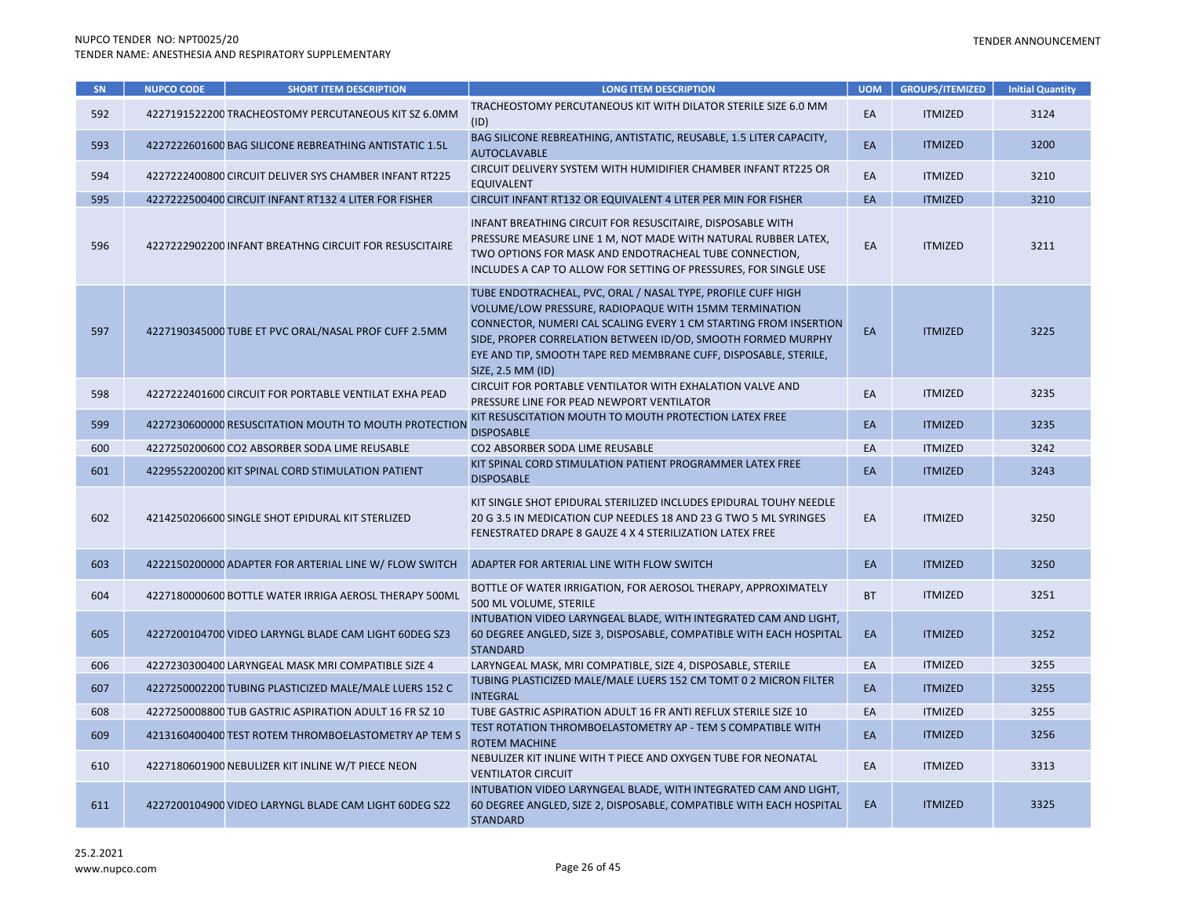| SN | NUPCO CODE | SHORT ITEM DESCRIPTION | LONG ITEM DESCRIPTION | UOM | GROUPS/ITEMIZED | Initial Quantity |
|---|---|---|---|---|---|---|
| 592 | 4227191522200 | TRACHEOSTOMY PERCUTANEOUS KIT SZ 6.0MM | TRACHEOSTOMY PERCUTANEOUS KIT WITH DILATOR STERILE SIZE 6.0 MM (ID) | EA | ITMIZED | 3124 |
| 593 | 4227222601600 | BAG SILICONE REBREATHING ANTISTATIC 1.5L | BAG SILICONE REBREATHING, ANTISTATIC, REUSABLE, 1.5 LITER CAPACITY, AUTOCLAVABLE | EA | ITMIZED | 3200 |
| 594 | 4227222400800 | CIRCUIT DELIVER SYS CHAMBER INFANT RT225 | CIRCUIT DELIVERY SYSTEM WITH HUMIDIFIER CHAMBER INFANT RT225 OR EQUIVALENT | EA | ITMIZED | 3210 |
| 595 | 4227222500400 | CIRCUIT INFANT RT132 4 LITER FOR FISHER | CIRCUIT INFANT RT132 OR EQUIVALENT 4 LITER PER MIN FOR FISHER | EA | ITMIZED | 3210 |
| 596 | 4227222902200 | INFANT BREATHNG CIRCUIT FOR RESUSCITAIRE | INFANT BREATHING CIRCUIT FOR RESUSCITAIRE, DISPOSABLE WITH PRESSURE MEASURE LINE 1 M, NOT MADE WITH NATURAL RUBBER LATEX, TWO OPTIONS FOR MASK AND ENDOTRACHEAL TUBE CONNECTION, INCLUDES A CAP TO ALLOW FOR SETTING OF PRESSURES, FOR SINGLE USE | EA | ITMIZED | 3211 |
| 597 | 4227190345000 | TUBE ET PVC ORAL/NASAL PROF CUFF 2.5MM | TUBE ENDOTRACHEAL, PVC, ORAL / NASAL TYPE, PROFILE CUFF HIGH VOLUME/LOW PRESSURE, RADIOPAQUE WITH 15MM TERMINATION CONNECTOR, NUMERI CAL SCALING EVERY 1 CM STARTING FROM INSERTION SIDE, PROPER CORRELATION BETWEEN ID/OD, SMOOTH FORMED MURPHY EYE AND TIP, SMOOTH TAPE RED MEMBRANE CUFF, DISPOSABLE, STERILE, SIZE, 2.5 MM (ID) | EA | ITMIZED | 3225 |
| 598 | 4227222401600 | CIRCUIT FOR PORTABLE VENTILAT EXHA PEAD | CIRCUIT FOR PORTABLE VENTILATOR WITH EXHALATION VALVE AND PRESSURE LINE FOR PEAD NEWPORT VENTILATOR | EA | ITMIZED | 3235 |
| 599 | 4227230600000 | RESUSCITATION MOUTH TO MOUTH PROTECTION | KIT RESUSCITATION MOUTH TO MOUTH PROTECTION LATEX FREE DISPOSABLE | EA | ITMIZED | 3235 |
| 600 | 4227250200600 | CO2 ABSORBER SODA LIME REUSABLE | CO2 ABSORBER SODA LIME REUSABLE | EA | ITMIZED | 3242 |
| 601 | 4229552200200 | KIT SPINAL CORD STIMULATION PATIENT | KIT SPINAL CORD STIMULATION PATIENT PROGRAMMER LATEX FREE DISPOSABLE | EA | ITMIZED | 3243 |
| 602 | 4214250206600 | SINGLE SHOT EPIDURAL KIT STERLIZED | KIT SINGLE SHOT EPIDURAL STERILIZED INCLUDES EPIDURAL TOUHY NEEDLE 20 G 3.5 IN MEDICATION CUP NEEDLES 18 AND 23 G TWO 5 ML SYRINGES FENESTRATED DRAPE 8 GAUZE 4 X 4 STERILIZATION LATEX FREE | EA | ITMIZED | 3250 |
| 603 | 4222150200000 | ADAPTER FOR ARTERIAL LINE W/ FLOW SWITCH | ADAPTER FOR ARTERIAL LINE WITH FLOW SWITCH | EA | ITMIZED | 3250 |
| 604 | 4227180000600 | BOTTLE WATER IRRIGA AEROSL THERAPY 500ML | BOTTLE OF WATER IRRIGATION, FOR AEROSOL THERAPY, APPROXIMATELY 500 ML VOLUME, STERILE | BT | ITMIZED | 3251 |
| 605 | 4227200104700 | VIDEO LARYNGL BLADE CAM LIGHT 60DEG SZ3 | INTUBATION VIDEO LARYNGEAL BLADE, WITH INTEGRATED CAM AND LIGHT, 60 DEGREE ANGLED, SIZE 3, DISPOSABLE, COMPATIBLE WITH EACH HOSPITAL STANDARD | EA | ITMIZED | 3252 |
| 606 | 4227230300400 | LARYNGEAL MASK MRI COMPATIBLE SIZE 4 | LARYNGEAL MASK, MRI COMPATIBLE, SIZE 4, DISPOSABLE, STERILE | EA | ITMIZED | 3255 |
| 607 | 4227250002200 | TUBING PLASTICIZED MALE/MALE LUERS 152 C | TUBING PLASTICIZED MALE/MALE LUERS 152 CM TOMT 0 2 MICRON FILTER INTEGRAL | EA | ITMIZED | 3255 |
| 608 | 4227250008800 | TUB GASTRIC ASPIRATION ADULT 16 FR SZ 10 | TUBE GASTRIC ASPIRATION ADULT 16 FR ANTI REFLUX STERILE SIZE 10 | EA | ITMIZED | 3255 |
| 609 | 4213160400400 | TEST ROTEM THROMBOELASTOMETRY AP TEM S | TEST ROTATION THROMBOELASTOMETRY AP - TEM S COMPATIBLE WITH ROTEM MACHINE | EA | ITMIZED | 3256 |
| 610 | 4227180601900 | NEBULIZER KIT INLINE W/T PIECE NEON | NEBULIZER KIT INLINE WITH T PIECE AND OXYGEN TUBE FOR NEONATAL VENTILATOR CIRCUIT | EA | ITMIZED | 3313 |
| 611 | 4227200104900 | VIDEO LARYNGL BLADE CAM LIGHT 60DEG SZ2 | INTUBATION VIDEO LARYNGEAL BLADE, WITH INTEGRATED CAM AND LIGHT, 60 DEGREE ANGLED, SIZE 2, DISPOSABLE, COMPATIBLE WITH EACH HOSPITAL STANDARD | EA | ITMIZED | 3325 |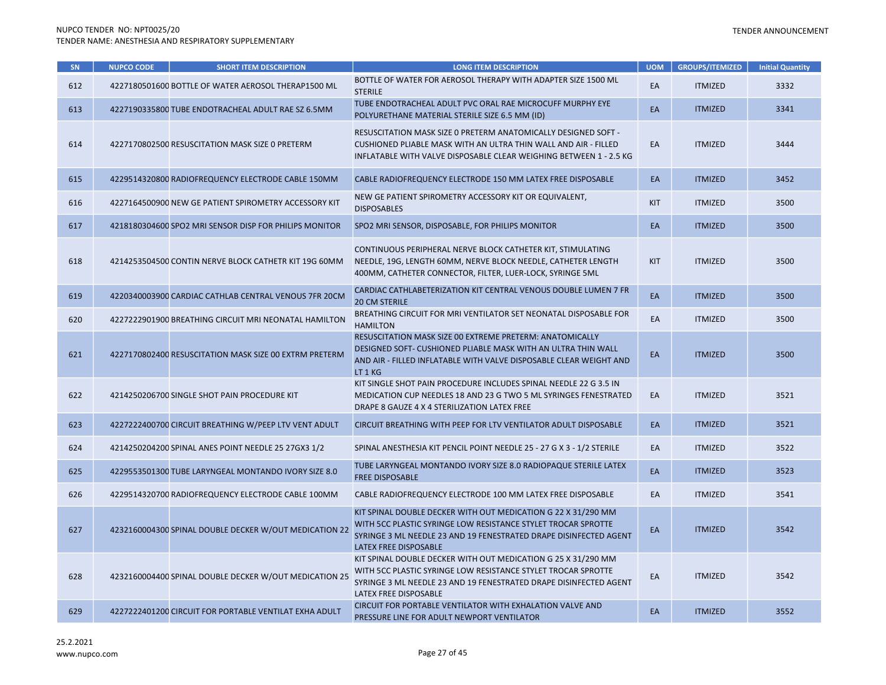| SN | NUPCO CODE | SHORT ITEM DESCRIPTION | LONG ITEM DESCRIPTION | UOM | GROUPS/ITEMIZED | Initial Quantity |
|---|---|---|---|---|---|---|
| 612 | 4227180501600 | BOTTLE OF WATER AEROSOL THERAP1500 ML | BOTTLE OF WATER FOR AEROSOL THERAPY WITH ADAPTER SIZE 1500 ML STERILE | EA | ITMIZED | 3332 |
| 613 | 4227190335800 | TUBE ENDOTRACHEAL ADULT RAE SZ 6.5MM | TUBE ENDOTRACHEAL ADULT PVC ORAL RAE MICROCUFF MURPHY EYE POLYURETHANE MATERIAL STERILE SIZE 6.5 MM (ID) | EA | ITMIZED | 3341 |
| 614 | 4227170802500 | RESUSCITATION MASK SIZE 0 PRETERM | RESUSCITATION MASK SIZE 0 PRETERM ANATOMICALLY DESIGNED SOFT - CUSHIONED PLIABLE MASK WITH AN ULTRA THIN WALL AND AIR - FILLED INFLATABLE WITH VALVE DISPOSABLE CLEAR WEIGHING BETWEEN 1 - 2.5 KG | EA | ITMIZED | 3444 |
| 615 | 4229514320800 | RADIOFREQUENCY ELECTRODE CABLE 150MM | CABLE RADIOFREQUENCY ELECTRODE 150 MM LATEX FREE DISPOSABLE | EA | ITMIZED | 3452 |
| 616 | 4227164500900 | NEW GE PATIENT SPIROMETRY ACCESSORY KIT | NEW GE PATIENT SPIROMETRY ACCESSORY KIT OR EQUIVALENT, DISPOSABLES | KIT | ITMIZED | 3500 |
| 617 | 4218180304600 | SPO2 MRI SENSOR DISP FOR PHILIPS MONITOR | SPO2 MRI SENSOR, DISPOSABLE, FOR PHILIPS MONITOR | EA | ITMIZED | 3500 |
| 618 | 4214253504500 | CONTIN NERVE BLOCK CATHETR KIT 19G 60MM | CONTINUOUS PERIPHERAL NERVE BLOCK CATHETER KIT, STIMULATING NEEDLE, 19G, LENGTH 60MM, NERVE BLOCK NEEDLE, CATHETER LENGTH 400MM, CATHETER CONNECTOR, FILTER, LUER-LOCK, SYRINGE 5ML | KIT | ITMIZED | 3500 |
| 619 | 4220340003900 | CARDIAC CATHLAB CENTRAL VENOUS 7FR 20CM | CARDIAC CATHLABETERIZATION KIT CENTRAL VENOUS DOUBLE LUMEN 7 FR 20 CM STERILE | EA | ITMIZED | 3500 |
| 620 | 4227222901900 | BREATHING CIRCUIT MRI NEONATAL HAMILTON | BREATHING CIRCUIT FOR MRI VENTILATOR SET NEONATAL DISPOSABLE FOR HAMILTON | EA | ITMIZED | 3500 |
| 621 | 4227170802400 | RESUSCITATION MASK SIZE 00 EXTRM PRETERM | RESUSCITATION MASK SIZE 00 EXTREME PRETERM: ANATOMICALLY DESIGNED SOFT- CUSHIONED PLIABLE MASK WITH AN ULTRA THIN WALL AND AIR - FILLED INFLATABLE WITH VALVE DISPOSABLE CLEAR WEIGHT AND LT 1 KG | EA | ITMIZED | 3500 |
| 622 | 4214250206700 | SINGLE SHOT PAIN PROCEDURE KIT | KIT SINGLE SHOT PAIN PROCEDURE INCLUDES SPINAL NEEDLE 22 G 3.5 IN MEDICATION CUP NEEDLES 18 AND 23 G TWO 5 ML SYRINGES FENESTRATED DRAPE 8 GAUZE 4 X 4 STERILIZATION LATEX FREE | EA | ITMIZED | 3521 |
| 623 | 4227222400700 | CIRCUIT BREATHING W/PEEP LTV VENT ADULT | CIRCUIT BREATHING WITH PEEP FOR LTV VENTILATOR ADULT DISPOSABLE | EA | ITMIZED | 3521 |
| 624 | 4214250204200 | SPINAL ANES POINT NEEDLE 25 27GX3 1/2 | SPINAL ANESTHESIA KIT PENCIL POINT NEEDLE 25 - 27 G X 3 - 1/2 STERILE | EA | ITMIZED | 3522 |
| 625 | 4229553501300 | TUBE LARYNGEAL MONTANDO IVORY SIZE 8.0 | TUBE LARYNGEAL MONTANDO IVORY SIZE 8.0 RADIOPAQUE STERILE LATEX FREE DISPOSABLE | EA | ITMIZED | 3523 |
| 626 | 4229514320700 | RADIOFREQUENCY ELECTRODE CABLE 100MM | CABLE RADIOFREQUENCY ELECTRODE 100 MM LATEX FREE DISPOSABLE | EA | ITMIZED | 3541 |
| 627 | 4232160004300 | SPINAL DOUBLE DECKER W/OUT MEDICATION 22 | KIT SPINAL DOUBLE DECKER WITH OUT MEDICATION G 22 X 31/290 MM WITH 5CC PLASTIC SYRINGE LOW RESISTANCE STYLET TROCAR SPROTTE SYRINGE 3 ML NEEDLE 23 AND 19 FENESTRATED DRAPE DISINFECTED AGENT LATEX FREE DISPOSABLE | EA | ITMIZED | 3542 |
| 628 | 4232160004400 | SPINAL DOUBLE DECKER W/OUT MEDICATION 25 | KIT SPINAL DOUBLE DECKER WITH OUT MEDICATION G 25 X 31/290 MM WITH 5CC PLASTIC SYRINGE LOW RESISTANCE STYLET TROCAR SPROTTE SYRINGE 3 ML NEEDLE 23 AND 19 FENESTRATED DRAPE DISINFECTED AGENT LATEX FREE DISPOSABLE | EA | ITMIZED | 3542 |
| 629 | 4227222401200 | CIRCUIT FOR PORTABLE VENTILAT EXHA ADULT | CIRCUIT FOR PORTABLE VENTILATOR WITH EXHALATION VALVE AND PRESSURE LINE FOR ADULT NEWPORT VENTILATOR | EA | ITMIZED | 3552 |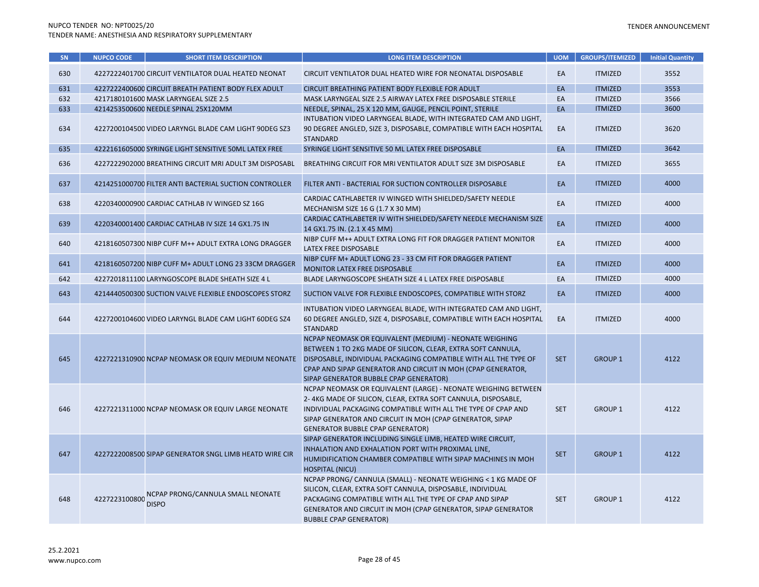| SN | NUPCO CODE | SHORT ITEM DESCRIPTION | LONG ITEM DESCRIPTION | UOM | GROUPS/ITEMIZED | Initial Quantity |
|---|---|---|---|---|---|---|
| 630 | 4227222401700 | CIRCUIT VENTILATOR DUAL HEATED NEONAT | CIRCUIT VENTILATOR DUAL HEATED WIRE FOR NEONATAL DISPOSABLE | EA | ITMIZED | 3552 |
| 631 | 4227222400600 | CIRCUIT BREATH PATIENT BODY FLEX ADULT | CIRCUIT BREATHING PATIENT BODY FLEXIBLE FOR ADULT | EA | ITMIZED | 3553 |
| 632 | 4217180101600 | MASK LARYNGEAL SIZE 2.5 | MASK LARYNGEAL SIZE 2.5 AIRWAY LATEX FREE DISPOSABLE STERILE | EA | ITMIZED | 3566 |
| 633 | 4214253500600 | NEEDLE SPINAL 25X120MM | NEEDLE, SPINAL, 25 X 120 MM, GAUGE, PENCIL POINT, STERILE | EA | ITMIZED | 3600 |
| 634 | 4227200104500 | VIDEO LARYNGL BLADE CAM LIGHT 90DEG SZ3 | INTUBATION VIDEO LARYNGEAL BLADE, WITH INTEGRATED CAM AND LIGHT, 90 DEGREE ANGLED, SIZE 3, DISPOSABLE, COMPATIBLE WITH EACH HOSPITAL STANDARD | EA | ITMIZED | 3620 |
| 635 | 4222161605000 | SYRINGE LIGHT SENSITIVE 50ML LATEX FREE | SYRINGE LIGHT SENSITIVE 50 ML LATEX FREE DISPOSABLE | EA | ITMIZED | 3642 |
| 636 | 4227222902000 | BREATHING CIRCUIT MRI ADULT 3M DISPOSABL | BREATHING CIRCUIT FOR MRI VENTILATOR ADULT SIZE 3M DISPOSABLE | EA | ITMIZED | 3655 |
| 637 | 4214251000700 | FILTER ANTI BACTERIAL SUCTION CONTROLLER | FILTER ANTI - BACTERIAL FOR SUCTION CONTROLLER DISPOSABLE | EA | ITMIZED | 4000 |
| 638 | 4220340000900 | CARDIAC CATHLAB IV WINGED SZ 16G | CARDIAC CATHLABETER IV WINGED WITH SHIELDED/SAFETY NEEDLE MECHANISM SIZE 16 G (1.7 X 30 MM) | EA | ITMIZED | 4000 |
| 639 | 4220340001400 | CARDIAC CATHLAB IV SIZE 14 GX1.75 IN | CARDIAC CATHLABETER IV WITH SHIELDED/SAFETY NEEDLE MECHANISM SIZE 14 GX1.75 IN. (2.1 X 45 MM) | EA | ITMIZED | 4000 |
| 640 | 4218160507300 | NIBP CUFF M++ ADULT EXTRA LONG DRAGGER | NIBP CUFF M++ ADULT EXTRA LONG FIT FOR DRAGGER PATIENT MONITOR LATEX FREE DISPOSABLE | EA | ITMIZED | 4000 |
| 641 | 4218160507200 | NIBP CUFF M+ ADULT LONG 23 33CM DRAGGER | NIBP CUFF M+ ADULT LONG 23 - 33 CM FIT FOR DRAGGER PATIENT MONITOR LATEX FREE DISPOSABLE | EA | ITMIZED | 4000 |
| 642 | 4227201811100 | LARYNGOSCOPE BLADE SHEATH SIZE 4 L | BLADE LARYNGOSCOPE SHEATH SIZE 4 L LATEX FREE DISPOSABLE | EA | ITMIZED | 4000 |
| 643 | 4214440500300 | SUCTION VALVE FLEXIBLE ENDOSCOPES STORZ | SUCTION VALVE FOR FLEXIBLE ENDOSCOPES, COMPATIBLE WITH STORZ | EA | ITMIZED | 4000 |
| 644 | 4227200104600 | VIDEO LARYNGL BLADE CAM LIGHT 60DEG SZ4 | INTUBATION VIDEO LARYNGEAL BLADE, WITH INTEGRATED CAM AND LIGHT, 60 DEGREE ANGLED, SIZE 4, DISPOSABLE, COMPATIBLE WITH EACH HOSPITAL STANDARD | EA | ITMIZED | 4000 |
| 645 | 4227221310900 | NCPAP NEOMASK OR EQUIV MEDIUM NEONATE | NCPAP NEOMASK OR EQUIVALENT (MEDIUM) - NEONATE WEIGHING BETWEEN 1 TO 2KG MADE OF SILICON, CLEAR, EXTRA SOFT CANNULA, DISPOSABLE, INDIVIDUAL PACKAGING COMPATIBLE WITH ALL THE TYPE OF CPAP AND SIPAP GENERATOR AND CIRCUIT IN MOH (CPAP GENERATOR, SIPAP GENERATOR BUBBLE CPAP GENERATOR) | SET | GROUP 1 | 4122 |
| 646 | 4227221311000 | NCPAP NEOMASK OR EQUIV LARGE NEONATE | NCPAP NEOMASK OR EQUIVALENT (LARGE) - NEONATE WEIGHING BETWEEN 2- 4KG MADE OF SILICON, CLEAR, EXTRA SOFT CANNULA, DISPOSABLE, INDIVIDUAL PACKAGING COMPATIBLE WITH ALL THE TYPE OF CPAP AND SIPAP GENERATOR AND CIRCUIT IN MOH (CPAP GENERATOR, SIPAP GENERATOR BUBBLE CPAP GENERATOR) | SET | GROUP 1 | 4122 |
| 647 | 4227222008500 | SIPAP GENERATOR SNGL LIMB HEATD WIRE CIR | SIPAP GENERATOR INCLUDING SINGLE LIMB, HEATED WIRE CIRCUIT, INHALATION AND EXHALATION PORT WITH PROXIMAL LINE, HUMIDIFICATION CHAMBER COMPATIBLE WITH SIPAP MACHINES IN MOH HOSPITAL (NICU) | SET | GROUP 1 | 4122 |
| 648 | 4227223100800 | NCPAP PRONG/CANNULA SMALL NEONATE DISPO | NCPAP PRONG/ CANNULA (SMALL) - NEONATE WEIGHING < 1 KG MADE OF SILICON, CLEAR, EXTRA SOFT CANNULA, DISPOSABLE, INDIVIDUAL PACKAGING COMPATIBLE WITH ALL THE TYPE OF CPAP AND SIPAP GENERATOR AND CIRCUIT IN MOH (CPAP GENERATOR, SIPAP GENERATOR BUBBLE CPAP GENERATOR) | SET | GROUP 1 | 4122 |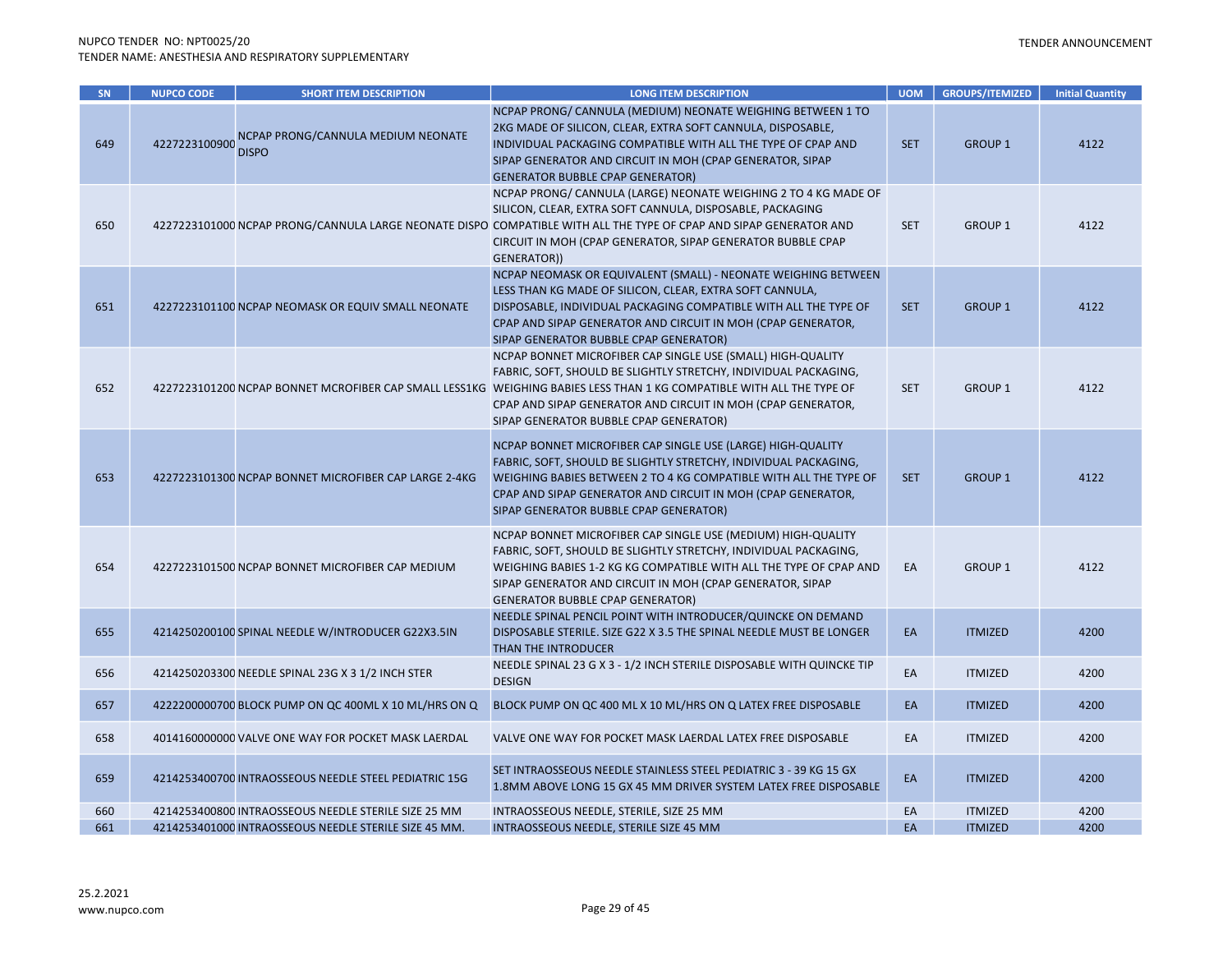| SN | NUPCO CODE | SHORT ITEM DESCRIPTION | LONG ITEM DESCRIPTION | UOM | GROUPS/ITEMIZED | Initial Quantity |
|---|---|---|---|---|---|---|
| 649 | 4227223100900 | NCPAP PRONG/CANNULA MEDIUM NEONATE DISPO | NCPAP PRONG/ CANNULA (MEDIUM) NEONATE WEIGHING BETWEEN 1 TO 2KG MADE OF SILICON, CLEAR, EXTRA SOFT CANNULA, DISPOSABLE, INDIVIDUAL PACKAGING COMPATIBLE WITH ALL THE TYPE OF CPAP AND SIPAP GENERATOR AND CIRCUIT IN MOH (CPAP GENERATOR, SIPAP GENERATOR BUBBLE CPAP GENERATOR) | SET | GROUP 1 | 4122 |
| 650 | 4227223101000 | NCPAP PRONG/CANNULA LARGE NEONATE DISPO | NCPAP PRONG/ CANNULA (LARGE) NEONATE WEIGHING 2 TO 4 KG MADE OF SILICON, CLEAR, EXTRA SOFT CANNULA, DISPOSABLE, PACKAGING COMPATIBLE WITH ALL THE TYPE OF CPAP AND SIPAP GENERATOR AND CIRCUIT IN MOH (CPAP GENERATOR, SIPAP GENERATOR BUBBLE CPAP GENERATOR)) | SET | GROUP 1 | 4122 |
| 651 | 4227223101100 | NCPAP NEOMASK OR EQUIV SMALL NEONATE | NCPAP NEOMASK OR EQUIVALENT (SMALL) - NEONATE WEIGHING BETWEEN LESS THAN KG MADE OF SILICON, CLEAR, EXTRA SOFT CANNULA, DISPOSABLE, INDIVIDUAL PACKAGING COMPATIBLE WITH ALL THE TYPE OF CPAP AND SIPAP GENERATOR AND CIRCUIT IN MOH (CPAP GENERATOR, SIPAP GENERATOR BUBBLE CPAP GENERATOR) | SET | GROUP 1 | 4122 |
| 652 | 4227223101200 | NCPAP BONNET MCROFIBER CAP SMALL LESS1KG | NCPAP BONNET MICROFIBER CAP SINGLE USE (SMALL) HIGH-QUALITY FABRIC, SOFT, SHOULD BE SLIGHTLY STRETCHY, INDIVIDUAL PACKAGING, WEIGHING BABIES LESS THAN 1 KG COMPATIBLE WITH ALL THE TYPE OF CPAP AND SIPAP GENERATOR AND CIRCUIT IN MOH (CPAP GENERATOR, SIPAP GENERATOR BUBBLE CPAP GENERATOR) | SET | GROUP 1 | 4122 |
| 653 | 4227223101300 | NCPAP BONNET MICROFIBER CAP LARGE 2-4KG | NCPAP BONNET MICROFIBER CAP SINGLE USE (LARGE) HIGH-QUALITY FABRIC, SOFT, SHOULD BE SLIGHTLY STRETCHY, INDIVIDUAL PACKAGING, WEIGHING BABIES BETWEEN 2 TO 4 KG COMPATIBLE WITH ALL THE TYPE OF CPAP AND SIPAP GENERATOR AND CIRCUIT IN MOH (CPAP GENERATOR, SIPAP GENERATOR BUBBLE CPAP GENERATOR) | SET | GROUP 1 | 4122 |
| 654 | 4227223101500 | NCPAP BONNET MICROFIBER CAP MEDIUM | NCPAP BONNET MICROFIBER CAP SINGLE USE (MEDIUM) HIGH-QUALITY FABRIC, SOFT, SHOULD BE SLIGHTLY STRETCHY, INDIVIDUAL PACKAGING, WEIGHING BABIES 1-2 KG KG COMPATIBLE WITH ALL THE TYPE OF CPAP AND SIPAP GENERATOR AND CIRCUIT IN MOH (CPAP GENERATOR, SIPAP GENERATOR BUBBLE CPAP GENERATOR) | EA | GROUP 1 | 4122 |
| 655 | 4214250200100 | SPINAL NEEDLE W/INTRODUCER G22X3.5IN | NEEDLE SPINAL PENCIL POINT WITH INTRODUCER/QUINCKE ON DEMAND DISPOSABLE STERILE. SIZE G22 X 3.5 THE SPINAL NEEDLE MUST BE LONGER THAN THE INTRODUCER | EA | ITMIZED | 4200 |
| 656 | 4214250203300 | NEEDLE SPINAL 23G X 3 1/2 INCH STER | NEEDLE SPINAL 23 G X 3 - 1/2 INCH STERILE DISPOSABLE WITH QUINCKE TIP DESIGN | EA | ITMIZED | 4200 |
| 657 | 4222200000700 | BLOCK PUMP ON QC 400ML X 10 ML/HRS ON Q | BLOCK PUMP ON QC 400 ML X 10 ML/HRS ON Q LATEX FREE DISPOSABLE | EA | ITMIZED | 4200 |
| 658 | 4014160000000 | VALVE ONE WAY FOR POCKET MASK LAERDAL | VALVE ONE WAY FOR POCKET MASK LAERDAL LATEX FREE DISPOSABLE | EA | ITMIZED | 4200 |
| 659 | 4214253400700 | INTRAOSSEOUS NEEDLE STEEL PEDIATRIC 15G | SET INTRAOSSEOUS NEEDLE STAINLESS STEEL PEDIATRIC 3 - 39 KG 15 GX 1.8MM ABOVE LONG 15 GX 45 MM DRIVER SYSTEM LATEX FREE DISPOSABLE | EA | ITMIZED | 4200 |
| 660 | 4214253400800 | INTRAOSSEOUS NEEDLE STERILE SIZE 25 MM | INTRAOSSEOUS NEEDLE, STERILE, SIZE 25 MM | EA | ITMIZED | 4200 |
| 661 | 4214253401000 | INTRAOSSEOUS NEEDLE STERILE SIZE 45 MM. | INTRAOSSEOUS NEEDLE, STERILE SIZE 45 MM | EA | ITMIZED | 4200 |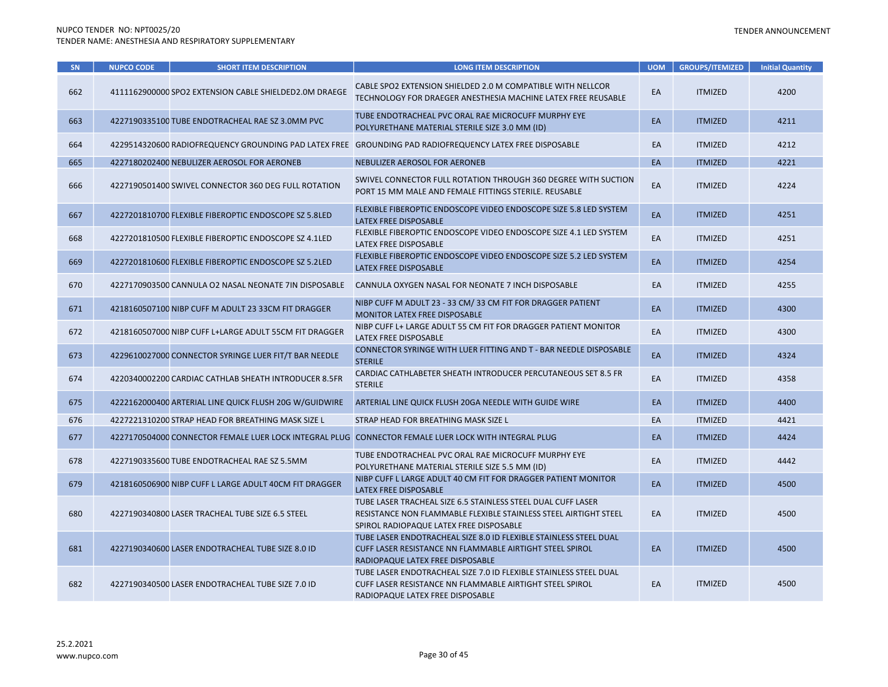| SN | NUPCO CODE | SHORT ITEM DESCRIPTION | LONG ITEM DESCRIPTION | UOM | GROUPS/ITEMIZED | Initial Quantity |
|---|---|---|---|---|---|---|
| 662 | 4111162900000 | SPO2 EXTENSION CABLE SHIELDED2.0M DRAEGE | CABLE SPO2 EXTENSION SHIELDED 2.0 M COMPATIBLE WITH NELLCOR TECHNOLOGY FOR DRAEGER ANESTHESIA MACHINE LATEX FREE REUSABLE | EA | ITMIZED | 4200 |
| 663 | 4227190335100 | TUBE ENDOTRACHEAL RAE SZ 3.0MM PVC | TUBE ENDOTRACHEAL PVC ORAL RAE MICROCUFF MURPHY EYE POLYURETHANE MATERIAL STERILE SIZE 3.0 MM (ID) | EA | ITMIZED | 4211 |
| 664 | 4229514320600 | RADIOFREQUENCY GROUNDING PAD LATEX FREE | GROUNDING PAD RADIOFREQUENCY LATEX FREE DISPOSABLE | EA | ITMIZED | 4212 |
| 665 | 4227180202400 | NEBULIZER AEROSOL FOR AERONEB | NEBULIZER AEROSOL FOR AERONEB | EA | ITMIZED | 4221 |
| 666 | 4227190501400 | SWIVEL CONNECTOR 360 DEG FULL ROTATION | SWIVEL CONNECTOR FULL ROTATION THROUGH 360 DEGREE WITH SUCTION PORT 15 MM MALE AND FEMALE FITTINGS STERILE. REUSABLE | EA | ITMIZED | 4224 |
| 667 | 4227201810700 | FLEXIBLE FIBEROPTIC ENDOSCOPE SZ 5.8LED | FLEXIBLE FIBEROPTIC ENDOSCOPE VIDEO ENDOSCOPE SIZE 5.8 LED SYSTEM LATEX FREE DISPOSABLE | EA | ITMIZED | 4251 |
| 668 | 4227201810500 | FLEXIBLE FIBEROPTIC ENDOSCOPE SZ 4.1LED | FLEXIBLE FIBEROPTIC ENDOSCOPE VIDEO ENDOSCOPE SIZE 4.1 LED SYSTEM LATEX FREE DISPOSABLE | EA | ITMIZED | 4251 |
| 669 | 4227201810600 | FLEXIBLE FIBEROPTIC ENDOSCOPE SZ 5.2LED | FLEXIBLE FIBEROPTIC ENDOSCOPE VIDEO ENDOSCOPE SIZE 5.2 LED SYSTEM LATEX FREE DISPOSABLE | EA | ITMIZED | 4254 |
| 670 | 4227170903500 | CANNULA O2 NASAL NEONATE 7IN DISPOSABLE | CANNULA OXYGEN NASAL FOR NEONATE 7 INCH DISPOSABLE | EA | ITMIZED | 4255 |
| 671 | 4218160507100 | NIBP CUFF M ADULT 23 33CM FIT DRAGGER | NIBP CUFF M ADULT 23 - 33 CM/ 33 CM FIT FOR DRAGGER PATIENT MONITOR LATEX FREE DISPOSABLE | EA | ITMIZED | 4300 |
| 672 | 4218160507000 | NIBP CUFF L+LARGE ADULT 55CM FIT DRAGGER | NIBP CUFF L+ LARGE ADULT 55 CM FIT FOR DRAGGER PATIENT MONITOR LATEX FREE DISPOSABLE | EA | ITMIZED | 4300 |
| 673 | 4229610027000 | CONNECTOR SYRINGE LUER FIT/T BAR NEEDLE | CONNECTOR SYRINGE WITH LUER FITTING AND T - BAR NEEDLE DISPOSABLE STERILE | EA | ITMIZED | 4324 |
| 674 | 4220340002200 | CARDIAC CATHLAB SHEATH INTRODUCER 8.5FR | CARDIAC CATHLABETER SHEATH INTRODUCER PERCUTANEOUS SET 8.5 FR STERILE | EA | ITMIZED | 4358 |
| 675 | 4222162000400 | ARTERIAL LINE QUICK FLUSH 20G W/GUIDWIRE | ARTERIAL LINE QUICK FLUSH 20GA NEEDLE WITH GUIDE WIRE | EA | ITMIZED | 4400 |
| 676 | 4227221310200 | STRAP HEAD FOR BREATHING MASK SIZE L | STRAP HEAD FOR BREATHING MASK SIZE L | EA | ITMIZED | 4421 |
| 677 | 4227170504000 | CONNECTOR FEMALE LUER LOCK INTEGRAL PLUG | CONNECTOR FEMALE LUER LOCK WITH INTEGRAL PLUG | EA | ITMIZED | 4424 |
| 678 | 4227190335600 | TUBE ENDOTRACHEAL RAE SZ 5.5MM | TUBE ENDOTRACHEAL PVC ORAL RAE MICROCUFF MURPHY EYE POLYURETHANE MATERIAL STERILE SIZE 5.5 MM (ID) | EA | ITMIZED | 4442 |
| 679 | 4218160506900 | NIBP CUFF L LARGE ADULT 40CM FIT DRAGGER | NIBP CUFF L LARGE ADULT 40 CM FIT FOR DRAGGER PATIENT MONITOR LATEX FREE DISPOSABLE | EA | ITMIZED | 4500 |
| 680 | 4227190340800 | LASER TRACHEAL TUBE SIZE 6.5 STEEL | TUBE LASER TRACHEAL SIZE 6.5 STAINLESS STEEL DUAL CUFF LASER RESISTANCE NON FLAMMABLE FLEXIBLE STAINLESS STEEL AIRTIGHT STEEL SPIROL RADIOPAQUE LATEX FREE DISPOSABLE | EA | ITMIZED | 4500 |
| 681 | 4227190340600 | LASER ENDOTRACHEAL TUBE SIZE 8.0 ID | TUBE LASER ENDOTRACHEAL SIZE 8.0 ID FLEXIBLE STAINLESS STEEL DUAL CUFF LASER RESISTANCE NN FLAMMABLE AIRTIGHT STEEL SPIROL RADIOPAQUE LATEX FREE DISPOSABLE | EA | ITMIZED | 4500 |
| 682 | 4227190340500 | LASER ENDOTRACHEAL TUBE SIZE 7.0 ID | TUBE LASER ENDOTRACHEAL SIZE 7.0 ID FLEXIBLE STAINLESS STEEL DUAL CUFF LASER RESISTANCE NN FLAMMABLE AIRTIGHT STEEL SPIROL RADIOPAQUE LATEX FREE DISPOSABLE | EA | ITMIZED | 4500 |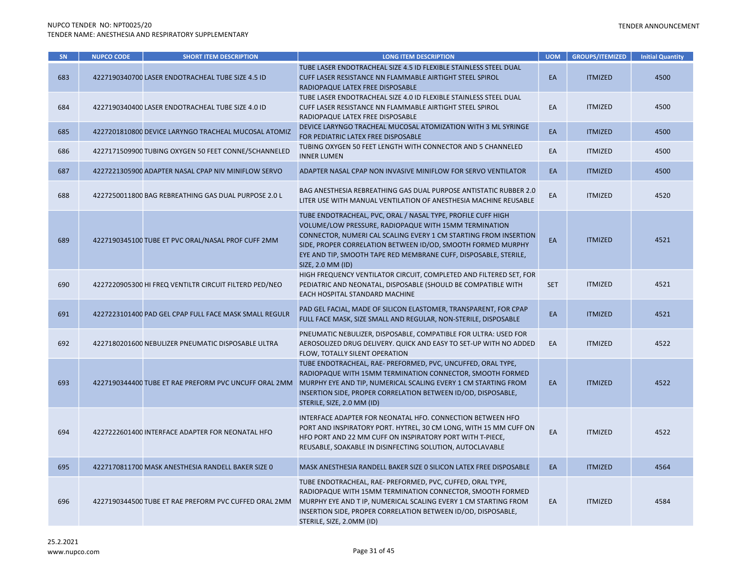| SN | NUPCO CODE | SHORT ITEM DESCRIPTION | LONG ITEM DESCRIPTION | UOM | GROUPS/ITEMIZED | Initial Quantity |
|---|---|---|---|---|---|---|
| 683 | 4227190340700 | LASER ENDOTRACHEAL TUBE SIZE 4.5 ID | TUBE LASER ENDOTRACHEAL SIZE 4.5 ID FLEXIBLE STAINLESS STEEL DUAL CUFF LASER RESISTANCE NN FLAMMABLE AIRTIGHT STEEL SPIROL RADIOPAQUE LATEX FREE DISPOSABLE | EA | ITMIZED | 4500 |
| 684 | 4227190340400 | LASER ENDOTRACHEAL TUBE SIZE 4.0 ID | TUBE LASER ENDOTRACHEAL SIZE 4.0 ID FLEXIBLE STAINLESS STEEL DUAL CUFF LASER RESISTANCE NN FLAMMABLE AIRTIGHT STEEL SPIROL RADIOPAQUE LATEX FREE DISPOSABLE | EA | ITMIZED | 4500 |
| 685 | 4227201810800 | DEVICE LARYNGO TRACHEAL MUCOSAL ATOMIZ | DEVICE LARYNGO TRACHEAL MUCOSAL ATOMIZATION WITH 3 ML SYRINGE FOR PEDIATRIC LATEX FREE DISPOSABLE | EA | ITMIZED | 4500 |
| 686 | 4227171509900 | TUBING OXYGEN 50 FEET CONNE/5CHANNELED | TUBING OXYGEN 50 FEET LENGTH WITH CONNECTOR AND 5 CHANNELED INNER LUMEN | EA | ITMIZED | 4500 |
| 687 | 4227221305900 | ADAPTER NASAL CPAP NIV MINIFLOW SERVO | ADAPTER NASAL CPAP NON INVASIVE MINIFLOW FOR SERVO VENTILATOR | EA | ITMIZED | 4500 |
| 688 | 4227250011800 | BAG REBREATHING GAS DUAL PURPOSE 2.0 L | BAG ANESTHESIA REBREATHING GAS DUAL PURPOSE ANTISTATIC RUBBER 2.0 LITER USE WITH MANUAL VENTILATION OF ANESTHESIA MACHINE REUSABLE | EA | ITMIZED | 4520 |
| 689 | 4227190345100 | TUBE ET PVC ORAL/NASAL PROF CUFF 2MM | TUBE ENDOTRACHEAL, PVC, ORAL / NASAL TYPE, PROFILE CUFF HIGH VOLUME/LOW PRESSURE, RADIOPAQUE WITH 15MM TERMINATION CONNECTOR, NUMERI CAL SCALING EVERY 1 CM STARTING FROM INSERTION SIDE, PROPER CORRELATION BETWEEN ID/OD, SMOOTH FORMED MURPHY EYE AND TIP, SMOOTH TAPE RED MEMBRANE CUFF, DISPOSABLE, STERILE, SIZE, 2.0 MM (ID) | EA | ITMIZED | 4521 |
| 690 | 4227220905300 | HI FREQ VENTILTR CIRCUIT FILTERD PED/NEO | HIGH FREQUENCY VENTILATOR CIRCUIT, COMPLETED AND FILTERED SET, FOR PEDIATRIC AND NEONATAL, DISPOSABLE (SHOULD BE COMPATIBLE WITH EACH HOSPITAL STANDARD MACHINE | SET | ITMIZED | 4521 |
| 691 | 4227223101400 | PAD GEL CPAP FULL FACE MASK SMALL REGULR | PAD GEL FACIAL, MADE OF SILICON ELASTOMER, TRANSPARENT, FOR CPAP FULL FACE MASK, SIZE SMALL AND REGULAR, NON-STERILE, DISPOSABLE | EA | ITMIZED | 4521 |
| 692 | 4227180201600 | NEBULIZER PNEUMATIC DISPOSABLE ULTRA | PNEUMATIC NEBULIZER, DISPOSABLE, COMPATIBLE FOR ULTRA: USED FOR AEROSOLIZED DRUG DELIVERY. QUICK AND EASY TO SET-UP WITH NO ADDED FLOW, TOTALLY SILENT OPERATION | EA | ITMIZED | 4522 |
| 693 | 4227190344400 | TUBE ET RAE PREFORM PVC UNCUFF ORAL 2MM | TUBE ENDOTRACHEAL, RAE- PREFORMED, PVC, UNCUFFED, ORAL TYPE, RADIOPAQUE WITH 15MM TERMINATION CONNECTOR, SMOOTH FORMED MURPHY EYE AND TIP, NUMERICAL SCALING EVERY 1 CM STARTING FROM INSERTION SIDE, PROPER CORRELATION BETWEEN ID/OD, DISPOSABLE, STERILE, SIZE, 2.0 MM (ID) | EA | ITMIZED | 4522 |
| 694 | 4227222601400 | INTERFACE ADAPTER FOR NEONATAL HFO | INTERFACE ADAPTER FOR NEONATAL HFO. CONNECTION BETWEEN HFO PORT AND INSPIRATORY PORT. HYTREL, 30 CM LONG, WITH 15 MM CUFF ON HFO PORT AND 22 MM CUFF ON INSPIRATORY PORT WITH T-PIECE, REUSABLE, SOAKABLE IN DISINFECTING SOLUTION, AUTOCLAVABLE | EA | ITMIZED | 4522 |
| 695 | 4227170811700 | MASK ANESTHESIA RANDELL BAKER SIZE 0 | MASK ANESTHESIA RANDELL BAKER SIZE 0 SILICON LATEX FREE DISPOSABLE | EA | ITMIZED | 4564 |
| 696 | 4227190344500 | TUBE ET RAE PREFORM PVC CUFFED ORAL 2MM | TUBE ENDOTRACHEAL, RAE- PREFORMED, PVC, CUFFED, ORAL TYPE, RADIOPAQUE WITH 15MM TERMINATION CONNECTOR, SMOOTH FORMED MURPHY EYE AND T IP, NUMERICAL SCALING EVERY 1 CM STARTING FROM INSERTION SIDE, PROPER CORRELATION BETWEEN ID/OD, DISPOSABLE, STERILE, SIZE, 2.0MM (ID) | EA | ITMIZED | 4584 |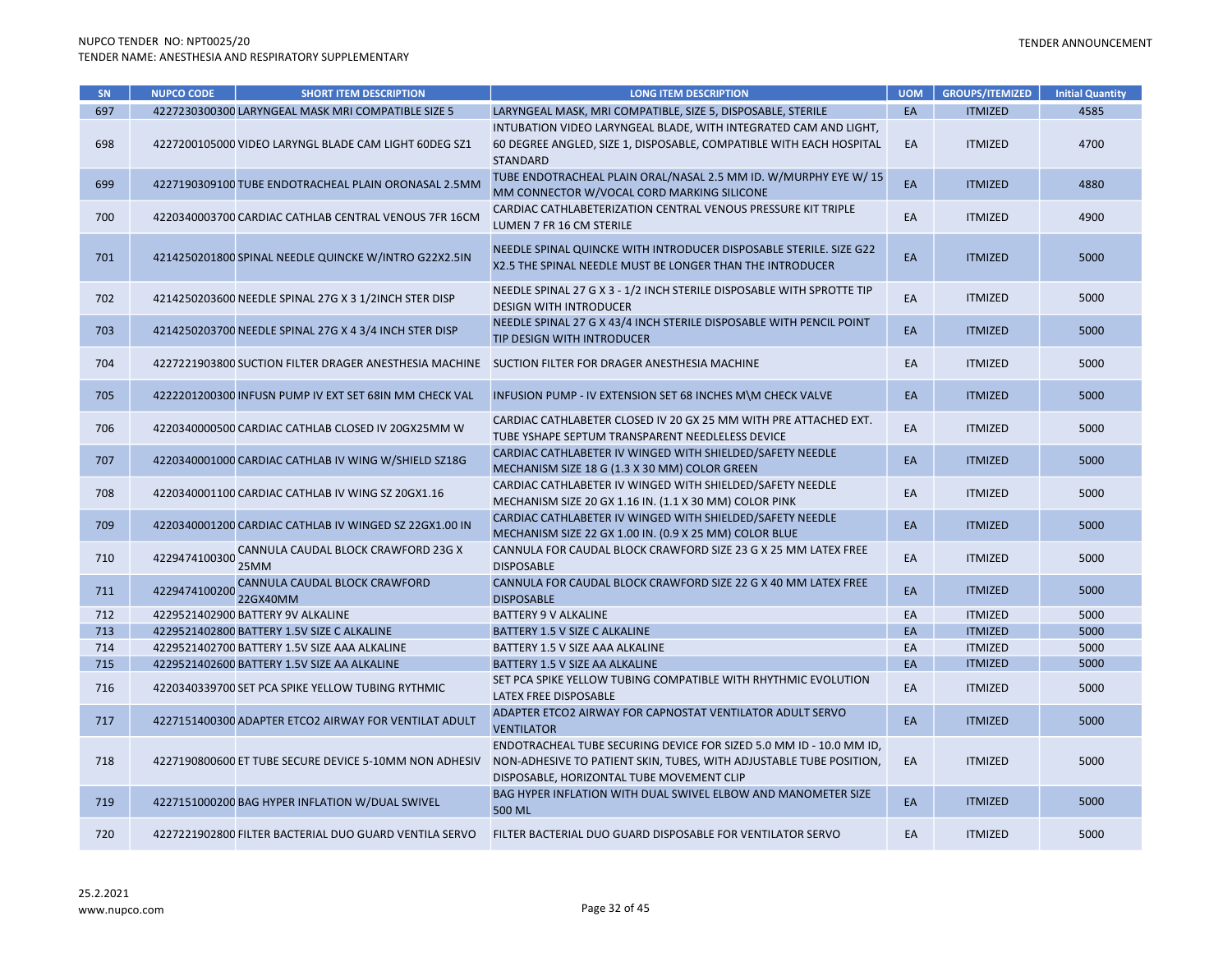| SN | NUPCO CODE | SHORT ITEM DESCRIPTION | LONG ITEM DESCRIPTION | UOM | GROUPS/ITEMIZED | Initial Quantity |
|---|---|---|---|---|---|---|
| 697 | 4227230300300 | LARYNGEAL MASK MRI COMPATIBLE SIZE 5 | LARYNGEAL MASK, MRI COMPATIBLE, SIZE 5, DISPOSABLE, STERILE | EA | ITMIZED | 4585 |
| 698 | 4227200105000 | VIDEO LARYNGL BLADE CAM LIGHT 60DEG SZ1 | INTUBATION VIDEO LARYNGEAL BLADE, WITH INTEGRATED CAM AND LIGHT, 60 DEGREE ANGLED, SIZE 1, DISPOSABLE, COMPATIBLE WITH EACH HOSPITAL STANDARD | EA | ITMIZED | 4700 |
| 699 | 4227190309100 | TUBE ENDOTRACHEAL PLAIN ORONASAL 2.5MM | TUBE ENDOTRACHEAL PLAIN ORAL/NASAL 2.5 MM ID. W/MURPHY EYE W/ 15 MM CONNECTOR W/VOCAL CORD MARKING SILICONE | EA | ITMIZED | 4880 |
| 700 | 4220340003700 | CARDIAC CATHLAB CENTRAL VENOUS 7FR 16CM | CARDIAC CATHLABETERIZATION CENTRAL VENOUS PRESSURE KIT TRIPLE LUMEN 7 FR 16 CM STERILE | EA | ITMIZED | 4900 |
| 701 | 4214250201800 | SPINAL NEEDLE QUINCKE W/INTRO G22X2.5IN | NEEDLE SPINAL QUINCKE WITH INTRODUCER DISPOSABLE STERILE. SIZE G22 X2.5 THE SPINAL NEEDLE MUST BE LONGER THAN THE INTRODUCER | EA | ITMIZED | 5000 |
| 702 | 4214250203600 | NEEDLE SPINAL 27G X 3 1/2INCH STER DISP | NEEDLE SPINAL 27 G X 3 - 1/2 INCH STERILE DISPOSABLE WITH SPROTTE TIP DESIGN WITH INTRODUCER | EA | ITMIZED | 5000 |
| 703 | 4214250203700 | NEEDLE SPINAL 27G X 4 3/4 INCH STER DISP | NEEDLE SPINAL 27 G X 43/4 INCH STERILE DISPOSABLE WITH PENCIL POINT TIP DESIGN WITH INTRODUCER | EA | ITMIZED | 5000 |
| 704 | 4227221903800 | SUCTION FILTER DRAGER ANESTHESIA MACHINE | SUCTION FILTER FOR DRAGER ANESTHESIA MACHINE | EA | ITMIZED | 5000 |
| 705 | 4222201200300 | INFUSN PUMP IV EXT SET 68IN MM CHECK VAL | INFUSION PUMP - IV EXTENSION SET 68 INCHES M\M CHECK VALVE | EA | ITMIZED | 5000 |
| 706 | 4220340000500 | CARDIAC CATHLAB CLOSED IV 20GX25MM W | CARDIAC CATHLABETER CLOSED IV 20 GX 25 MM WITH PRE ATTACHED EXT. TUBE YSHAPE SEPTUM TRANSPARENT NEEDLELESS DEVICE | EA | ITMIZED | 5000 |
| 707 | 4220340001000 | CARDIAC CATHLAB IV WING W/SHIELD SZ18G | CARDIAC CATHLABETER IV WINGED WITH SHIELDED/SAFETY NEEDLE MECHANISM SIZE 18 G (1.3 X 30 MM) COLOR GREEN | EA | ITMIZED | 5000 |
| 708 | 4220340001100 | CARDIAC CATHLAB IV WING SZ 20GX1.16 | CARDIAC CATHLABETER IV WINGED WITH SHIELDED/SAFETY NEEDLE MECHANISM SIZE 20 GX 1.16 IN. (1.1 X 30 MM) COLOR PINK | EA | ITMIZED | 5000 |
| 709 | 4220340001200 | CARDIAC CATHLAB IV WINGED SZ 22GX1.00 IN | CARDIAC CATHLABETER IV WINGED WITH SHIELDED/SAFETY NEEDLE MECHANISM SIZE 22 GX 1.00 IN. (0.9 X 25 MM) COLOR BLUE | EA | ITMIZED | 5000 |
| 710 | 4229474100300 | CANNULA CAUDAL BLOCK CRAWFORD 23G X 25MM | CANNULA FOR CAUDAL BLOCK CRAWFORD SIZE 23 G X 25 MM LATEX FREE DISPOSABLE | EA | ITMIZED | 5000 |
| 711 | 4229474100200 | CANNULA CAUDAL BLOCK CRAWFORD 22GX40MM | CANNULA FOR CAUDAL BLOCK CRAWFORD SIZE 22 G X 40 MM LATEX FREE DISPOSABLE | EA | ITMIZED | 5000 |
| 712 | 4229521402900 | BATTERY 9V ALKALINE | BATTERY 9 V ALKALINE | EA | ITMIZED | 5000 |
| 713 | 4229521402800 | BATTERY 1.5V SIZE C ALKALINE | BATTERY 1.5 V SIZE C ALKALINE | EA | ITMIZED | 5000 |
| 714 | 4229521402700 | BATTERY 1.5V SIZE AAA ALKALINE | BATTERY 1.5 V SIZE AAA ALKALINE | EA | ITMIZED | 5000 |
| 715 | 4229521402600 | BATTERY 1.5V SIZE AA ALKALINE | BATTERY 1.5 V SIZE AA ALKALINE | EA | ITMIZED | 5000 |
| 716 | 4220340339700 | SET PCA SPIKE YELLOW TUBING RYTHMIC | SET PCA SPIKE YELLOW TUBING COMPATIBLE WITH RHYTHMIC EVOLUTION LATEX FREE DISPOSABLE | EA | ITMIZED | 5000 |
| 717 | 4227151400300 | ADAPTER ETCO2 AIRWAY FOR VENTILAT ADULT | ADAPTER ETCO2 AIRWAY FOR CAPNOSTAT VENTILATOR ADULT SERVO VENTILATOR | EA | ITMIZED | 5000 |
| 718 | 4227190800600 | ET TUBE SECURE DEVICE 5-10MM NON ADHESIV | ENDOTRACHEAL TUBE SECURING DEVICE FOR SIZED 5.0 MM ID - 10.0 MM ID, NON-ADHESIVE TO PATIENT SKIN, TUBES, WITH ADJUSTABLE TUBE POSITION, DISPOSABLE, HORIZONTAL TUBE MOVEMENT CLIP | EA | ITMIZED | 5000 |
| 719 | 4227151000200 | BAG HYPER INFLATION W/DUAL SWIVEL | BAG HYPER INFLATION WITH DUAL SWIVEL ELBOW AND MANOMETER SIZE 500 ML | EA | ITMIZED | 5000 |
| 720 | 4227221902800 | FILTER BACTERIAL DUO GUARD VENTILA SERVO | FILTER BACTERIAL DUO GUARD DISPOSABLE FOR VENTILATOR SERVO | EA | ITMIZED | 5000 |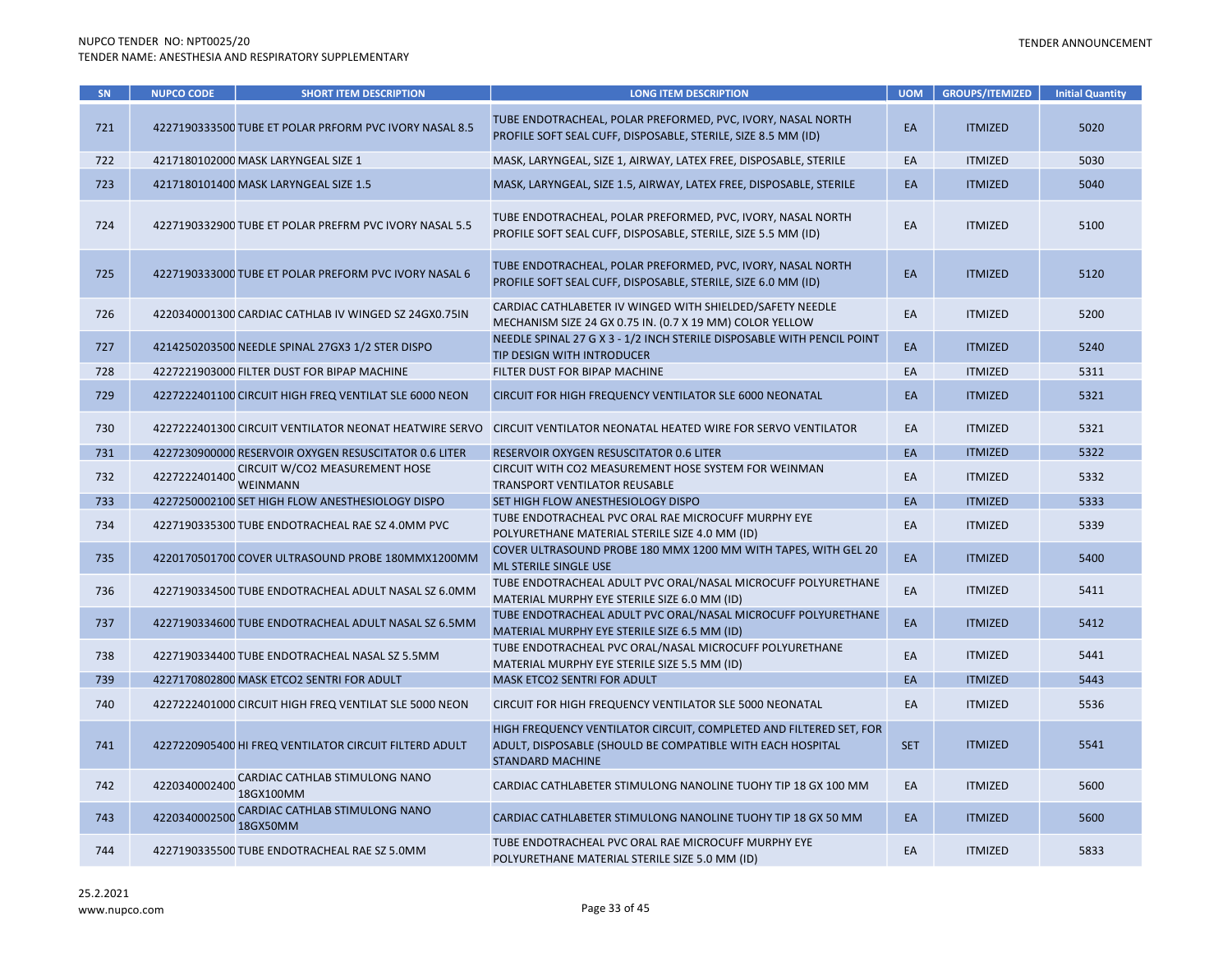| SN | NUPCO CODE | SHORT ITEM DESCRIPTION | LONG ITEM DESCRIPTION | UOM | GROUPS/ITEMIZED | Initial Quantity |
|---|---|---|---|---|---|---|
| 721 | 4227190333500 | TUBE ET POLAR PRFORM PVC IVORY NASAL 8.5 | TUBE ENDOTRACHEAL, POLAR PREFORMED, PVC, IVORY, NASAL NORTH PROFILE SOFT SEAL CUFF, DISPOSABLE, STERILE, SIZE 8.5 MM (ID) | EA | ITMIZED | 5020 |
| 722 | 4217180102000 | MASK LARYNGEAL SIZE 1 | MASK, LARYNGEAL, SIZE 1, AIRWAY, LATEX FREE, DISPOSABLE, STERILE | EA | ITMIZED | 5030 |
| 723 | 4217180101400 | MASK LARYNGEAL SIZE 1.5 | MASK, LARYNGEAL, SIZE 1.5, AIRWAY, LATEX FREE, DISPOSABLE, STERILE | EA | ITMIZED | 5040 |
| 724 | 4227190332900 | TUBE ET POLAR PREFRM PVC IVORY NASAL 5.5 | TUBE ENDOTRACHEAL, POLAR PREFORMED, PVC, IVORY, NASAL NORTH PROFILE SOFT SEAL CUFF, DISPOSABLE, STERILE, SIZE 5.5 MM (ID) | EA | ITMIZED | 5100 |
| 725 | 4227190333000 | TUBE ET POLAR PREFORM PVC IVORY NASAL 6 | TUBE ENDOTRACHEAL, POLAR PREFORMED, PVC, IVORY, NASAL NORTH PROFILE SOFT SEAL CUFF, DISPOSABLE, STERILE, SIZE 6.0 MM (ID) | EA | ITMIZED | 5120 |
| 726 | 4220340001300 | CARDIAC CATHLAB IV WINGED SZ 24GX0.75IN | CARDIAC CATHLABETER IV WINGED WITH SHIELDED/SAFETY NEEDLE MECHANISM SIZE 24 GX 0.75 IN. (0.7 X 19 MM) COLOR YELLOW | EA | ITMIZED | 5200 |
| 727 | 4214250203500 | NEEDLE SPINAL 27GX3 1/2 STER DISPO | NEEDLE SPINAL 27 G X 3 - 1/2 INCH STERILE DISPOSABLE WITH PENCIL POINT TIP DESIGN WITH INTRODUCER | EA | ITMIZED | 5240 |
| 728 | 4227221903000 | FILTER DUST FOR BIPAP MACHINE | FILTER DUST FOR BIPAP MACHINE | EA | ITMIZED | 5311 |
| 729 | 4227222401100 | CIRCUIT HIGH FREQ VENTILAT SLE 6000 NEON | CIRCUIT FOR HIGH FREQUENCY VENTILATOR SLE 6000 NEONATAL | EA | ITMIZED | 5321 |
| 730 | 4227222401300 | CIRCUIT VENTILATOR NEONAT HEATWIRE SERVO | CIRCUIT VENTILATOR NEONATAL HEATED WIRE FOR SERVO VENTILATOR | EA | ITMIZED | 5321 |
| 731 | 4227230900000 | RESERVOIR OXYGEN RESUSCITATOR 0.6 LITER | RESERVOIR OXYGEN RESUSCITATOR 0.6 LITER | EA | ITMIZED | 5322 |
| 732 | 4227222401400 | CIRCUIT W/CO2 MEASUREMENT HOSE WEINMANN | CIRCUIT WITH CO2 MEASUREMENT HOSE SYSTEM FOR WEINMAN TRANSPORT VENTILATOR REUSABLE | EA | ITMIZED | 5332 |
| 733 | 4227250002100 | SET HIGH FLOW ANESTHESIOLOGY DISPO | SET HIGH FLOW ANESTHESIOLOGY DISPO | EA | ITMIZED | 5333 |
| 734 | 4227190335300 | TUBE ENDOTRACHEAL RAE SZ 4.0MM PVC | TUBE ENDOTRACHEAL PVC ORAL RAE MICROCUFF MURPHY EYE POLYURETHANE MATERIAL STERILE SIZE 4.0 MM (ID) | EA | ITMIZED | 5339 |
| 735 | 4220170501700 | COVER ULTRASOUND PROBE 180MMX1200MM | COVER ULTRASOUND PROBE 180 MMX 1200 MM WITH TAPES, WITH GEL 20 ML STERILE SINGLE USE | EA | ITMIZED | 5400 |
| 736 | 4227190334500 | TUBE ENDOTRACHEAL ADULT NASAL SZ 6.0MM | TUBE ENDOTRACHEAL ADULT PVC ORAL/NASAL MICROCUFF POLYURETHANE MATERIAL MURPHY EYE STERILE SIZE 6.0 MM (ID) | EA | ITMIZED | 5411 |
| 737 | 4227190334600 | TUBE ENDOTRACHEAL ADULT NASAL SZ 6.5MM | TUBE ENDOTRACHEAL ADULT PVC ORAL/NASAL MICROCUFF POLYURETHANE MATERIAL MURPHY EYE STERILE SIZE 6.5 MM (ID) | EA | ITMIZED | 5412 |
| 738 | 4227190334400 | TUBE ENDOTRACHEAL NASAL SZ 5.5MM | TUBE ENDOTRACHEAL PVC ORAL/NASAL MICROCUFF POLYURETHANE MATERIAL MURPHY EYE STERILE SIZE 5.5 MM (ID) | EA | ITMIZED | 5441 |
| 739 | 4227170802800 | MASK ETCO2 SENTRI FOR ADULT | MASK ETCO2 SENTRI FOR ADULT | EA | ITMIZED | 5443 |
| 740 | 4227222401000 | CIRCUIT HIGH FREQ VENTILAT SLE 5000 NEON | CIRCUIT FOR HIGH FREQUENCY VENTILATOR SLE 5000 NEONATAL | EA | ITMIZED | 5536 |
| 741 | 4227220905400 | HI FREQ VENTILATOR CIRCUIT FILTERD ADULT | HIGH FREQUENCY VENTILATOR CIRCUIT, COMPLETED AND FILTERED SET, FOR ADULT, DISPOSABLE (SHOULD BE COMPATIBLE WITH EACH HOSPITAL STANDARD MACHINE | SET | ITMIZED | 5541 |
| 742 | 4220340002400 | CARDIAC CATHLAB STIMULONG NANO 18GX100MM | CARDIAC CATHLABETER STIMULONG NANOLINE TUOHY TIP 18 GX 100 MM | EA | ITMIZED | 5600 |
| 743 | 4220340002500 | CARDIAC CATHLAB STIMULONG NANO 18GX50MM | CARDIAC CATHLABETER STIMULONG NANOLINE TUOHY TIP 18 GX 50 MM | EA | ITMIZED | 5600 |
| 744 | 4227190335500 | TUBE ENDOTRACHEAL RAE SZ 5.0MM | TUBE ENDOTRACHEAL PVC ORAL RAE MICROCUFF MURPHY EYE POLYURETHANE MATERIAL STERILE SIZE 5.0 MM (ID) | EA | ITMIZED | 5833 |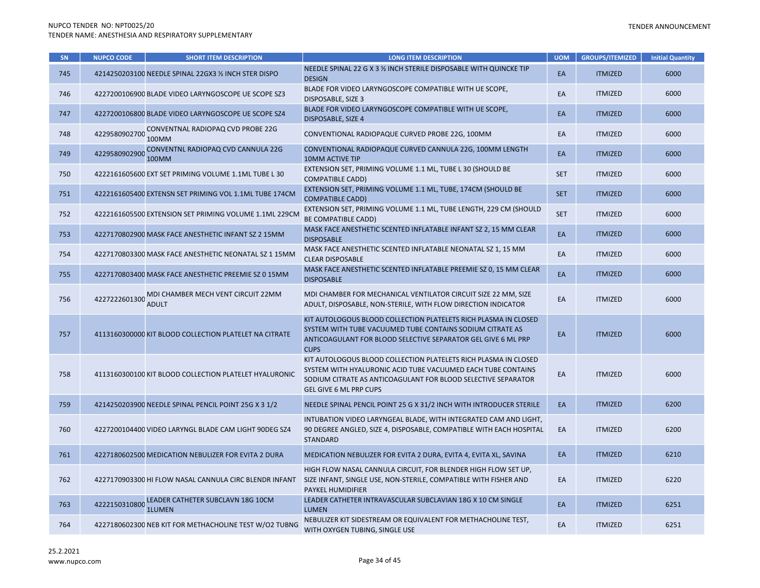| SN | NUPCO CODE | SHORT ITEM DESCRIPTION | LONG ITEM DESCRIPTION | UOM | GROUPS/ITEMIZED | Initial Quantity |
|---|---|---|---|---|---|---|
| 745 | 4214250203100 | NEEDLE SPINAL 22GX3 ½ INCH STER DISPO | NEEDLE SPINAL 22 G X 3 ½ INCH STERILE DISPOSABLE WITH QUINCKE TIP DESIGN | EA | ITMIZED | 6000 |
| 746 | 4227200106900 | BLADE VIDEO LARYNGOSCOPE UE SCOPE SZ3 | BLADE FOR VIDEO LARYNGOSCOPE COMPATIBLE WITH UE SCOPE, DISPOSABLE, SIZE 3 | EA | ITMIZED | 6000 |
| 747 | 4227200106800 | BLADE VIDEO LARYNGOSCOPE UE SCOPE SZ4 | BLADE FOR VIDEO LARYNGOSCOPE COMPATIBLE WITH UE SCOPE, DISPOSABLE, SIZE 4 | EA | ITMIZED | 6000 |
| 748 | 4229580902700 | CONVENTNAL RADIOPAQ CVD PROBE 22G 100MM | CONVENTIONAL RADIOPAQUE CURVED PROBE 22G, 100MM | EA | ITMIZED | 6000 |
| 749 | 4229580902900 | CONVENTNL RADIOPAQ CVD CANNULA 22G 100MM | CONVENTIONAL RADIOPAQUE CURVED CANNULA 22G, 100MM LENGTH 10MM ACTIVE TIP | EA | ITMIZED | 6000 |
| 750 | 4222161605600 | EXT SET PRIMING VOLUME 1.1ML TUBE L 30 | EXTENSION SET, PRIMING VOLUME 1.1 ML, TUBE L 30 (SHOULD BE COMPATIBLE CADD) | SET | ITMIZED | 6000 |
| 751 | 4222161605400 | EXTENSN SET PRIMING VOL 1.1ML TUBE 174CM | EXTENSION SET, PRIMING VOLUME 1.1 ML, TUBE, 174CM (SHOULD BE COMPATIBLE CADD) | SET | ITMIZED | 6000 |
| 752 | 4222161605500 | EXTENSION SET PRIMING VOLUME 1.1ML 229CM | EXTENSION SET, PRIMING VOLUME 1.1 ML, TUBE LENGTH, 229 CM (SHOULD BE COMPATIBLE CADD) | SET | ITMIZED | 6000 |
| 753 | 4227170802900 | MASK FACE ANESTHETIC INFANT SZ 2 15MM | MASK FACE ANESTHETIC SCENTED INFLATABLE INFANT SZ 2, 15 MM CLEAR DISPOSABLE | EA | ITMIZED | 6000 |
| 754 | 4227170803300 | MASK FACE ANESTHETIC NEONATAL SZ 1 15MM | MASK FACE ANESTHETIC SCENTED INFLATABLE NEONATAL SZ 1, 15 MM CLEAR DISPOSABLE | EA | ITMIZED | 6000 |
| 755 | 4227170803400 | MASK FACE ANESTHETIC PREEMIE SZ 0 15MM | MASK FACE ANESTHETIC SCENTED INFLATABLE PREEMIE SZ 0, 15 MM CLEAR DISPOSABLE | EA | ITMIZED | 6000 |
| 756 | 4227222601300 | MDI CHAMBER MECH VENT CIRCUIT 22MM ADULT | MDI CHAMBER FOR MECHANICAL VENTILATOR CIRCUIT SIZE 22 MM, SIZE ADULT, DISPOSABLE, NON-STERILE, WITH FLOW DIRECTION INDICATOR | EA | ITMIZED | 6000 |
| 757 | 4113160300000 | KIT BLOOD COLLECTION PLATELET NA CITRATE | KIT AUTOLOGOUS BLOOD COLLECTION PLATELETS RICH PLASMA IN CLOSED SYSTEM WITH TUBE VACUUMED TUBE CONTAINS SODIUM CITRATE AS ANTICOAGULANT FOR BLOOD SELECTIVE SEPARATOR GEL GIVE 6 ML PRP CUPS | EA | ITMIZED | 6000 |
| 758 | 4113160300100 | KIT BLOOD COLLECTION PLATELET HYALURONIC | KIT AUTOLOGOUS BLOOD COLLECTION PLATELETS RICH PLASMA IN CLOSED SYSTEM WITH HYALURONIC ACID TUBE VACUUMED EACH TUBE CONTAINS SODIUM CITRATE AS ANTICOAGULANT FOR BLOOD SELECTIVE SEPARATOR GEL GIVE 6 ML PRP CUPS | EA | ITMIZED | 6000 |
| 759 | 4214250203900 | NEEDLE SPINAL PENCIL POINT 25G X 3 1/2 | NEEDLE SPINAL PENCIL POINT 25 G X 31/2 INCH WITH INTRODUCER STERILE | EA | ITMIZED | 6200 |
| 760 | 4227200104400 | VIDEO LARYNGL BLADE CAM LIGHT 90DEG SZ4 | INTUBATION VIDEO LARYNGEAL BLADE, WITH INTEGRATED CAM AND LIGHT, 90 DEGREE ANGLED, SIZE 4, DISPOSABLE, COMPATIBLE WITH EACH HOSPITAL STANDARD | EA | ITMIZED | 6200 |
| 761 | 4227180602500 | MEDICATION NEBULIZER FOR EVITA 2 DURA | MEDICATION NEBULIZER FOR EVITA 2 DURA, EVITA 4, EVITA XL, SAVINA | EA | ITMIZED | 6210 |
| 762 | 4227170903300 | HI FLOW NASAL CANNULA CIRC BLENDR INFANT | HIGH FLOW NASAL CANNULA CIRCUIT, FOR BLENDER HIGH FLOW SET UP, SIZE INFANT, SINGLE USE, NON-STERILE, COMPATIBLE WITH FISHER AND PAYKEL HUMIDIFIER | EA | ITMIZED | 6220 |
| 763 | 4222150310800 | LEADER CATHETER SUBCLAVN 18G 10CM 1LUMEN | LEADER CATHETER INTRAVASCULAR SUBCLAVIAN 18G X 10 CM SINGLE LUMEN | EA | ITMIZED | 6251 |
| 764 | 4227180602300 | NEB KIT FOR METHACHOLINE TEST W/O2 TUBNG | NEBULIZER KIT SIDESTREAM OR EQUIVALENT FOR METHACHOLINE TEST, WITH OXYGEN TUBING, SINGLE USE | EA | ITMIZED | 6251 |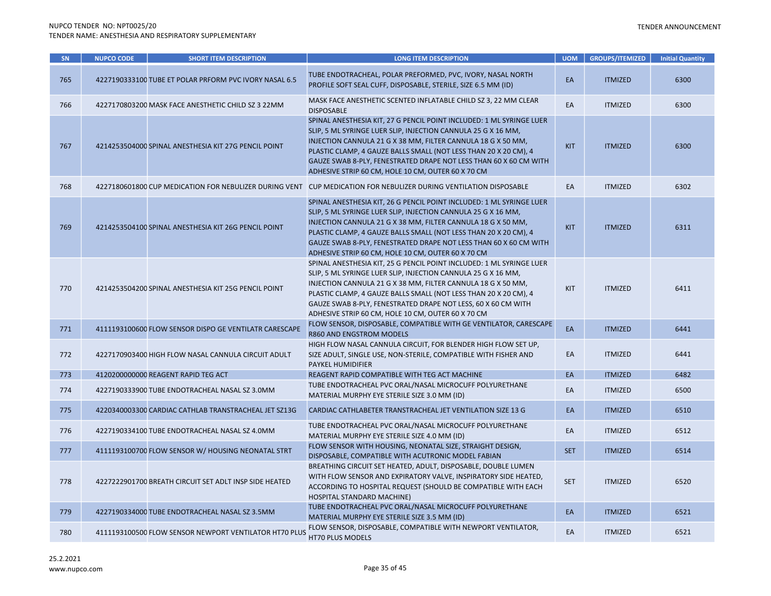| SN | NUPCO CODE | SHORT ITEM DESCRIPTION | LONG ITEM DESCRIPTION | UOM | GROUPS/ITEMIZED | Initial Quantity |
|---|---|---|---|---|---|---|
| 765 | 4227190333100 | TUBE ET POLAR PRFORM PVC IVORY NASAL 6.5 | TUBE ENDOTRACHEAL, POLAR PREFORMED, PVC, IVORY, NASAL NORTH PROFILE SOFT SEAL CUFF, DISPOSABLE, STERILE, SIZE 6.5 MM (ID) | EA | ITMIZED | 6300 |
| 766 | 4227170803200 | MASK FACE ANESTHETIC CHILD SZ 3 22MM | MASK FACE ANESTHETIC SCENTED INFLATABLE CHILD SZ 3, 22 MM CLEAR DISPOSABLE | EA | ITMIZED | 6300 |
| 767 | 4214253504000 | SPINAL ANESTHESIA KIT 27G PENCIL POINT | SPINAL ANESTHESIA KIT, 27 G PENCIL POINT INCLUDED: 1 ML SYRINGE LUER SLIP, 5 ML SYRINGE LUER SLIP, INJECTION CANNULA 25 G X 16 MM, INJECTION CANNULA 21 G X 38 MM, FILTER CANNULA 18 G X 50 MM, PLASTIC CLAMP, 4 GAUZE BALLS SMALL (NOT LESS THAN 20 X 20 CM), 4 GAUZE SWAB 8-PLY, FENESTRATED DRAPE NOT LESS THAN 60 X 60 CM WITH ADHESIVE STRIP 60 CM, HOLE 10 CM, OUTER 60 X 70 CM | KIT | ITMIZED | 6300 |
| 768 | 4227180601800 | CUP MEDICATION FOR NEBULIZER DURING VENT | CUP MEDICATION FOR NEBULIZER DURING VENTILATION DISPOSABLE | EA | ITMIZED | 6302 |
| 769 | 4214253504100 | SPINAL ANESTHESIA KIT 26G PENCIL POINT | SPINAL ANESTHESIA KIT, 26 G PENCIL POINT INCLUDED: 1 ML SYRINGE LUER SLIP, 5 ML SYRINGE LUER SLIP, INJECTION CANNULA 25 G X 16 MM, INJECTION CANNULA 21 G X 38 MM, FILTER CANNULA 18 G X 50 MM, PLASTIC CLAMP, 4 GAUZE BALLS SMALL (NOT LESS THAN 20 X 20 CM), 4 GAUZE SWAB 8-PLY, FENESTRATED DRAPE NOT LESS THAN 60 X 60 CM WITH ADHESIVE STRIP 60 CM, HOLE 10 CM, OUTER 60 X 70 CM | KIT | ITMIZED | 6311 |
| 770 | 4214253504200 | SPINAL ANESTHESIA KIT 25G PENCIL POINT | SPINAL ANESTHESIA KIT, 25 G PENCIL POINT INCLUDED: 1 ML SYRINGE LUER SLIP, 5 ML SYRINGE LUER SLIP, INJECTION CANNULA 25 G X 16 MM, INJECTION CANNULA 21 G X 38 MM, FILTER CANNULA 18 G X 50 MM, PLASTIC CLAMP, 4 GAUZE BALLS SMALL (NOT LESS THAN 20 X 20 CM), 4 GAUZE SWAB 8-PLY, FENESTRATED DRAPE NOT LESS, 60 X 60 CM WITH ADHESIVE STRIP 60 CM, HOLE 10 CM, OUTER 60 X 70 CM | KIT | ITMIZED | 6411 |
| 771 | 4111193100600 | FLOW SENSOR DISPO GE VENTILATR CARESCAPE | FLOW SENSOR, DISPOSABLE, COMPATIBLE WITH GE VENTILATOR, CARESCAPE R860 AND ENGSTROM MODELS | EA | ITMIZED | 6441 |
| 772 | 4227170903400 | HIGH FLOW NASAL CANNULA CIRCUIT ADULT | HIGH FLOW NASAL CANNULA CIRCUIT, FOR BLENDER HIGH FLOW SET UP, SIZE ADULT, SINGLE USE, NON-STERILE, COMPATIBLE WITH FISHER AND PAYKEL HUMIDIFIER | EA | ITMIZED | 6441 |
| 773 | 4120200000000 | REAGENT RAPID TEG ACT | REAGENT RAPID COMPATIBLE WITH TEG ACT MACHINE | EA | ITMIZED | 6482 |
| 774 | 4227190333900 | TUBE ENDOTRACHEAL NASAL SZ 3.0MM | TUBE ENDOTRACHEAL PVC ORAL/NASAL MICROCUFF POLYURETHANE MATERIAL MURPHY EYE STERILE SIZE 3.0 MM (ID) | EA | ITMIZED | 6500 |
| 775 | 4220340003300 | CARDIAC CATHLAB TRANSTRACHEAL JET SZ13G | CARDIAC CATHLABETER TRANSTRACHEAL JET VENTILATION SIZE 13 G | EA | ITMIZED | 6510 |
| 776 | 4227190334100 | TUBE ENDOTRACHEAL NASAL SZ 4.0MM | TUBE ENDOTRACHEAL PVC ORAL/NASAL MICROCUFF POLYURETHANE MATERIAL MURPHY EYE STERILE SIZE 4.0 MM (ID) | EA | ITMIZED | 6512 |
| 777 | 4111193100700 | FLOW SENSOR W/ HOUSING NEONATAL STRT | FLOW SENSOR WITH HOUSING, NEONATAL SIZE, STRAIGHT DESIGN, DISPOSABLE, COMPATIBLE WITH ACUTRONIC MODEL FABIAN | SET | ITMIZED | 6514 |
| 778 | 4227222901700 | BREATH CIRCUIT SET ADLT INSP SIDE HEATED | BREATHING CIRCUIT SET HEATED, ADULT, DISPOSABLE, DOUBLE LUMEN WITH FLOW SENSOR AND EXPIRATORY VALVE, INSPIRATORY SIDE HEATED, ACCORDING TO HOSPITAL REQUEST (SHOULD BE COMPATIBLE WITH EACH HOSPITAL STANDARD MACHINE) | SET | ITMIZED | 6520 |
| 779 | 4227190334000 | TUBE ENDOTRACHEAL NASAL SZ 3.5MM | TUBE ENDOTRACHEAL PVC ORAL/NASAL MICROCUFF POLYURETHANE MATERIAL MURPHY EYE STERILE SIZE 3.5 MM (ID) | EA | ITMIZED | 6521 |
| 780 | 4111193100500 | FLOW SENSOR NEWPORT VENTILATOR HT70 PLUS | FLOW SENSOR, DISPOSABLE, COMPATIBLE WITH NEWPORT VENTILATOR, HT70 PLUS MODELS | EA | ITMIZED | 6521 |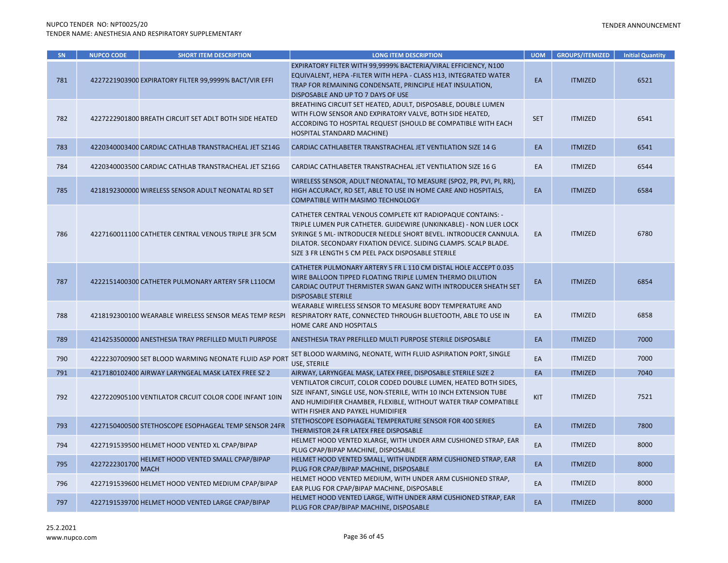| SN | NUPCO CODE | SHORT ITEM DESCRIPTION | LONG ITEM DESCRIPTION | UOM | GROUPS/ITEMIZED | Initial Quantity |
|---|---|---|---|---|---|---|
| 781 | 4227221903900 | EXPIRATORY FILTER 99,9999% BACT/VIR EFFI | EXPIRATORY FILTER WITH 99,9999% BACTERIA/VIRAL EFFICIENCY, N100 EQUIVALENT, HEPA -FILTER WITH HEPA - CLASS H13, INTEGRATED WATER TRAP FOR REMAINING CONDENSATE, PRINCIPLE HEAT INSULATION, DISPOSABLE AND UP TO 7 DAYS OF USE | EA | ITMIZED | 6521 |
| 782 | 4227222901800 | BREATH CIRCUIT SET ADLT BOTH SIDE HEATED | BREATHING CIRCUIT SET HEATED, ADULT, DISPOSABLE, DOUBLE LUMEN WITH FLOW SENSOR AND EXPIRATORY VALVE, BOTH SIDE HEATED, ACCORDING TO HOSPITAL REQUEST (SHOULD BE COMPATIBLE WITH EACH HOSPITAL STANDARD MACHINE) | SET | ITMIZED | 6541 |
| 783 | 4220340003400 | CARDIAC CATHLAB TRANSTRACHEAL JET SZ14G | CARDIAC CATHLABETER TRANSTRACHEAL JET VENTILATION SIZE 14 G | EA | ITMIZED | 6541 |
| 784 | 4220340003500 | CARDIAC CATHLAB TRANSTRACHEAL JET SZ16G | CARDIAC CATHLABETER TRANSTRACHEAL JET VENTILATION SIZE 16 G | EA | ITMIZED | 6544 |
| 785 | 4218192300000 | WIRELESS SENSOR ADULT NEONATAL RD SET | WIRELESS SENSOR, ADULT NEONATAL, TO MEASURE (SPO2, PR, PVI, PI, RR), HIGH ACCURACY, RD SET, ABLE TO USE IN HOME CARE AND HOSPITALS, COMPATIBLE WITH MASIMO TECHNOLOGY | EA | ITMIZED | 6584 |
| 786 | 4227160011100 | CATHETER CENTRAL VENOUS TRIPLE 3FR 5CM | CATHETER CENTRAL VENOUS COMPLETE KIT RADIOPAQUE CONTAINS: - TRIPLE LUMEN PUR CATHETER. GUIDEWIRE (UNKINKABLE) - NON LUER LOCK SYRINGE 5 ML- INTRODUCER NEEDLE SHORT BEVEL. INTRODUCER CANNULA. DILATOR. SECONDARY FIXATION DEVICE. SLIDING CLAMPS. SCALP BLADE. SIZE 3 FR LENGTH 5 CM PEEL PACK DISPOSABLE STERILE | EA | ITMIZED | 6780 |
| 787 | 4222151400300 | CATHETER PULMONARY ARTERY 5FR L110CM | CATHETER PULMONARY ARTERY 5 FR L 110 CM DISTAL HOLE ACCEPT 0.035 WIRE BALLOON TIPPED FLOATING TRIPLE LUMEN THERMO DILUTION CARDIAC OUTPUT THERMISTER SWAN GANZ WITH INTRODUCER SHEATH SET DISPOSABLE STERILE | EA | ITMIZED | 6854 |
| 788 | 4218192300100 | WEARABLE WIRELESS SENSOR MEAS TEMP RESPI | WEARABLE WIRELESS SENSOR TO MEASURE BODY TEMPERATURE AND RESPIRATORY RATE, CONNECTED THROUGH BLUETOOTH, ABLE TO USE IN HOME CARE AND HOSPITALS | EA | ITMIZED | 6858 |
| 789 | 4214253500000 | ANESTHESIA TRAY PREFILLED MULTI PURPOSE | ANESTHESIA TRAY PREFILLED MULTI PURPOSE STERILE DISPOSABLE | EA | ITMIZED | 7000 |
| 790 | 4222230700900 | SET BLOOD WARMING NEONATE FLUID ASP PORT | SET BLOOD WARMING, NEONATE, WITH FLUID ASPIRATION PORT, SINGLE USE, STERILE | EA | ITMIZED | 7000 |
| 791 | 4217180102400 | AIRWAY LARYNGEAL MASK LATEX FREE SZ 2 | AIRWAY, LARYNGEAL MASK, LATEX FREE, DISPOSABLE STERILE SIZE 2 | EA | ITMIZED | 7040 |
| 792 | 4227220905100 | VENTILATOR CRCUIT COLOR CODE INFANT 10IN | VENTILATOR CIRCUIT, COLOR CODED DOUBLE LUMEN, HEATED BOTH SIDES, SIZE INFANT, SINGLE USE, NON-STERILE, WITH 10 INCH EXTENSION TUBE AND HUMIDIFIER CHAMBER, FLEXIBLE, WITHOUT WATER TRAP COMPATIBLE WITH FISHER AND PAYKEL HUMIDIFIER | KIT | ITMIZED | 7521 |
| 793 | 4227150400500 | STETHOSCOPE ESOPHAGEAL TEMP SENSOR 24FR | STETHOSCOPE ESOPHAGEAL TEMPERATURE SENSOR FOR 400 SERIES THERMISTOR 24 FR LATEX FREE DISPOSABLE | EA | ITMIZED | 7800 |
| 794 | 4227191539500 | HELMET HOOD VENTED XL CPAP/BIPAP | HELMET HOOD VENTED XLARGE, WITH UNDER ARM CUSHIONED STRAP, EAR PLUG CPAP/BIPAP MACHINE, DISPOSABLE | EA | ITMIZED | 8000 |
| 795 | 4227222301700 | HELMET HOOD VENTED SMALL CPAP/BIPAP MACH | HELMET HOOD VENTED SMALL, WITH UNDER ARM CUSHIONED STRAP, EAR PLUG FOR CPAP/BIPAP MACHINE, DISPOSABLE | EA | ITMIZED | 8000 |
| 796 | 4227191539600 | HELMET HOOD VENTED MEDIUM CPAP/BIPAP | HELMET HOOD VENTED MEDIUM, WITH UNDER ARM CUSHIONED STRAP, EAR PLUG FOR CPAP/BIPAP MACHINE, DISPOSABLE | EA | ITMIZED | 8000 |
| 797 | 4227191539700 | HELMET HOOD VENTED LARGE CPAP/BIPAP | HELMET HOOD VENTED LARGE, WITH UNDER ARM CUSHIONED STRAP, EAR PLUG FOR CPAP/BIPAP MACHINE, DISPOSABLE | EA | ITMIZED | 8000 |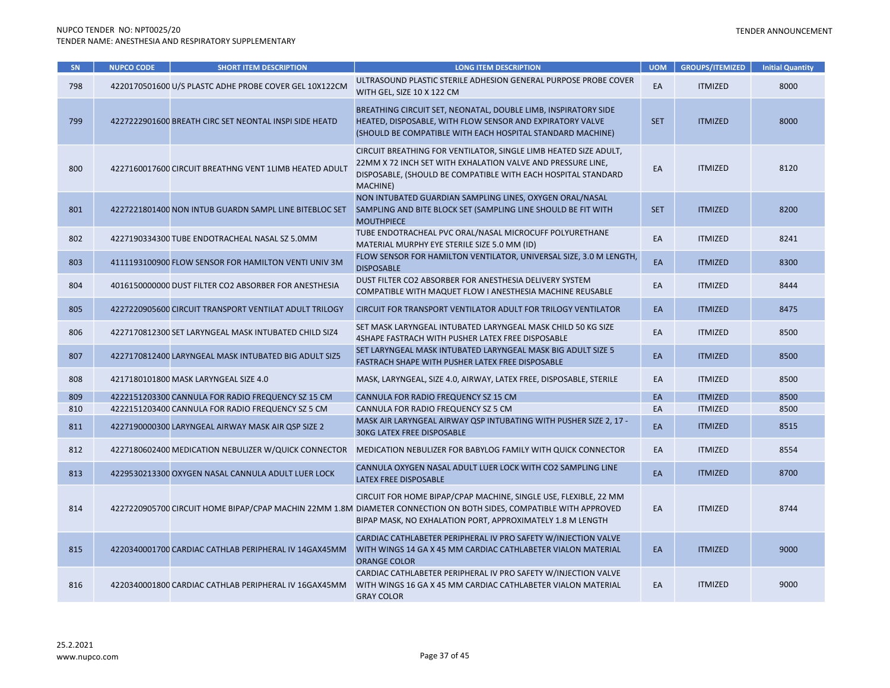| SN | NUPCO CODE | SHORT ITEM DESCRIPTION | LONG ITEM DESCRIPTION | UOM | GROUPS/ITEMIZED | Initial Quantity |
|---|---|---|---|---|---|---|
| 798 | 4220170501600 | U/S PLASTC ADHE PROBE COVER GEL 10X122CM | ULTRASOUND PLASTIC STERILE ADHESION GENERAL PURPOSE PROBE COVER WITH GEL, SIZE 10 X 122 CM | EA | ITMIZED | 8000 |
| 799 | 4227222901600 | BREATH CIRC SET NEONTAL INSPI SIDE HEATD | BREATHING CIRCUIT SET, NEONATAL, DOUBLE LIMB, INSPIRATORY SIDE HEATED, DISPOSABLE, WITH FLOW SENSOR AND EXPIRATORY VALVE (SHOULD BE COMPATIBLE WITH EACH HOSPITAL STANDARD MACHINE) | SET | ITMIZED | 8000 |
| 800 | 4227160017600 | CIRCUIT BREATHNG VENT 1LIMB HEATED ADULT | CIRCUIT BREATHING FOR VENTILATOR, SINGLE LIMB HEATED SIZE ADULT, 22MM X 72 INCH SET WITH EXHALATION VALVE AND PRESSURE LINE, DISPOSABLE, (SHOULD BE COMPATIBLE WITH EACH HOSPITAL STANDARD MACHINE) | EA | ITMIZED | 8120 |
| 801 | 4227221801400 | NON INTUB GUARDN SAMPL LINE BITEBLOC SET | NON INTUBATED GUARDIAN SAMPLING LINES, OXYGEN ORAL/NASAL SAMPLING AND BITE BLOCK SET (SAMPLING LINE SHOULD BE FIT WITH MOUTHPIECE | SET | ITMIZED | 8200 |
| 802 | 4227190334300 | TUBE ENDOTRACHEAL NASAL SZ 5.0MM | TUBE ENDOTRACHEAL PVC ORAL/NASAL MICROCUFF POLYURETHANE MATERIAL MURPHY EYE STERILE SIZE 5.0 MM (ID) | EA | ITMIZED | 8241 |
| 803 | 4111193100900 | FLOW SENSOR FOR HAMILTON VENTI UNIV 3M | FLOW SENSOR FOR HAMILTON VENTILATOR, UNIVERSAL SIZE, 3.0 M LENGTH, DISPOSABLE | EA | ITMIZED | 8300 |
| 804 | 4016150000000 | DUST FILTER CO2 ABSORBER FOR ANESTHESIA | DUST FILTER CO2 ABSORBER FOR ANESTHESIA DELIVERY SYSTEM COMPATIBLE WITH MAQUET FLOW I ANESTHESIA MACHINE REUSABLE | EA | ITMIZED | 8444 |
| 805 | 4227220905600 | CIRCUIT TRANSPORT VENTILAT ADULT TRILOGY | CIRCUIT FOR TRANSPORT VENTILATOR ADULT FOR TRILOGY VENTILATOR | EA | ITMIZED | 8475 |
| 806 | 4227170812300 | SET LARYNGEAL MASK INTUBATED CHILD SIZ4 | SET MASK LARYNGEAL INTUBATED LARYNGEAL MASK CHILD 50 KG SIZE 4SHAPE FASTRACH WITH PUSHER LATEX FREE DISPOSABLE | EA | ITMIZED | 8500 |
| 807 | 4227170812400 | LARYNGEAL MASK INTUBATED BIG ADULT SIZ5 | SET LARYNGEAL MASK INTUBATED LARYNGEAL MASK BIG ADULT SIZE 5 FASTRACH SHAPE WITH PUSHER LATEX FREE DISPOSABLE | EA | ITMIZED | 8500 |
| 808 | 4217180101800 | MASK LARYNGEAL SIZE 4.0 | MASK, LARYNGEAL, SIZE 4.0, AIRWAY, LATEX FREE, DISPOSABLE, STERILE | EA | ITMIZED | 8500 |
| 809 | 4222151203300 | CANNULA FOR RADIO FREQUENCY SZ 15 CM | CANNULA FOR RADIO FREQUENCY SZ 15 CM | EA | ITMIZED | 8500 |
| 810 | 4222151203400 | CANNULA FOR RADIO FREQUENCY SZ 5 CM | CANNULA FOR RADIO FREQUENCY SZ 5 CM | EA | ITMIZED | 8500 |
| 811 | 4227190000300 | LARYNGEAL AIRWAY MASK AIR QSP SIZE 2 | MASK AIR LARYNGEAL AIRWAY QSP INTUBATING WITH PUSHER SIZE 2, 17 - 30KG LATEX FREE DISPOSABLE | EA | ITMIZED | 8515 |
| 812 | 4227180602400 | MEDICATION NEBULIZER W/QUICK CONNECTOR | MEDICATION NEBULIZER FOR BABYLOG FAMILY WITH QUICK CONNECTOR | EA | ITMIZED | 8554 |
| 813 | 4229530213300 | OXYGEN NASAL CANNULA ADULT LUER LOCK | CANNULA OXYGEN NASAL ADULT LUER LOCK WITH CO2 SAMPLING LINE LATEX FREE DISPOSABLE | EA | ITMIZED | 8700 |
| 814 | 4227220905700 | CIRCUIT HOME BIPAP/CPAP MACHIN 22MM 1.8M | CIRCUIT FOR HOME BIPAP/CPAP MACHINE, SINGLE USE, FLEXIBLE, 22 MM DIAMETER CONNECTION ON BOTH SIDES, COMPATIBLE WITH APPROVED BIPAP MASK, NO EXHALATION PORT, APPROXIMATELY 1.8 M LENGTH | EA | ITMIZED | 8744 |
| 815 | 4220340001700 | CARDIAC CATHLAB PERIPHERAL IV 14GAX45MM | CARDIAC CATHLABETER PERIPHERAL IV PRO SAFETY W/INJECTION VALVE WITH WINGS 14 GA X 45 MM CARDIAC CATHLABETER VIALON MATERIAL ORANGE COLOR | EA | ITMIZED | 9000 |
| 816 | 4220340001800 | CARDIAC CATHLAB PERIPHERAL IV 16GAX45MM | CARDIAC CATHLABETER PERIPHERAL IV PRO SAFETY W/INJECTION VALVE WITH WINGS 16 GA X 45 MM CARDIAC CATHLABETER VIALON MATERIAL GRAY COLOR | EA | ITMIZED | 9000 |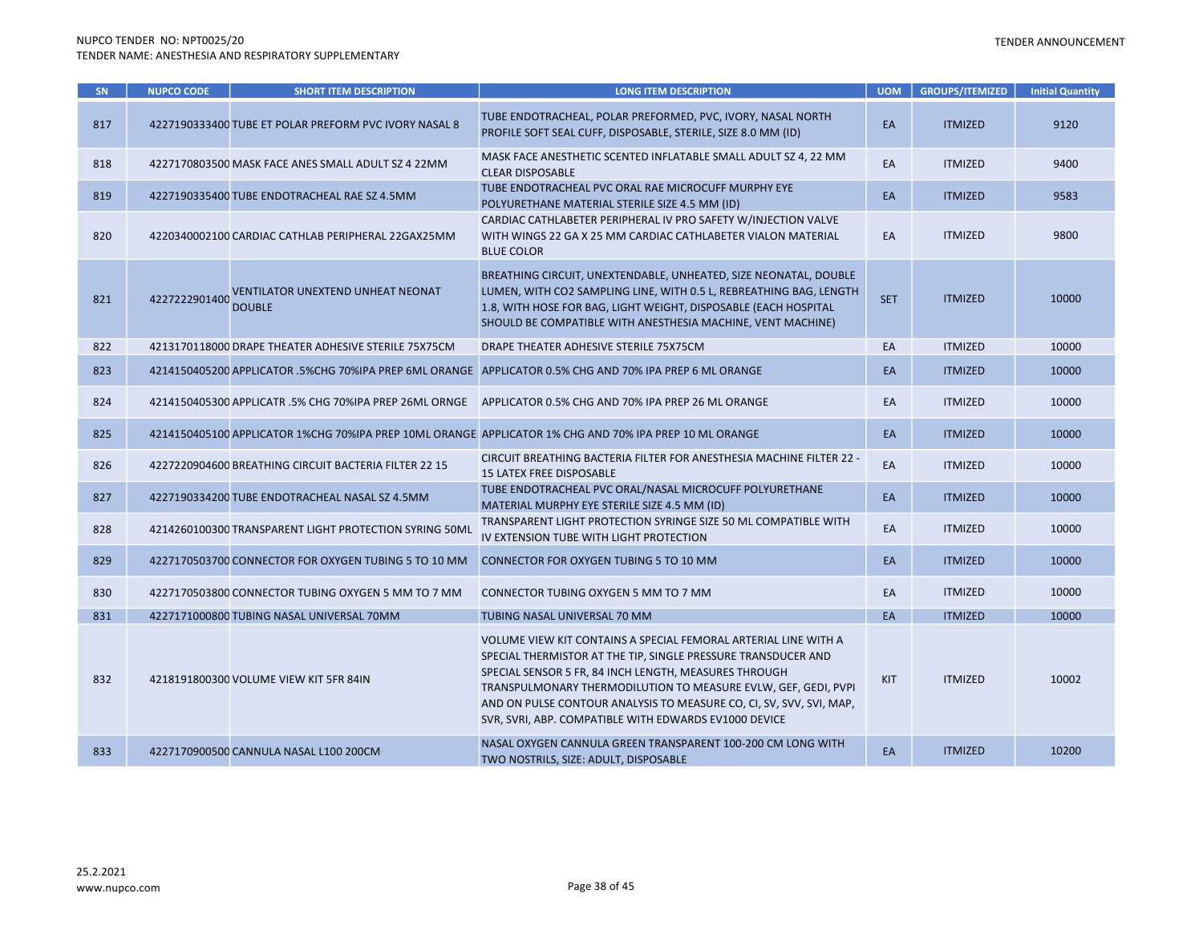| SN | NUPCO CODE | SHORT ITEM DESCRIPTION | LONG ITEM DESCRIPTION | UOM | GROUPS/ITEMIZED | Initial Quantity |
|---|---|---|---|---|---|---|
| 817 | 4227190333400 | TUBE ET POLAR PREFORM PVC IVORY NASAL 8 | TUBE ENDOTRACHEAL, POLAR PREFORMED, PVC, IVORY, NASAL NORTH PROFILE SOFT SEAL CUFF, DISPOSABLE, STERILE, SIZE 8.0 MM (ID) | EA | ITMIZED | 9120 |
| 818 | 4227170803500 | MASK FACE ANES SMALL ADULT SZ 4 22MM | MASK FACE ANESTHETIC SCENTED INFLATABLE SMALL ADULT SZ 4, 22 MM CLEAR DISPOSABLE | EA | ITMIZED | 9400 |
| 819 | 4227190335400 | TUBE ENDOTRACHEAL RAE SZ 4.5MM | TUBE ENDOTRACHEAL PVC ORAL RAE MICROCUFF MURPHY EYE POLYURETHANE MATERIAL STERILE SIZE 4.5 MM (ID) | EA | ITMIZED | 9583 |
| 820 | 4220340002100 | CARDIAC CATHLAB PERIPHERAL 22GAX25MM | CARDIAC CATHLABETER PERIPHERAL IV PRO SAFETY W/INJECTION VALVE WITH WINGS 22 GA X 25 MM CARDIAC CATHLABETER VIALON MATERIAL BLUE COLOR | EA | ITMIZED | 9800 |
| 821 | 4227222901400 | VENTILATOR UNEXTEND UNHEAT NEONAT DOUBLE | BREATHING CIRCUIT, UNEXTENDABLE, UNHEATED, SIZE NEONATAL, DOUBLE LUMEN, WITH CO2 SAMPLING LINE, WITH 0.5 L, REBREATHING BAG, LENGTH 1.8, WITH HOSE FOR BAG, LIGHT WEIGHT, DISPOSABLE (EACH HOSPITAL SHOULD BE COMPATIBLE WITH ANESTHESIA MACHINE, VENT MACHINE) | SET | ITMIZED | 10000 |
| 822 | 4213170118000 | DRAPE THEATER ADHESIVE STERILE 75X75CM | DRAPE THEATER ADHESIVE STERILE 75X75CM | EA | ITMIZED | 10000 |
| 823 | 4214150405200 | APPLICATOR .5%CHG 70%IPA PREP 6ML ORANGE | APPLICATOR 0.5% CHG AND 70% IPA PREP 6 ML ORANGE | EA | ITMIZED | 10000 |
| 824 | 4214150405300 | APPLICATR .5% CHG 70%IPA PREP 26ML ORNGE | APPLICATOR 0.5% CHG AND 70% IPA PREP 26 ML ORANGE | EA | ITMIZED | 10000 |
| 825 | 4214150405100 | APPLICATOR 1%CHG 70%IPA PREP 10ML ORANGE | APPLICATOR 1% CHG AND 70% IPA PREP 10 ML ORANGE | EA | ITMIZED | 10000 |
| 826 | 4227220904600 | BREATHING CIRCUIT BACTERIA FILTER 22 15 | CIRCUIT BREATHING BACTERIA FILTER FOR ANESTHESIA MACHINE FILTER 22 - 15 LATEX FREE DISPOSABLE | EA | ITMIZED | 10000 |
| 827 | 4227190334200 | TUBE ENDOTRACHEAL NASAL SZ 4.5MM | TUBE ENDOTRACHEAL PVC ORAL/NASAL MICROCUFF POLYURETHANE MATERIAL MURPHY EYE STERILE SIZE 4.5 MM (ID) | EA | ITMIZED | 10000 |
| 828 | 4214260100300 | TRANSPARENT LIGHT PROTECTION SYRING 50ML | TRANSPARENT LIGHT PROTECTION SYRINGE SIZE 50 ML COMPATIBLE WITH IV EXTENSION TUBE WITH LIGHT PROTECTION | EA | ITMIZED | 10000 |
| 829 | 4227170503700 | CONNECTOR FOR OXYGEN TUBING 5 TO 10 MM | CONNECTOR FOR OXYGEN TUBING 5 TO 10 MM | EA | ITMIZED | 10000 |
| 830 | 4227170503800 | CONNECTOR TUBING OXYGEN 5 MM TO 7 MM | CONNECTOR TUBING OXYGEN 5 MM TO 7 MM | EA | ITMIZED | 10000 |
| 831 | 4227171000800 | TUBING NASAL UNIVERSAL 70MM | TUBING NASAL UNIVERSAL 70 MM | EA | ITMIZED | 10000 |
| 832 | 4218191800300 | VOLUME VIEW KIT 5FR 84IN | VOLUME VIEW KIT CONTAINS A SPECIAL FEMORAL ARTERIAL LINE WITH A SPECIAL THERMISTOR AT THE TIP, SINGLE PRESSURE TRANSDUCER AND SPECIAL SENSOR 5 FR, 84 INCH LENGTH, MEASURES THROUGH TRANSPULMONARY THERMODILUTION TO MEASURE EVLW, GEF, GEDI, PVPI AND ON PULSE CONTOUR ANALYSIS TO MEASURE CO, CI, SV, SVV, SVI, MAP, SVR, SVRI, ABP. COMPATIBLE WITH EDWARDS EV1000 DEVICE | KIT | ITMIZED | 10002 |
| 833 | 4227170900500 | CANNULA NASAL L100 200CM | NASAL OXYGEN CANNULA GREEN TRANSPARENT 100-200 CM LONG WITH TWO NOSTRILS, SIZE: ADULT, DISPOSABLE | EA | ITMIZED | 10200 |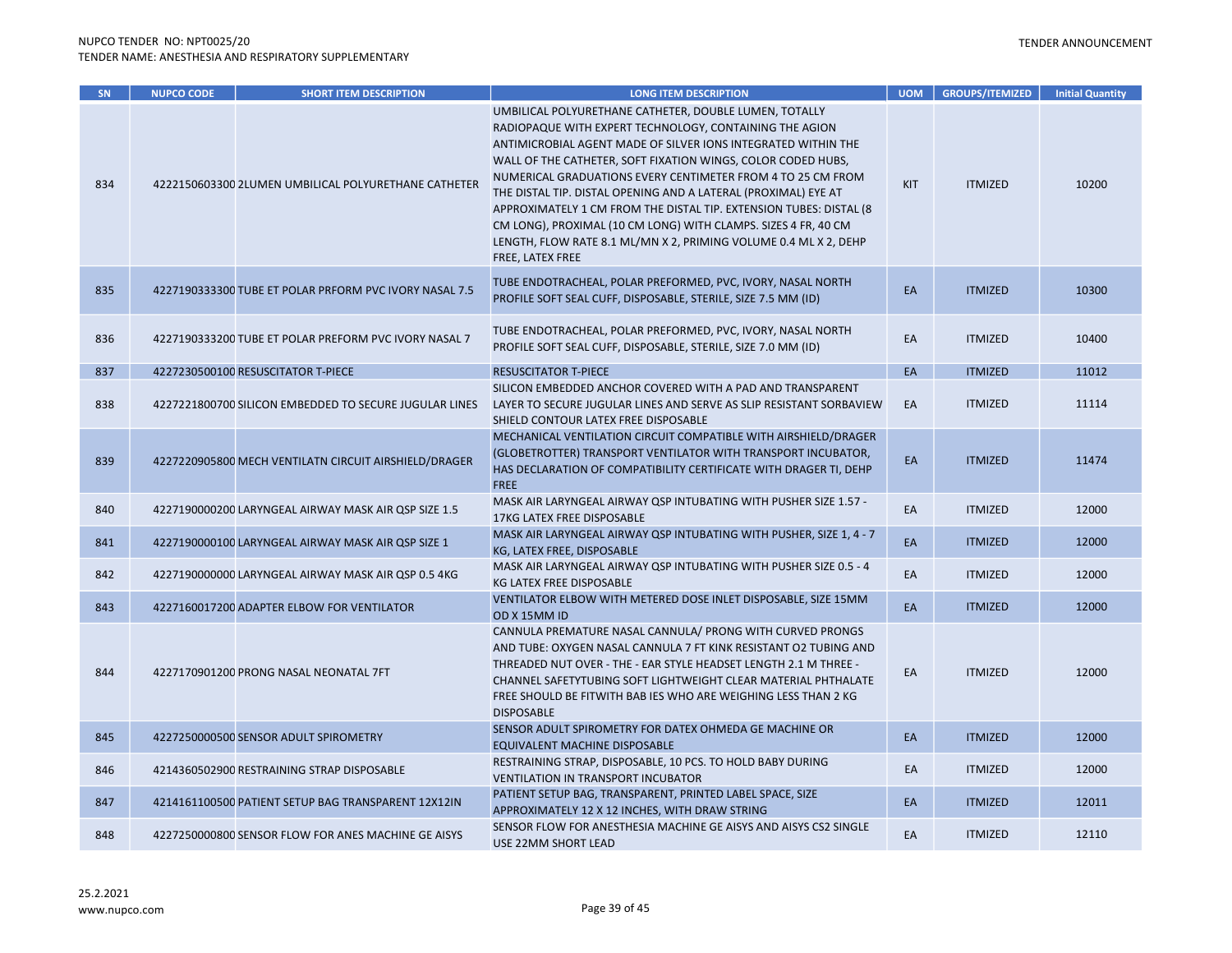| SN | NUPCO CODE | SHORT ITEM DESCRIPTION | LONG ITEM DESCRIPTION | UOM | GROUPS/ITEMIZED | Initial Quantity |
|---|---|---|---|---|---|---|
| 834 | 4222150603300 | 2LUMEN UMBILICAL POLYURETHANE CATHETER | UMBILICAL POLYURETHANE CATHETER, DOUBLE LUMEN, TOTALLY RADIOPAQUE WITH EXPERT TECHNOLOGY, CONTAINING THE AGION ANTIMICROBIAL AGENT MADE OF SILVER IONS INTEGRATED WITHIN THE WALL OF THE CATHETER, SOFT FIXATION WINGS, COLOR CODED HUBS, NUMERICAL GRADUATIONS EVERY CENTIMETER FROM 4 TO 25 CM FROM THE DISTAL TIP. DISTAL OPENING AND A LATERAL (PROXIMAL) EYE AT APPROXIMATELY 1 CM FROM THE DISTAL TIP. EXTENSION TUBES: DISTAL (8 CM LONG), PROXIMAL (10 CM LONG) WITH CLAMPS. SIZES 4 FR, 40 CM LENGTH, FLOW RATE 8.1 ML/MN X 2, PRIMING VOLUME 0.4 ML X 2, DEHP FREE, LATEX FREE | KIT | ITMIZED | 10200 |
| 835 | 4227190333300 | TUBE ET POLAR PRFORM PVC IVORY NASAL 7.5 | TUBE ENDOTRACHEAL, POLAR PREFORMED, PVC, IVORY, NASAL NORTH PROFILE SOFT SEAL CUFF, DISPOSABLE, STERILE, SIZE 7.5 MM (ID) | EA | ITMIZED | 10300 |
| 836 | 4227190333200 | TUBE ET POLAR PREFORM PVC IVORY NASAL 7 | TUBE ENDOTRACHEAL, POLAR PREFORMED, PVC, IVORY, NASAL NORTH PROFILE SOFT SEAL CUFF, DISPOSABLE, STERILE, SIZE 7.0 MM (ID) | EA | ITMIZED | 10400 |
| 837 | 4227230500100 | RESUSCITATOR T-PIECE | RESUSCITATOR T-PIECE | EA | ITMIZED | 11012 |
| 838 | 4227221800700 | SILICON EMBEDDED TO SECURE JUGULAR LINES | SILICON EMBEDDED ANCHOR COVERED WITH A PAD AND TRANSPARENT LAYER TO SECURE JUGULAR LINES AND SERVE AS SLIP RESISTANT SORBAVIEW SHIELD CONTOUR LATEX FREE DISPOSABLE | EA | ITMIZED | 11114 |
| 839 | 4227220905800 | MECH VENTILATN CIRCUIT AIRSHIELD/DRAGER | MECHANICAL VENTILATION CIRCUIT COMPATIBLE WITH AIRSHIELD/DRAGER (GLOBETROTTER) TRANSPORT VENTILATOR WITH TRANSPORT INCUBATOR, HAS DECLARATION OF COMPATIBILITY CERTIFICATE WITH DRAGER TI, DEHP FREE | EA | ITMIZED | 11474 |
| 840 | 4227190000200 | LARYNGEAL AIRWAY MASK AIR QSP SIZE 1.5 | MASK AIR LARYNGEAL AIRWAY QSP INTUBATING WITH PUSHER SIZE 1.57 - 17KG LATEX FREE DISPOSABLE | EA | ITMIZED | 12000 |
| 841 | 4227190000100 | LARYNGEAL AIRWAY MASK AIR QSP SIZE 1 | MASK AIR LARYNGEAL AIRWAY QSP INTUBATING WITH PUSHER, SIZE 1, 4 - 7 KG, LATEX FREE, DISPOSABLE | EA | ITMIZED | 12000 |
| 842 | 4227190000000 | LARYNGEAL AIRWAY MASK AIR QSP 0.5 4KG | MASK AIR LARYNGEAL AIRWAY QSP INTUBATING WITH PUSHER SIZE 0.5 - 4 KG LATEX FREE DISPOSABLE | EA | ITMIZED | 12000 |
| 843 | 4227160017200 | ADAPTER ELBOW FOR VENTILATOR | VENTILATOR ELBOW WITH METERED DOSE INLET DISPOSABLE, SIZE 15MM OD X 15MM ID | EA | ITMIZED | 12000 |
| 844 | 4227170901200 | PRONG NASAL NEONATAL 7FT | CANNULA PREMATURE NASAL CANNULA/ PRONG WITH CURVED PRONGS AND TUBE: OXYGEN NASAL CANNULA 7 FT KINK RESISTANT O2 TUBING AND THREADED NUT OVER - THE - EAR STYLE HEADSET LENGTH 2.1 M THREE - CHANNEL SAFETYTUBING SOFT LIGHTWEIGHT CLEAR MATERIAL PHTHALATE FREE SHOULD BE FITWITH BAB IES WHO ARE WEIGHING LESS THAN 2 KG DISPOSABLE | EA | ITMIZED | 12000 |
| 845 | 4227250000500 | SENSOR ADULT SPIROMETRY | SENSOR ADULT SPIROMETRY FOR DATEX OHMEDA GE MACHINE OR EQUIVALENT MACHINE DISPOSABLE | EA | ITMIZED | 12000 |
| 846 | 4214360502900 | RESTRAINING STRAP DISPOSABLE | RESTRAINING STRAP, DISPOSABLE, 10 PCS. TO HOLD BABY DURING VENTILATION IN TRANSPORT INCUBATOR | EA | ITMIZED | 12000 |
| 847 | 4214161100500 | PATIENT SETUP BAG TRANSPARENT 12X12IN | PATIENT SETUP BAG, TRANSPARENT, PRINTED LABEL SPACE, SIZE APPROXIMATELY 12 X 12 INCHES, WITH DRAW STRING | EA | ITMIZED | 12011 |
| 848 | 4227250000800 | SENSOR FLOW FOR ANES MACHINE GE AISYS | SENSOR FLOW FOR ANESTHESIA MACHINE GE AISYS AND AISYS CS2 SINGLE USE 22MM SHORT LEAD | EA | ITMIZED | 12110 |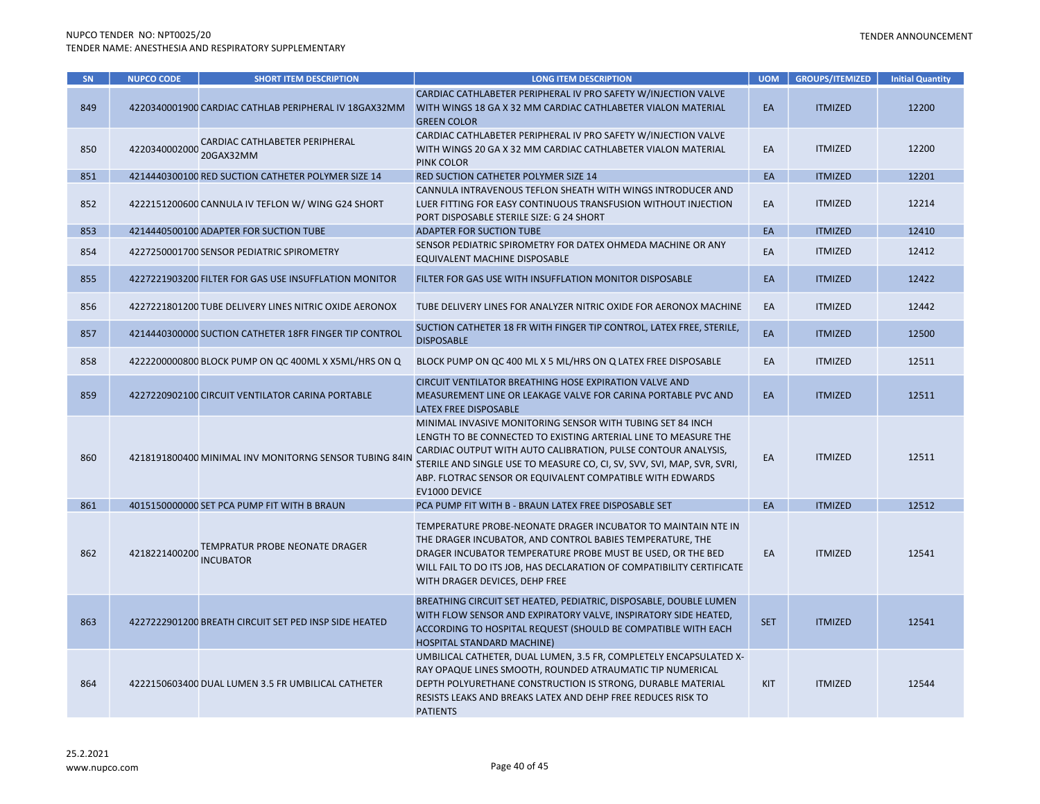| SN | NUPCO CODE | SHORT ITEM DESCRIPTION | LONG ITEM DESCRIPTION | UOM | GROUPS/ITEMIZED | Initial Quantity |
|---|---|---|---|---|---|---|
| 849 | 4220340001900 | CARDIAC CATHLAB PERIPHERAL IV 18GAX32MM | CARDIAC CATHLABETER PERIPHERAL IV PRO SAFETY W/INJECTION VALVE WITH WINGS 18 GA X 32 MM CARDIAC CATHLABETER VIALON MATERIAL GREEN COLOR | EA | ITMIZED | 12200 |
| 850 | 4220340002000 | CARDIAC CATHLABETER PERIPHERAL 20GAX32MM | CARDIAC CATHLABETER PERIPHERAL IV PRO SAFETY W/INJECTION VALVE WITH WINGS 20 GA X 32 MM CARDIAC CATHLABETER VIALON MATERIAL PINK COLOR | EA | ITMIZED | 12200 |
| 851 | 4214440300100 | RED SUCTION CATHETER POLYMER SIZE 14 | RED SUCTION CATHETER POLYMER SIZE 14 | EA | ITMIZED | 12201 |
| 852 | 4222151200600 | CANNULA IV TEFLON W/ WING G24 SHORT | CANNULA INTRAVENOUS TEFLON SHEATH WITH WINGS INTRODUCER AND LUER FITTING FOR EASY CONTINUOUS TRANSFUSION WITHOUT INJECTION PORT DISPOSABLE STERILE SIZE: G 24 SHORT | EA | ITMIZED | 12214 |
| 853 | 4214440500100 | ADAPTER FOR SUCTION TUBE | ADAPTER FOR SUCTION TUBE | EA | ITMIZED | 12410 |
| 854 | 4227250001700 | SENSOR PEDIATRIC SPIROMETRY | SENSOR PEDIATRIC SPIROMETRY FOR DATEX OHMEDA MACHINE OR ANY EQUIVALENT MACHINE DISPOSABLE | EA | ITMIZED | 12412 |
| 855 | 4227221903200 | FILTER FOR GAS USE INSUFFLATION MONITOR | FILTER FOR GAS USE WITH INSUFFLATION MONITOR DISPOSABLE | EA | ITMIZED | 12422 |
| 856 | 4227221801200 | TUBE DELIVERY LINES NITRIC OXIDE AERONOX | TUBE DELIVERY LINES FOR ANALYZER NITRIC OXIDE FOR AERONOX MACHINE | EA | ITMIZED | 12442 |
| 857 | 4214440300000 | SUCTION CATHETER 18FR FINGER TIP CONTROL | SUCTION CATHETER 18 FR WITH FINGER TIP CONTROL, LATEX FREE, STERILE, DISPOSABLE | EA | ITMIZED | 12500 |
| 858 | 4222200000800 | BLOCK PUMP ON QC 400ML X X5ML/HRS ON Q | BLOCK PUMP ON QC 400 ML X 5 ML/HRS ON Q LATEX FREE DISPOSABLE | EA | ITMIZED | 12511 |
| 859 | 4227220902100 | CIRCUIT VENTILATOR CARINA PORTABLE | CIRCUIT VENTILATOR BREATHING HOSE EXPIRATION VALVE AND MEASUREMENT LINE OR LEAKAGE VALVE FOR CARINA PORTABLE PVC AND LATEX FREE DISPOSABLE | EA | ITMIZED | 12511 |
| 860 | 4218191800400 | MINIMAL INV MONITORNG SENSOR TUBING 84IN | MINIMAL INVASIVE MONITORING SENSOR WITH TUBING SET 84 INCH LENGTH TO BE CONNECTED TO EXISTING ARTERIAL LINE TO MEASURE THE CARDIAC OUTPUT WITH AUTO CALIBRATION, PULSE CONTOUR ANALYSIS, STERILE AND SINGLE USE TO MEASURE CO, CI, SV, SVV, SVI, MAP, SVR, SVRI, ABP. FLOTRAC SENSOR OR EQUIVALENT COMPATIBLE WITH EDWARDS EV1000 DEVICE | EA | ITMIZED | 12511 |
| 861 | 4015150000000 | SET PCA PUMP FIT WITH B BRAUN | PCA PUMP FIT WITH B - BRAUN LATEX FREE DISPOSABLE SET | EA | ITMIZED | 12512 |
| 862 | 4218221400200 | TEMPRATUR PROBE NEONATE DRAGER INCUBATOR | TEMPERATURE PROBE-NEONATE DRAGER INCUBATOR TO MAINTAIN NTE IN THE DRAGER INCUBATOR, AND CONTROL BABIES TEMPERATURE, THE DRAGER INCUBATOR TEMPERATURE PROBE MUST BE USED, OR THE BED WILL FAIL TO DO ITS JOB, HAS DECLARATION OF COMPATIBILITY CERTIFICATE WITH DRAGER DEVICES, DEHP FREE | EA | ITMIZED | 12541 |
| 863 | 4227222901200 | BREATH CIRCUIT SET PED INSP SIDE HEATED | BREATHING CIRCUIT SET HEATED, PEDIATRIC, DISPOSABLE, DOUBLE LUMEN WITH FLOW SENSOR AND EXPIRATORY VALVE, INSPIRATORY SIDE HEATED, ACCORDING TO HOSPITAL REQUEST (SHOULD BE COMPATIBLE WITH EACH HOSPITAL STANDARD MACHINE) | SET | ITMIZED | 12541 |
| 864 | 4222150603400 | DUAL LUMEN 3.5 FR UMBILICAL CATHETER | UMBILICAL CATHETER, DUAL LUMEN, 3.5 FR, COMPLETELY ENCAPSULATED X-RAY OPAQUE LINES SMOOTH, ROUNDED ATRAUMATIC TIP NUMERICAL DEPTH POLYURETHANE CONSTRUCTION IS STRONG, DURABLE MATERIAL RESISTS LEAKS AND BREAKS LATEX AND DEHP FREE REDUCES RISK TO PATIENTS | KIT | ITMIZED | 12544 |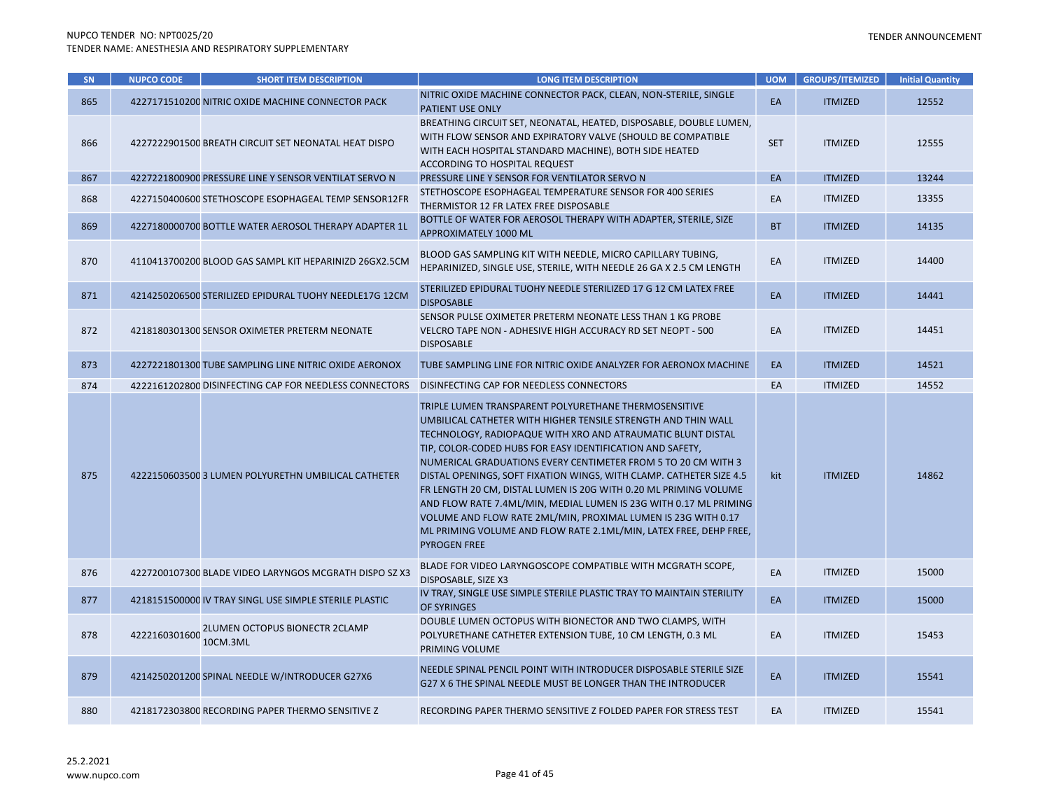| SN | NUPCO CODE | SHORT ITEM DESCRIPTION | LONG ITEM DESCRIPTION | UOM | GROUPS/ITEMIZED | Initial Quantity |
|---|---|---|---|---|---|---|
| 865 | 4227171510200 | NITRIC OXIDE MACHINE CONNECTOR PACK | NITRIC OXIDE MACHINE CONNECTOR PACK, CLEAN, NON-STERILE, SINGLE PATIENT USE ONLY | EA | ITMIZED | 12552 |
| 866 | 4227222901500 | BREATH CIRCUIT SET NEONATAL HEAT DISPO | BREATHING CIRCUIT SET, NEONATAL, HEATED, DISPOSABLE, DOUBLE LUMEN, WITH FLOW SENSOR AND EXPIRATORY VALVE (SHOULD BE COMPATIBLE WITH EACH HOSPITAL STANDARD MACHINE), BOTH SIDE HEATED ACCORDING TO HOSPITAL REQUEST | SET | ITMIZED | 12555 |
| 867 | 4227221800900 | PRESSURE LINE Y SENSOR VENTILAT SERVO N | PRESSURE LINE Y SENSOR FOR VENTILATOR SERVO N | EA | ITMIZED | 13244 |
| 868 | 4227150400600 | STETHOSCOPE ESOPHAGEAL TEMP SENSOR12FR | STETHOSCOPE ESOPHAGEAL TEMPERATURE SENSOR FOR 400 SERIES THERMISTOR 12 FR LATEX FREE DISPOSABLE | EA | ITMIZED | 13355 |
| 869 | 4227180000700 | BOTTLE WATER AEROSOL THERAPY ADAPTER 1L | BOTTLE OF WATER FOR AEROSOL THERAPY WITH ADAPTER, STERILE, SIZE APPROXIMATELY 1000 ML | BT | ITMIZED | 14135 |
| 870 | 4110413700200 | BLOOD GAS SAMPL KIT HEPARINIZD 26GX2.5CM | BLOOD GAS SAMPLING KIT WITH NEEDLE, MICRO CAPILLARY TUBING, HEPARINIZED, SINGLE USE, STERILE, WITH NEEDLE 26 GA X 2.5 CM LENGTH | EA | ITMIZED | 14400 |
| 871 | 4214250206500 | STERILIZED EPIDURAL TUOHY NEEDLE17G 12CM | STERILIZED EPIDURAL TUOHY NEEDLE STERILIZED 17 G 12 CM LATEX FREE DISPOSABLE | EA | ITMIZED | 14441 |
| 872 | 4218180301300 | SENSOR OXIMETER PRETERM NEONATE | SENSOR PULSE OXIMETER PRETERM NEONATE LESS THAN 1 KG PROBE VELCRO TAPE NON - ADHESIVE HIGH ACCURACY RD SET NEOPT - 500 DISPOSABLE | EA | ITMIZED | 14451 |
| 873 | 4227221801300 | TUBE SAMPLING LINE NITRIC OXIDE AERONOX | TUBE SAMPLING LINE FOR NITRIC OXIDE ANALYZER FOR AERONOX MACHINE | EA | ITMIZED | 14521 |
| 874 | 4222161202800 | DISINFECTING CAP FOR NEEDLESS CONNECTORS | DISINFECTING CAP FOR NEEDLESS CONNECTORS | EA | ITMIZED | 14552 |
| 875 | 4222150603500 | 3 LUMEN POLYURETHN UMBILICAL CATHETER | TRIPLE LUMEN TRANSPARENT POLYURETHANE THERMOSENSITIVE UMBILICAL CATHETER WITH HIGHER TENSILE STRENGTH AND THIN WALL TECHNOLOGY, RADIOPAQUE WITH XRO AND ATRAUMATIC BLUNT DISTAL TIP, COLOR-CODED HUBS FOR EASY IDENTIFICATION AND SAFETY, NUMERICAL GRADUATIONS EVERY CENTIMETER FROM 5 TO 20 CM WITH 3 DISTAL OPENINGS, SOFT FIXATION WINGS, WITH CLAMP. CATHETER SIZE 4.5 FR LENGTH 20 CM, DISTAL LUMEN IS 20G WITH 0.20 ML PRIMING VOLUME AND FLOW RATE 7.4ML/MIN, MEDIAL LUMEN IS 23G WITH 0.17 ML PRIMING VOLUME AND FLOW RATE 2ML/MIN, PROXIMAL LUMEN IS 23G WITH 0.17 ML PRIMING VOLUME AND FLOW RATE 2.1ML/MIN, LATEX FREE, DEHP FREE, PYROGEN FREE | kit | ITMIZED | 14862 |
| 876 | 4227200107300 | BLADE VIDEO LARYNGOS MCGRATH DISPO SZ X3 | BLADE FOR VIDEO LARYNGOSCOPE COMPATIBLE WITH MCGRATH SCOPE, DISPOSABLE, SIZE X3 | EA | ITMIZED | 15000 |
| 877 | 4218151500000 | IV TRAY SINGL USE SIMPLE STERILE PLASTIC | IV TRAY, SINGLE USE SIMPLE STERILE PLASTIC TRAY TO MAINTAIN STERILITY OF SYRINGES | EA | ITMIZED | 15000 |
| 878 | 4222160301600 | 2LUMEN OCTOPUS BIONECTR 2CLAMP 10CM.3ML | DOUBLE LUMEN OCTOPUS WITH BIONECTOR AND TWO CLAMPS, WITH POLYURETHANE CATHETER EXTENSION TUBE, 10 CM LENGTH, 0.3 ML PRIMING VOLUME | EA | ITMIZED | 15453 |
| 879 | 4214250201200 | SPINAL NEEDLE W/INTRODUCER G27X6 | NEEDLE SPINAL PENCIL POINT WITH INTRODUCER DISPOSABLE STERILE SIZE G27 X 6 THE SPINAL NEEDLE MUST BE LONGER THAN THE INTRODUCER | EA | ITMIZED | 15541 |
| 880 | 4218172303800 | RECORDING PAPER THERMO SENSITIVE Z | RECORDING PAPER THERMO SENSITIVE Z FOLDED PAPER FOR STRESS TEST | EA | ITMIZED | 15541 |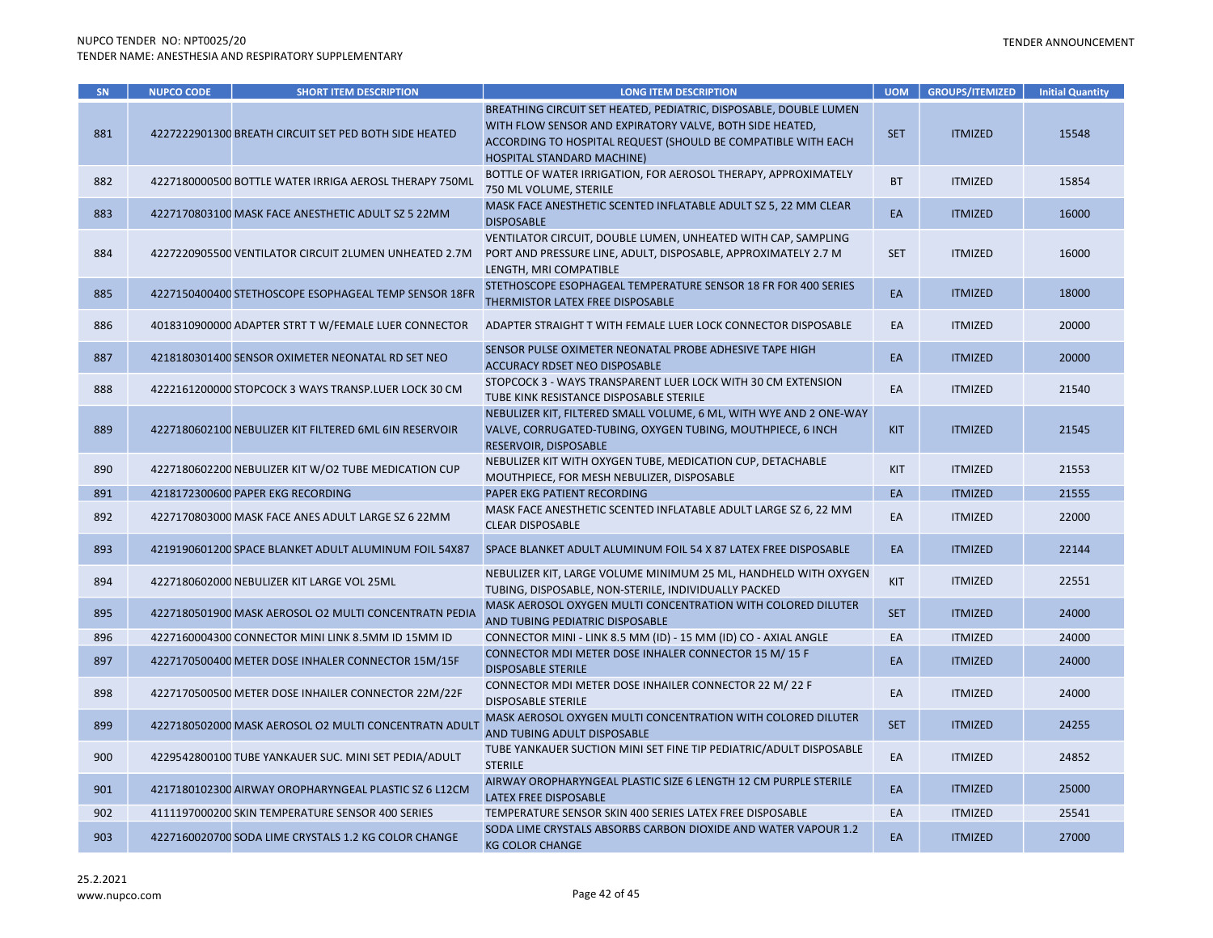| SN | NUPCO CODE | SHORT ITEM DESCRIPTION | LONG ITEM DESCRIPTION | UOM | GROUPS/ITEMIZED | Initial Quantity |
|---|---|---|---|---|---|---|
| 881 | 4227222901300 | BREATH CIRCUIT SET PED BOTH SIDE HEATED | BREATHING CIRCUIT SET HEATED, PEDIATRIC, DISPOSABLE, DOUBLE LUMEN WITH FLOW SENSOR AND EXPIRATORY VALVE, BOTH SIDE HEATED, ACCORDING TO HOSPITAL REQUEST (SHOULD BE COMPATIBLE WITH EACH HOSPITAL STANDARD MACHINE) | SET | ITMIZED | 15548 |
| 882 | 4227180000500 | BOTTLE WATER IRRIGA AEROSL THERAPY 750ML | BOTTLE OF WATER IRRIGATION, FOR AEROSOL THERAPY, APPROXIMATELY 750 ML VOLUME, STERILE | BT | ITMIZED | 15854 |
| 883 | 4227170803100 | MASK FACE ANESTHETIC ADULT SZ 5 22MM | MASK FACE ANESTHETIC SCENTED INFLATABLE ADULT SZ 5, 22 MM CLEAR DISPOSABLE | EA | ITMIZED | 16000 |
| 884 | 4227220905500 | VENTILATOR CIRCUIT 2LUMEN UNHEATED 2.7M | VENTILATOR CIRCUIT, DOUBLE LUMEN, UNHEATED WITH CAP, SAMPLING PORT AND PRESSURE LINE, ADULT, DISPOSABLE, APPROXIMATELY 2.7 M LENGTH, MRI COMPATIBLE | SET | ITMIZED | 16000 |
| 885 | 4227150400400 | STETHOSCOPE ESOPHAGEAL TEMP SENSOR 18FR | STETHOSCOPE ESOPHAGEAL TEMPERATURE SENSOR 18 FR FOR 400 SERIES THERMISTOR LATEX FREE DISPOSABLE | EA | ITMIZED | 18000 |
| 886 | 4018310900000 | ADAPTER STRT T W/FEMALE LUER CONNECTOR | ADAPTER STRAIGHT T WITH FEMALE LUER LOCK CONNECTOR DISPOSABLE | EA | ITMIZED | 20000 |
| 887 | 4218180301400 | SENSOR OXIMETER NEONATAL RD SET NEO | SENSOR PULSE OXIMETER NEONATAL PROBE ADHESIVE TAPE HIGH ACCURACY RDSET NEO DISPOSABLE | EA | ITMIZED | 20000 |
| 888 | 4222161200000 | STOPCOCK 3 WAYS TRANSP.LUER LOCK 30 CM | STOPCOCK 3 - WAYS TRANSPARENT LUER LOCK WITH 30 CM EXTENSION TUBE KINK RESISTANCE DISPOSABLE STERILE | EA | ITMIZED | 21540 |
| 889 | 4227180602100 | NEBULIZER KIT FILTERED 6ML 6IN RESERVOIR | NEBULIZER KIT, FILTERED SMALL VOLUME, 6 ML, WITH WYE AND 2 ONE-WAY VALVE, CORRUGATED-TUBING, OXYGEN TUBING, MOUTHPIECE, 6 INCH RESERVOIR, DISPOSABLE | KIT | ITMIZED | 21545 |
| 890 | 4227180602200 | NEBULIZER KIT W/O2 TUBE MEDICATION CUP | NEBULIZER KIT WITH OXYGEN TUBE, MEDICATION CUP, DETACHABLE MOUTHPIECE, FOR MESH NEBULIZER, DISPOSABLE | KIT | ITMIZED | 21553 |
| 891 | 4218172300600 | PAPER EKG RECORDING | PAPER EKG PATIENT RECORDING | EA | ITMIZED | 21555 |
| 892 | 4227170803000 | MASK FACE ANES ADULT LARGE SZ 6 22MM | MASK FACE ANESTHETIC SCENTED INFLATABLE ADULT LARGE SZ 6, 22 MM CLEAR DISPOSABLE | EA | ITMIZED | 22000 |
| 893 | 4219190601200 | SPACE BLANKET ADULT ALUMINUM FOIL 54X87 | SPACE BLANKET ADULT ALUMINUM FOIL 54 X 87 LATEX FREE DISPOSABLE | EA | ITMIZED | 22144 |
| 894 | 4227180602000 | NEBULIZER KIT LARGE VOL 25ML | NEBULIZER KIT, LARGE VOLUME MINIMUM 25 ML, HANDHELD WITH OXYGEN TUBING, DISPOSABLE, NON-STERILE, INDIVIDUALLY PACKED | KIT | ITMIZED | 22551 |
| 895 | 4227180501900 | MASK AEROSOL O2 MULTI CONCENTRATN PEDIA | MASK AEROSOL OXYGEN MULTI CONCENTRATION WITH COLORED DILUTER AND TUBING PEDIATRIC DISPOSABLE | SET | ITMIZED | 24000 |
| 896 | 4227160004300 | CONNECTOR MINI LINK 8.5MM ID 15MM ID | CONNECTOR MINI - LINK 8.5 MM (ID) - 15 MM (ID) CO - AXIAL ANGLE | EA | ITMIZED | 24000 |
| 897 | 4227170500400 | METER DOSE INHALER CONNECTOR 15M/15F | CONNECTOR MDI METER DOSE INHALER CONNECTOR 15 M/ 15 F DISPOSABLE STERILE | EA | ITMIZED | 24000 |
| 898 | 4227170500500 | METER DOSE INHAILER CONNECTOR 22M/22F | CONNECTOR MDI METER DOSE INHAILER CONNECTOR 22 M/ 22 F DISPOSABLE STERILE | EA | ITMIZED | 24000 |
| 899 | 4227180502000 | MASK AEROSOL O2 MULTI CONCENTRATN ADULT | MASK AEROSOL OXYGEN MULTI CONCENTRATION WITH COLORED DILUTER AND TUBING ADULT DISPOSABLE | SET | ITMIZED | 24255 |
| 900 | 4229542800100 | TUBE YANKAUER SUC. MINI SET PEDIA/ADULT | TUBE YANKAUER SUCTION MINI SET FINE TIP PEDIATRIC/ADULT DISPOSABLE STERILE | EA | ITMIZED | 24852 |
| 901 | 4217180102300 | AIRWAY OROPHARYNGEAL PLASTIC SZ 6 L12CM | AIRWAY OROPHARYNGEAL PLASTIC SIZE 6 LENGTH 12 CM PURPLE STERILE LATEX FREE DISPOSABLE | EA | ITMIZED | 25000 |
| 902 | 4111197000200 | SKIN TEMPERATURE SENSOR 400 SERIES | TEMPERATURE SENSOR SKIN 400 SERIES LATEX FREE DISPOSABLE | EA | ITMIZED | 25541 |
| 903 | 4227160020700 | SODA LIME CRYSTALS 1.2 KG COLOR CHANGE | SODA LIME CRYSTALS ABSORBS CARBON DIOXIDE AND WATER VAPOUR 1.2 KG COLOR CHANGE | EA | ITMIZED | 27000 |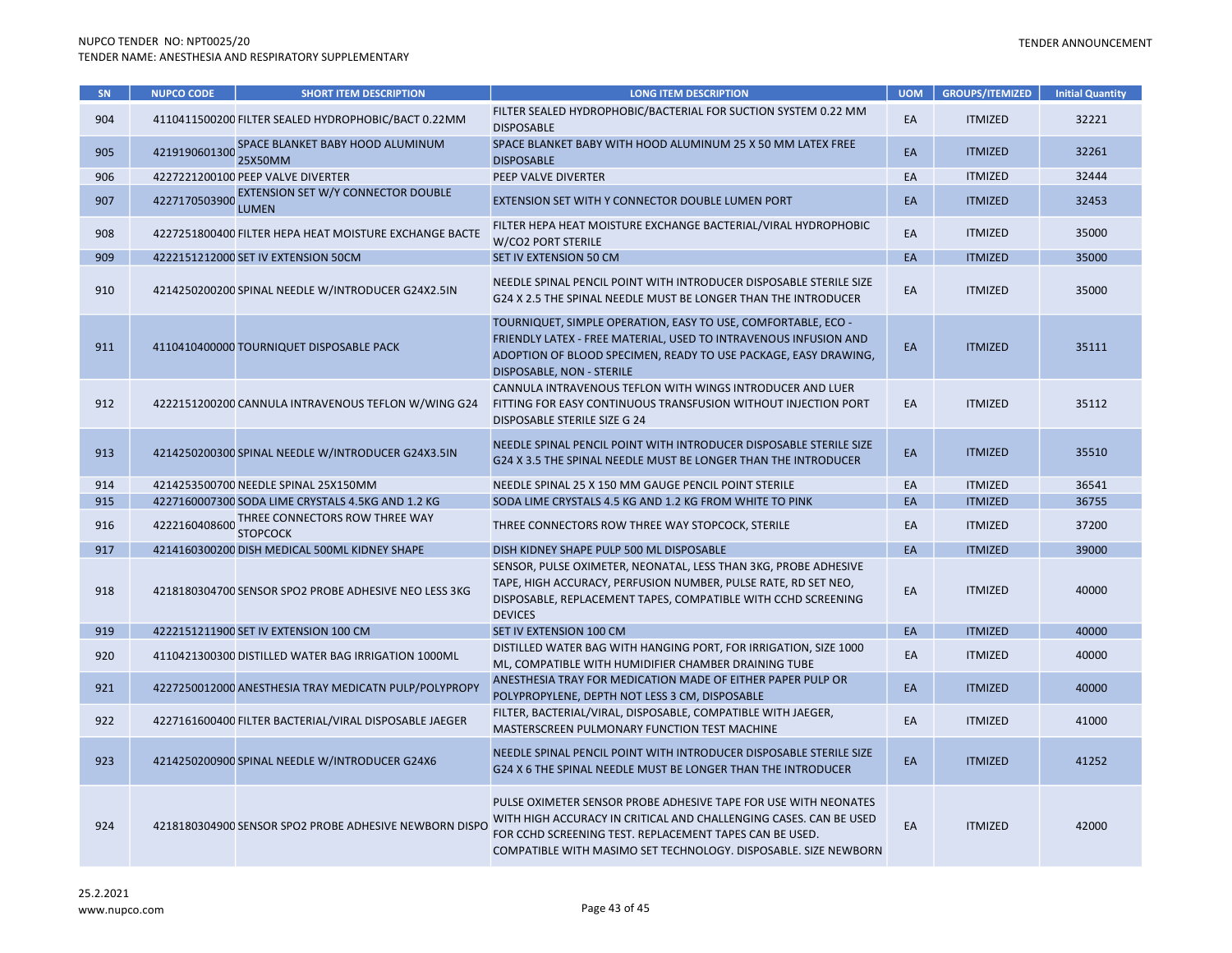| SN | NUPCO CODE | SHORT ITEM DESCRIPTION | LONG ITEM DESCRIPTION | UOM | GROUPS/ITEMIZED | Initial Quantity |
|---|---|---|---|---|---|---|
| 904 | 4110411500200 | FILTER SEALED HYDROPHOBIC/BACT 0.22MM | FILTER SEALED HYDROPHOBIC/BACTERIAL FOR SUCTION SYSTEM 0.22 MM DISPOSABLE | EA | ITMIZED | 32221 |
| 905 | 4219190601300 | SPACE BLANKET BABY HOOD ALUMINUM 25X50MM | SPACE BLANKET BABY WITH HOOD ALUMINUM 25 X 50 MM LATEX FREE DISPOSABLE | EA | ITMIZED | 32261 |
| 906 | 4227221200100 | PEEP VALVE DIVERTER | PEEP VALVE DIVERTER | EA | ITMIZED | 32444 |
| 907 | 4227170503900 | EXTENSION SET W/Y CONNECTOR DOUBLE LUMEN | EXTENSION SET WITH Y CONNECTOR DOUBLE LUMEN PORT | EA | ITMIZED | 32453 |
| 908 | 4227251800400 | FILTER HEPA HEAT MOISTURE EXCHANGE BACTE | FILTER HEPA HEAT MOISTURE EXCHANGE BACTERIAL/VIRAL HYDROPHOBIC W/CO2 PORT STERILE | EA | ITMIZED | 35000 |
| 909 | 4222151212000 | SET IV EXTENSION 50CM | SET IV EXTENSION 50 CM | EA | ITMIZED | 35000 |
| 910 | 4214250200200 | SPINAL NEEDLE W/INTRODUCER G24X2.5IN | NEEDLE SPINAL PENCIL POINT WITH INTRODUCER DISPOSABLE STERILE SIZE G24 X 2.5 THE SPINAL NEEDLE MUST BE LONGER THAN THE INTRODUCER | EA | ITMIZED | 35000 |
| 911 | 4110410400000 | TOURNIQUET DISPOSABLE PACK | TOURNIQUET, SIMPLE OPERATION, EASY TO USE, COMFORTABLE, ECO - FRIENDLY LATEX - FREE MATERIAL, USED TO INTRAVENOUS INFUSION AND ADOPTION OF BLOOD SPECIMEN, READY TO USE PACKAGE, EASY DRAWING, DISPOSABLE, NON - STERILE | EA | ITMIZED | 35111 |
| 912 | 4222151200200 | CANNULA INTRAVENOUS TEFLON W/WING G24 | CANNULA INTRAVENOUS TEFLON WITH WINGS INTRODUCER AND LUER FITTING FOR EASY CONTINUOUS TRANSFUSION WITHOUT INJECTION PORT DISPOSABLE STERILE SIZE G 24 | EA | ITMIZED | 35112 |
| 913 | 4214250200300 | SPINAL NEEDLE W/INTRODUCER G24X3.5IN | NEEDLE SPINAL PENCIL POINT WITH INTRODUCER DISPOSABLE STERILE SIZE G24 X 3.5 THE SPINAL NEEDLE MUST BE LONGER THAN THE INTRODUCER | EA | ITMIZED | 35510 |
| 914 | 4214253500700 | NEEDLE SPINAL 25X150MM | NEEDLE SPINAL 25 X 150 MM GAUGE PENCIL POINT STERILE | EA | ITMIZED | 36541 |
| 915 | 4227160007300 | SODA LIME CRYSTALS 4.5KG AND 1.2 KG | SODA LIME CRYSTALS 4.5 KG AND 1.2 KG FROM WHITE TO PINK | EA | ITMIZED | 36755 |
| 916 | 4222160408600 | THREE CONNECTORS ROW THREE WAY STOPCOCK | THREE CONNECTORS ROW THREE WAY STOPCOCK, STERILE | EA | ITMIZED | 37200 |
| 917 | 4214160300200 | DISH MEDICAL 500ML KIDNEY SHAPE | DISH KIDNEY SHAPE PULP 500 ML DISPOSABLE | EA | ITMIZED | 39000 |
| 918 | 4218180304700 | SENSOR SPO2 PROBE ADHESIVE NEO LESS 3KG | SENSOR, PULSE OXIMETER, NEONATAL, LESS THAN 3KG, PROBE ADHESIVE TAPE, HIGH ACCURACY, PERFUSION NUMBER, PULSE RATE, RD SET NEO, DISPOSABLE, REPLACEMENT TAPES, COMPATIBLE WITH CCHD SCREENING DEVICES | EA | ITMIZED | 40000 |
| 919 | 4222151211900 | SET IV EXTENSION 100 CM | SET IV EXTENSION 100 CM | EA | ITMIZED | 40000 |
| 920 | 4110421300300 | DISTILLED WATER BAG IRRIGATION 1000ML | DISTILLED WATER BAG WITH HANGING PORT, FOR IRRIGATION, SIZE 1000 ML, COMPATIBLE WITH HUMIDIFIER CHAMBER DRAINING TUBE | EA | ITMIZED | 40000 |
| 921 | 4227250012000 | ANESTHESIA TRAY MEDICATN PULP/POLYPROPY | ANESTHESIA TRAY FOR MEDICATION MADE OF EITHER PAPER PULP OR POLYPROPYLENE, DEPTH NOT LESS 3 CM, DISPOSABLE | EA | ITMIZED | 40000 |
| 922 | 4227161600400 | FILTER BACTERIAL/VIRAL DISPOSABLE JAEGER | FILTER, BACTERIAL/VIRAL, DISPOSABLE, COMPATIBLE WITH JAEGER, MASTERSCREEN PULMONARY FUNCTION TEST MACHINE | EA | ITMIZED | 41000 |
| 923 | 4214250200900 | SPINAL NEEDLE W/INTRODUCER G24X6 | NEEDLE SPINAL PENCIL POINT WITH INTRODUCER DISPOSABLE STERILE SIZE G24 X 6 THE SPINAL NEEDLE MUST BE LONGER THAN THE INTRODUCER | EA | ITMIZED | 41252 |
| 924 | 4218180304900 | SENSOR SPO2 PROBE ADHESIVE NEWBORN DISPO | PULSE OXIMETER SENSOR PROBE ADHESIVE TAPE FOR USE WITH NEONATES WITH HIGH ACCURACY IN CRITICAL AND CHALLENGING CASES. CAN BE USED FOR CCHD SCREENING TEST. REPLACEMENT TAPES CAN BE USED. COMPATIBLE WITH MASIMO SET TECHNOLOGY. DISPOSABLE. SIZE NEWBORN | EA | ITMIZED | 42000 |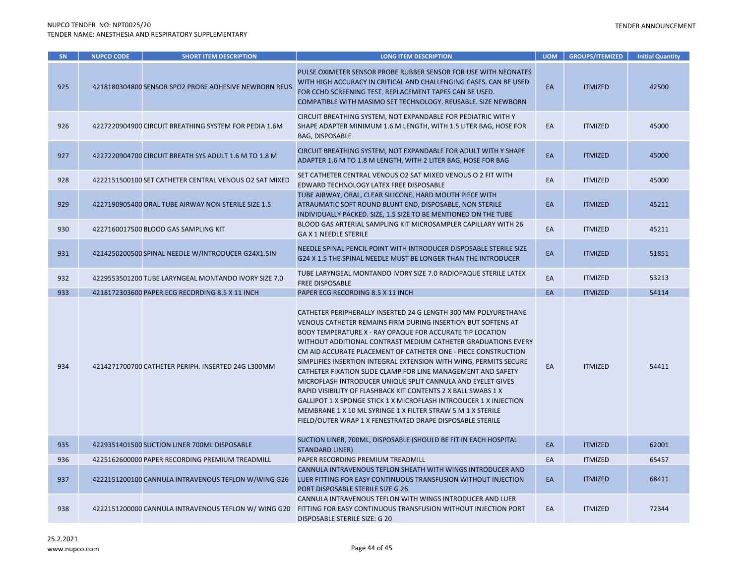| SN | NUPCO CODE | SHORT ITEM DESCRIPTION | LONG ITEM DESCRIPTION | UOM | GROUPS/ITEMIZED | Initial Quantity |
|---|---|---|---|---|---|---|
| 925 | 4218180304800 | SENSOR SPO2 PROBE ADHESIVE NEWBORN REUS | PULSE OXIMETER SENSOR PROBE RUBBER SENSOR FOR USE WITH NEONATES WITH HIGH ACCURACY IN CRITICAL AND CHALLENGING CASES. CAN BE USED FOR CCHD SCREENING TEST. REPLACEMENT TAPES CAN BE USED. COMPATIBLE WITH MASIMO SET TECHNOLOGY. REUSABLE. SIZE NEWBORN | EA | ITMIZED | 42500 |
| 926 | 4227220904900 | CIRCUIT BREATHING SYSTEM FOR PEDIA 1.6M | CIRCUIT BREATHING SYSTEM, NOT EXPANDABLE FOR PEDIATRIC WITH Y SHAPE ADAPTER MINIMUM 1.6 M LENGTH, WITH 1.5 LITER BAG, HOSE FOR BAG, DISPOSABLE | EA | ITMIZED | 45000 |
| 927 | 4227220904700 | CIRCUIT BREATH SYS ADULT 1.6 M TO 1.8 M | CIRCUIT BREATHING SYSTEM, NOT EXPANDABLE FOR ADULT WITH Y SHAPE ADAPTER 1.6 M TO 1.8 M LENGTH, WITH 2 LITER BAG, HOSE FOR BAG | EA | ITMIZED | 45000 |
| 928 | 4222151500100 | SET CATHETER CENTRAL VENOUS O2 SAT MIXED | SET CATHETER CENTRAL VENOUS O2 SAT MIXED VENOUS O 2 FIT WITH EDWARD TECHNOLOGY LATEX FREE DISPOSABLE | EA | ITMIZED | 45000 |
| 929 | 4227190905400 | ORAL TUBE AIRWAY NON STERILE SIZE 1.5 | TUBE AIRWAY, ORAL, CLEAR SILICONE, HARD MOUTH PIECE WITH ATRAUMATIC SOFT ROUND BLUNT END, DISPOSABLE, NON STERILE INDIVIDUALLY PACKED. SIZE, 1.5 SIZE TO BE MENTIONED ON THE TUBE | EA | ITMIZED | 45211 |
| 930 | 4227160017500 | BLOOD GAS SAMPLING KIT | BLOOD GAS ARTERIAL SAMPLING KIT MICROSAMPLER CAPILLARY WITH 26 GA X 1 NEEDLE STERILE | EA | ITMIZED | 45211 |
| 931 | 4214250200500 | SPINAL NEEDLE W/INTRODUCER G24X1.5IN | NEEDLE SPINAL PENCIL POINT WITH INTRODUCER DISPOSABLE STERILE SIZE G24 X 1.5 THE SPINAL NEEDLE MUST BE LONGER THAN THE INTRODUCER | EA | ITMIZED | 51851 |
| 932 | 4229553501200 | TUBE LARYNGEAL MONTANDO IVORY SIZE 7.0 | TUBE LARYNGEAL MONTANDO IVORY SIZE 7.0 RADIOPAQUE STERILE LATEX FREE DISPOSABLE | EA | ITMIZED | 53213 |
| 933 | 4218172303600 | PAPER ECG RECORDING 8.5 X 11 INCH | PAPER ECG RECORDING 8.5 X 11 INCH | EA | ITMIZED | 54114 |
| 934 | 4214271700700 | CATHETER PERIPH. INSERTED 24G L300MM | CATHETER PERIPHERALLY INSERTED 24 G LENGTH 300 MM POLYURETHANE VENOUS CATHETER REMAINS FIRM DURING INSERTION BUT SOFTENS AT BODY TEMPERATURE X - RAY OPAQUE FOR ACCURATE TIP LOCATION WITHOUT ADDITIONAL CONTRAST MEDIUM CATHETER GRADUATIONS EVERY CM AID ACCURATE PLACEMENT OF CATHETER ONE - PIECE CONSTRUCTION SIMPLIFIES INSERTION INTEGRAL EXTENSION WITH WING, PERMITS SECURE CATHETER FIXATION SLIDE CLAMP FOR LINE MANAGEMENT AND SAFETY MICROFLASH INTRODUCER UNIQUE SPLIT CANNULA AND EYELET GIVES RAPID VISIBILITY OF FLASHBACK KIT CONTENTS 2 X BALL SWABS 1 X GALLIPOT 1 X SPONGE STICK 1 X MICROFLASH INTRODUCER 1 X INJECTION MEMBRANE 1 X 10 ML SYRINGE 1 X FILTER STRAW 5 M 1 X STERILE FIELD/OUTER WRAP 1 X FENESTRATED DRAPE DISPOSABLE STERILE | EA | ITMIZED | 54411 |
| 935 | 4229351401500 | SUCTION LINER 700ML DISPOSABLE | SUCTION LINER, 700ML, DISPOSABLE (SHOULD BE FIT IN EACH HOSPITAL STANDARD LINER) | EA | ITMIZED | 62001 |
| 936 | 4225162600000 | PAPER RECORDING PREMIUM TREADMILL | PAPER RECORDING PREMIUM TREADMILL | EA | ITMIZED | 65457 |
| 937 | 4222151200100 | CANNULA INTRAVENOUS TEFLON W/WING G26 | CANNULA INTRAVENOUS TEFLON SHEATH WITH WINGS INTRODUCER AND LUER FITTING FOR EASY CONTINUOUS TRANSFUSION WITHOUT INJECTION PORT DISPOSABLE STERILE SIZE G 26 | EA | ITMIZED | 68411 |
| 938 | 4222151200000 | CANNULA INTRAVENOUS TEFLON W/ WING G20 | CANNULA INTRAVENOUS TEFLON WITH WINGS INTRODUCER AND LUER FITTING FOR EASY CONTINUOUS TRANSFUSION WITHOUT INJECTION PORT DISPOSABLE STERILE SIZE: G 20 | EA | ITMIZED | 72344 |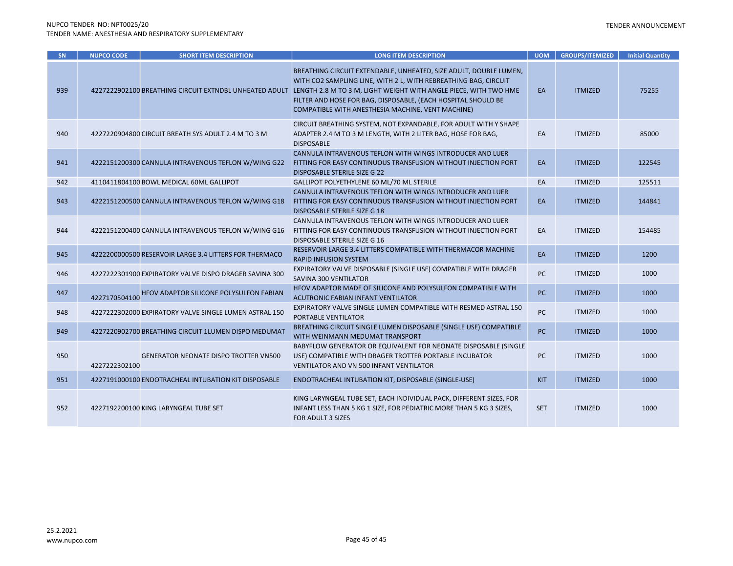| SN | NUPCO CODE | SHORT ITEM DESCRIPTION | LONG ITEM DESCRIPTION | UOM | GROUPS/ITEMIZED | Initial Quantity |
|---|---|---|---|---|---|---|
| 939 | 4227222902100 | BREATHING CIRCUIT EXTNDBL UNHEATED ADULT | BREATHING CIRCUIT EXTENDABLE, UNHEATED, SIZE ADULT, DOUBLE LUMEN, WITH CO2 SAMPLING LINE, WITH 2 L, WITH REBREATHING BAG, CIRCUIT LENGTH 2.8 M TO 3 M, LIGHT WEIGHT WITH ANGLE PIECE, WITH TWO HME FILTER AND HOSE FOR BAG, DISPOSABLE, (EACH HOSPITAL SHOULD BE COMPATIBLE WITH ANESTHESIA MACHINE, VENT MACHINE) | EA | ITMIZED | 75255 |
| 940 | 4227220904800 | CIRCUIT BREATH SYS ADULT 2.4 M TO 3 M | CIRCUIT BREATHING SYSTEM, NOT EXPANDABLE, FOR ADULT WITH Y SHAPE ADAPTER 2.4 M TO 3 M LENGTH, WITH 2 LITER BAG, HOSE FOR BAG, DISPOSABLE | EA | ITMIZED | 85000 |
| 941 | 4222151200300 | CANNULA INTRAVENOUS TEFLON W/WING G22 | CANNULA INTRAVENOUS TEFLON WITH WINGS INTRODUCER AND LUER FITTING FOR EASY CONTINUOUS TRANSFUSION WITHOUT INJECTION PORT DISPOSABLE STERILE SIZE G 22 | EA | ITMIZED | 122545 |
| 942 | 4110411804100 | BOWL MEDICAL 60ML GALLIPOT | GALLIPOT POLYETHYLENE 60 ML/70 ML STERILE | EA | ITMIZED | 125511 |
| 943 | 4222151200500 | CANNULA INTRAVENOUS TEFLON W/WING G18 | CANNULA INTRAVENOUS TEFLON WITH WINGS INTRODUCER AND LUER FITTING FOR EASY CONTINUOUS TRANSFUSION WITHOUT INJECTION PORT DISPOSABLE STERILE SIZE G 18 | EA | ITMIZED | 144841 |
| 944 | 4222151200400 | CANNULA INTRAVENOUS TEFLON W/WING G16 | CANNULA INTRAVENOUS TEFLON WITH WINGS INTRODUCER AND LUER FITTING FOR EASY CONTINUOUS TRANSFUSION WITHOUT INJECTION PORT DISPOSABLE STERILE SIZE G 16 | EA | ITMIZED | 154485 |
| 945 | 4222200000500 | RESERVOIR LARGE 3.4 LITTERS FOR THERMACO | RESERVOIR LARGE 3.4 LITTERS COMPATIBLE WITH THERMACOR MACHINE RAPID INFUSION SYSTEM | EA | ITMIZED | 1200 |
| 946 | 4227222301900 | EXPIRATORY VALVE DISPO DRAGER SAVINA 300 | EXPIRATORY VALVE DISPOSABLE (SINGLE USE) COMPATIBLE WITH DRAGER SAVINA 300 VENTILATOR | PC | ITMIZED | 1000 |
| 947 | 4227170504100 | HFOV ADAPTOR SILICONE POLYSULFON FABIAN | HFOV ADAPTOR MADE OF SILICONE AND POLYSULFON COMPATIBLE WITH ACUTRONIC FABIAN INFANT VENTILATOR | PC | ITMIZED | 1000 |
| 948 | 4227222302000 | EXPIRATORY VALVE SINGLE LUMEN ASTRAL 150 | EXPIRATORY VALVE SINGLE LUMEN COMPATIBLE WITH RESMED ASTRAL 150 PORTABLE VENTILATOR | PC | ITMIZED | 1000 |
| 949 | 4227220902700 | BREATHING CIRCUIT 1LUMEN DISPO MEDUMAT | BREATHING CIRCUIT SINGLE LUMEN DISPOSABLE (SINGLE USE) COMPATIBLE WITH WEINMANN MEDUMAT TRANSPORT | PC | ITMIZED | 1000 |
| 950 | 4227222302100 | GENERATOR NEONATE DISPO TROTTER VN500 | BABYFLOW GENERATOR OR EQUIVALENT FOR NEONATE DISPOSABLE (SINGLE USE) COMPATIBLE WITH DRAGER TROTTER PORTABLE INCUBATOR VENTILATOR AND VN 500 INFANT VENTILATOR | PC | ITMIZED | 1000 |
| 951 | 4227191000100 | ENDOTRACHEAL INTUBATION KIT DISPOSABLE | ENDOTRACHEAL INTUBATION KIT, DISPOSABLE (SINGLE-USE) | KIT | ITMIZED | 1000 |
| 952 | 4227192200100 | KING LARYNGEAL TUBE SET | KING LARYNGEAL TUBE SET, EACH INDIVIDUAL PACK, DIFFERENT SIZES, FOR INFANT LESS THAN 5 KG 1 SIZE, FOR PEDIATRIC MORE THAN 5 KG 3 SIZES, FOR ADULT 3 SIZES | SET | ITMIZED | 1000 |